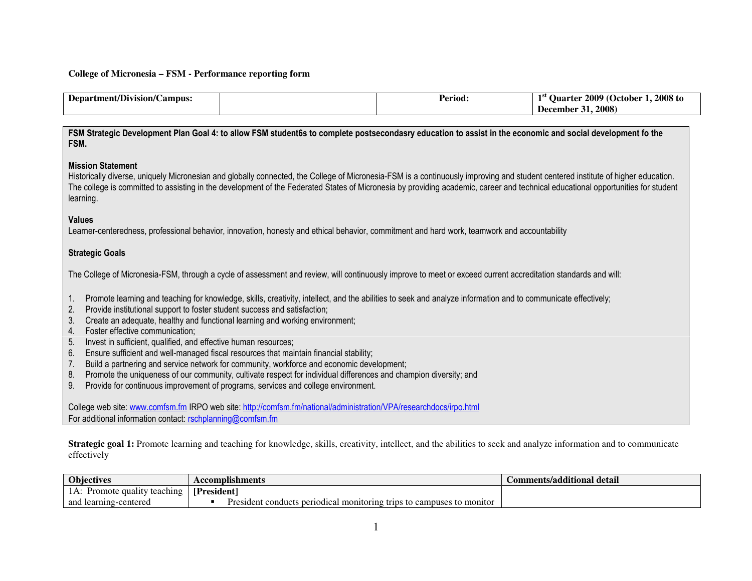**College of Micronesia – FSM - Performance reporting form**

| Department/Division/Campus: | | Period: | 1st Quarter 2009 (October 1, 2008 to December 31, 2008) |
|---|---|---|---|

**FSM Strategic Development Plan Goal 4: to allow FSM student6s to complete postsecondasry education to assist in the economic and social development fo the FSM.**

**Mission Statement**

Historically diverse, uniquely Micronesian and globally connected, the College of Micronesia-FSM is a continuously improving and student centered institute of higher education. The college is committed to assisting in the development of the Federated States of Micronesia by providing academic, career and technical educational opportunities for student learning.

**Values**

Learner-centeredness, professional behavior, innovation, honesty and ethical behavior, commitment and hard work, teamwork and accountability

**Strategic Goals**

The College of Micronesia-FSM, through a cycle of assessment and review, will continuously improve to meet or exceed current accreditation standards and will:

1. Promote learning and teaching for knowledge, skills, creativity, intellect, and the abilities to seek and analyze information and to communicate effectively;
2. Provide institutional support to foster student success and satisfaction;
3. Create an adequate, healthy and functional learning and working environment;
4. Foster effective communication;
5. Invest in sufficient, qualified, and effective human resources;
6. Ensure sufficient and well-managed fiscal resources that maintain financial stability;
7. Build a partnering and service network for community, workforce and economic development;
8. Promote the uniqueness of our community, cultivate respect for individual differences and champion diversity; and
9. Provide for continuous improvement of programs, services and college environment.

College web site: www.comfsm.fm IRPO web site: http://comfsm.fm/national/administration/VPA/researchdocs/irpo.html
For additional information contact: rschplanning@comfsm.fm

**Strategic goal 1:** Promote learning and teaching for knowledge, skills, creativity, intellect, and the abilities to seek and analyze information and to communicate effectively

| Objectives | Accomplishments | Comments/additional detail |
|---|---|---|
| 1A: Promote quality teaching and learning-centered | **[President]**<br>▪ President conducts periodical monitoring trips to campuses to monitor | |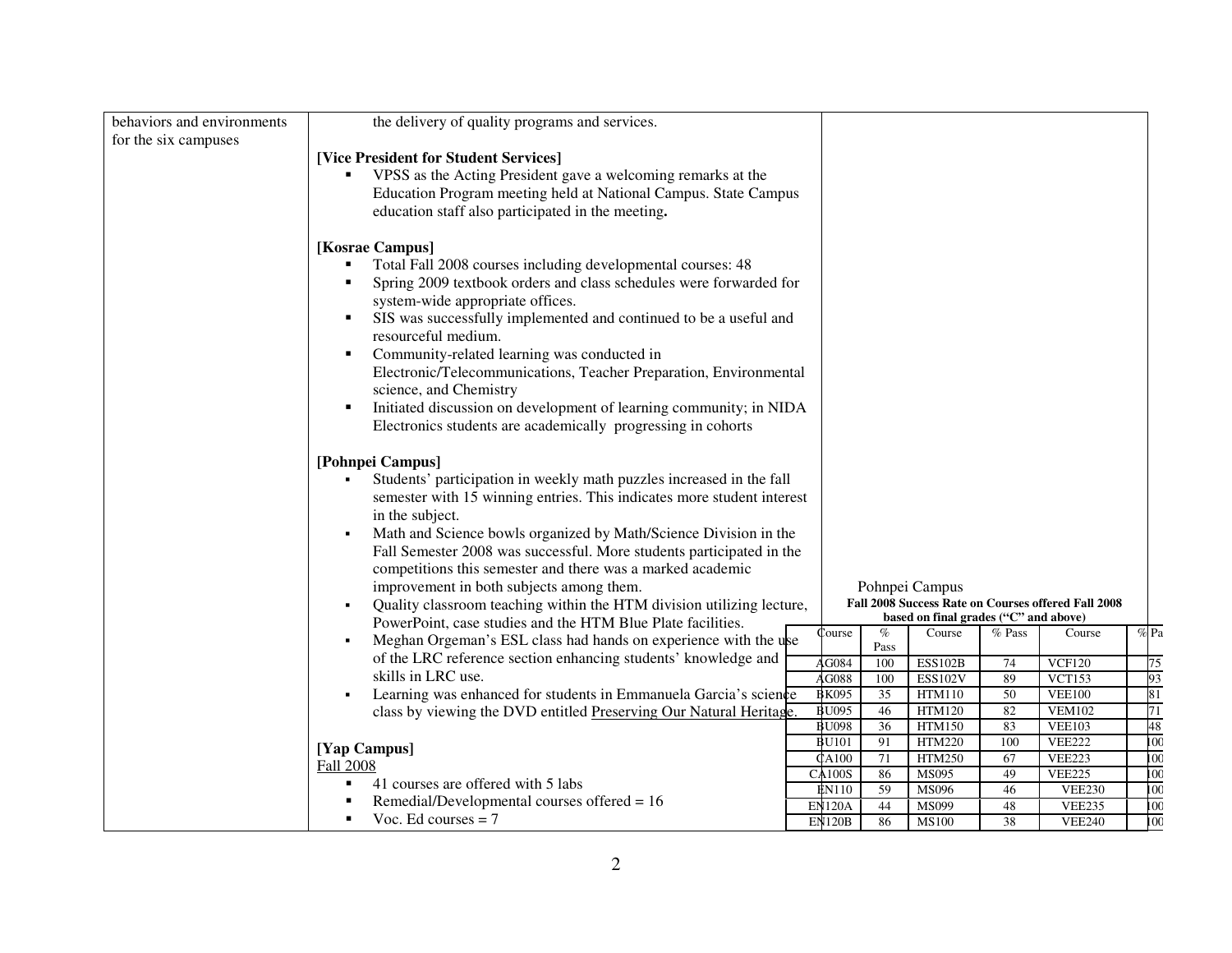| | | |
|---|---|---|
| behaviors and environments for the six campuses | the delivery of quality programs and services. | |

**[Vice President for Student Services]**

- VPSS as the Acting President gave a welcoming remarks at the Education Program meeting held at National Campus. State Campus education staff also participated in the meeting**.**

**[Kosrae Campus]**

- Total Fall 2008 courses including developmental courses: 48
- Spring 2009 textbook orders and class schedules were forwarded for system-wide appropriate offices.
- SIS was successfully implemented and continued to be a useful and resourceful medium.
- Community-related learning was conducted in Electronic/Telecommunications, Teacher Preparation, Environmental science, and Chemistry
- Initiated discussion on development of learning community; in NIDA Electronics students are academically progressing in cohorts

**[Pohnpei Campus]**

- Students' participation in weekly math puzzles increased in the fall semester with 15 winning entries. This indicates more student interest in the subject.
- Math and Science bowls organized by Math/Science Division in the Fall Semester 2008 was successful. More students participated in the competitions this semester and there was a marked academic improvement in both subjects among them.
- Quality classroom teaching within the HTM division utilizing lecture, PowerPoint, case studies and the HTM Blue Plate facilities.
- Meghan Orgeman's ESL class had hands on experience with the use of the LRC reference section enhancing students' knowledge and skills in LRC use.
- Learning was enhanced for students in Emmanuela Garcia's science class by viewing the DVD entitled Preserving Our Natural Heritage.

Pohnpei Campus

**Fall 2008 Success Rate on Courses offered Fall 2008 based on final grades ("C" and above)**

| Course | % Pass | Course | % Pass | Course | % Pa |
|---|---|---|---|---|---|
| AG084 | 100 | ESS102B | 74 | VCF120 | 75 |
| AG088 | 100 | ESS102V | 89 | VCT153 | 93 |
| BK095 | 35 | HTM110 | 50 | VEE100 | 81 |
| BU095 | 46 | HTM120 | 82 | VEM102 | 71 |
| BU098 | 36 | HTM150 | 83 | VEE103 | 48 |
| BU101 | 91 | HTM220 | 100 | VEE222 | 100 |
| CA100 | 71 | HTM250 | 67 | VEE223 | 100 |
| CA100S | 86 | MS095 | 49 | VEE225 | 100 |
| EN110 | 59 | MS096 | 46 | VEE230 | 100 |
| EN120A | 44 | MS099 | 48 | VEE235 | 100 |
| EN120B | 86 | MS100 | 38 | VEE240 | 100 |

**[Yap Campus]**

Fall 2008

- 41 courses are offered with 5 labs
- Remedial/Developmental courses offered = 16
- Voc. Ed courses = 7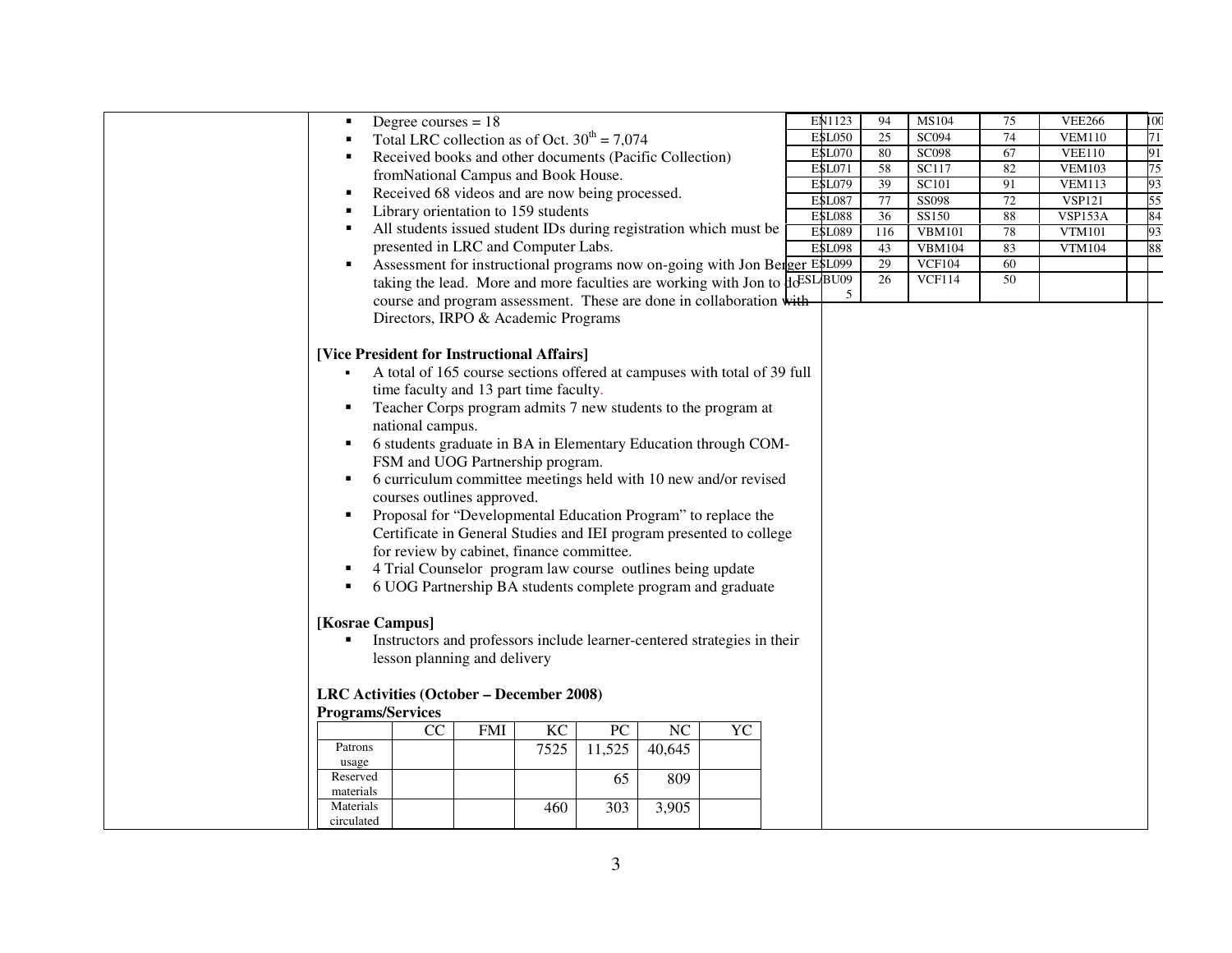- Degree courses = 18
- Total LRC collection as of Oct. $30^{th}$ = 7,074
- Received books and other documents (Pacific Collection) fromNational Campus and Book House.
- Received 68 videos and are now being processed.
- Library orientation to 159 students
- All students issued student IDs during registration which must be presented in LRC and Computer Labs.
- Assessment for instructional programs now on-going with Jon Berger taking the lead. More and more faculties are working with Jon to do course and program assessment. These are done in collaboration with Directors, IRPO & Academic Programs

| EN1123 | 94 | MS104 | 75 | VEE266 | 100 |
|---|---|---|---|---|---|
| ESL050 | 25 | SC094 | 74 | VEM110 | 71 |
| ESL070 | 80 | SC098 | 67 | VEE110 | 91 |
| ESL071 | 58 | SC117 | 82 | VEM103 | 75 |
| ESL079 | 39 | SC101 | 91 | VEM113 | 93 |
| ESL087 | 77 | SS098 | 72 | VSP121 | 55 |
| ESL088 | 36 | SS150 | 88 | VSP153A | 84 |
| ESL089 | 116 | VBM101 | 78 | VTM101 | 93 |
| ESL098 | 43 | VBM104 | 83 | VTM104 | 88 |
| ESL099 | 29 | VCF104 | 60 | | |
| ESL/BU095 | 26 | VCF114 | 50 | | |

**[Vice President for Instructional Affairs]**

- A total of 165 course sections offered at campuses with total of 39 full time faculty and 13 part time faculty.
- Teacher Corps program admits 7 new students to the program at national campus.
- 6 students graduate in BA in Elementary Education through COM-FSM and UOG Partnership program.
- 6 curriculum committee meetings held with 10 new and/or revised courses outlines approved.
- Proposal for "Developmental Education Program" to replace the Certificate in General Studies and IEI program presented to college for review by cabinet, finance committee.
- 4 Trial Counselor program law course outlines being update
- 6 UOG Partnership BA students complete program and graduate

**[Kosrae Campus]**

- Instructors and professors include learner-centered strategies in their lesson planning and delivery

**LRC Activities (October – December 2008)**
**Programs/Services**

| | CC | FMI | KC | PC | NC | YC |
|---|---|---|---|---|---|---|
| Patrons usage | | | 7525 | 11,525 | 40,645 | |
| Reserved materials | | | | 65 | 809 | |
| Materials circulated | | | 460 | 303 | 3,905 | |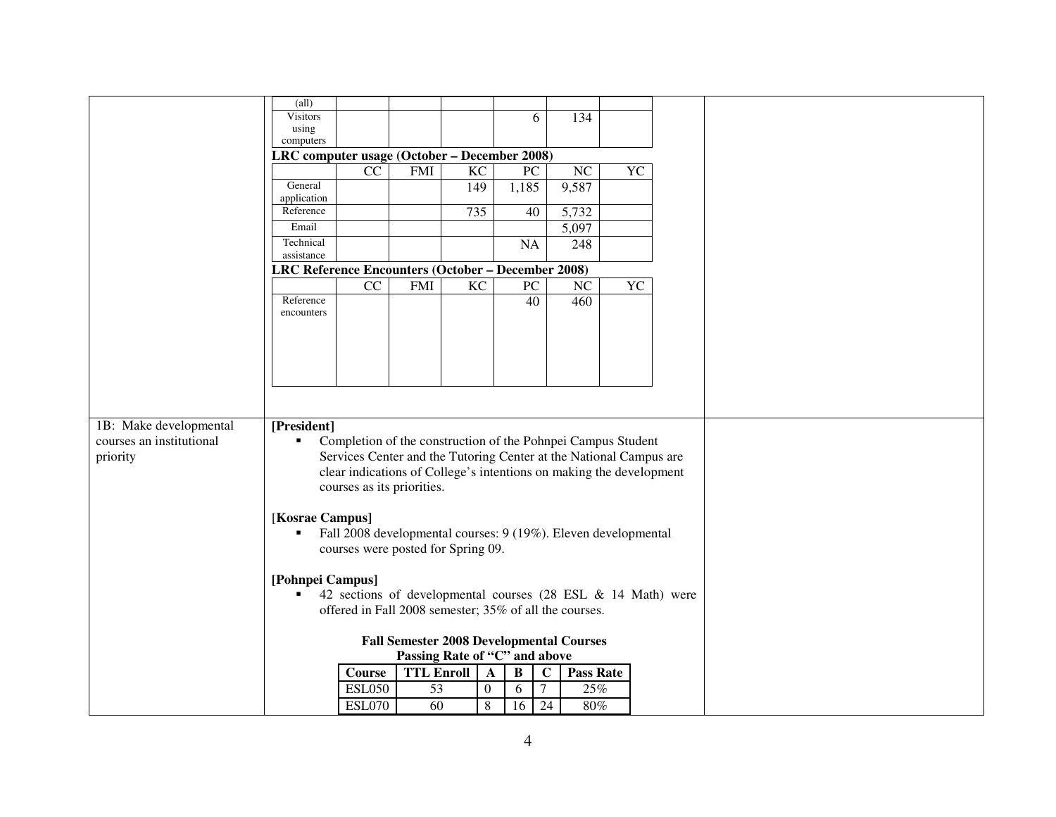| | | | | | | |
|---|---|---|---|---|---|---|
| (all) | | | | | | |
| Visitors using computers | | | | 6 | 134 | |

**LRC computer usage (October – December 2008)**

| | CC | FMI | KC | PC | NC | YC |
|---|---|---|---|---|---|---|
| General application | | | 149 | 1,185 | 9,587 | |
| Reference | | | 735 | 40 | 5,732 | |
| Email | | | | | 5,097 | |
| Technical assistance | | | | NA | 248 | |

**LRC Reference Encounters (October – December 2008)**

| | CC | FMI | KC | PC | NC | YC |
|---|---|---|---|---|---|---|
| Reference encounters | | | | 40 | 460 | |

1B: Make developmental courses an institutional priority

**[President]**

- Completion of the construction of the Pohnpei Campus Student Services Center and the Tutoring Center at the National Campus are clear indications of College's intentions on making the development courses as its priorities.

[**Kosrae Campus]**

- Fall 2008 developmental courses: 9 (19%). Eleven developmental courses were posted for Spring 09.

**[Pohnpei Campus]**

- 42 sections of developmental courses (28 ESL & 14 Math) were offered in Fall 2008 semester; 35% of all the courses.

**Fall Semester 2008 Developmental Courses**
**Passing Rate of "C" and above**

| Course | TTL Enroll | A | B | C | Pass Rate |
|---|---|---|---|---|---|
| ESL050 | 53 | 0 | 6 | 7 | 25% |
| ESL070 | 60 | 8 | 16 | 24 | 80% |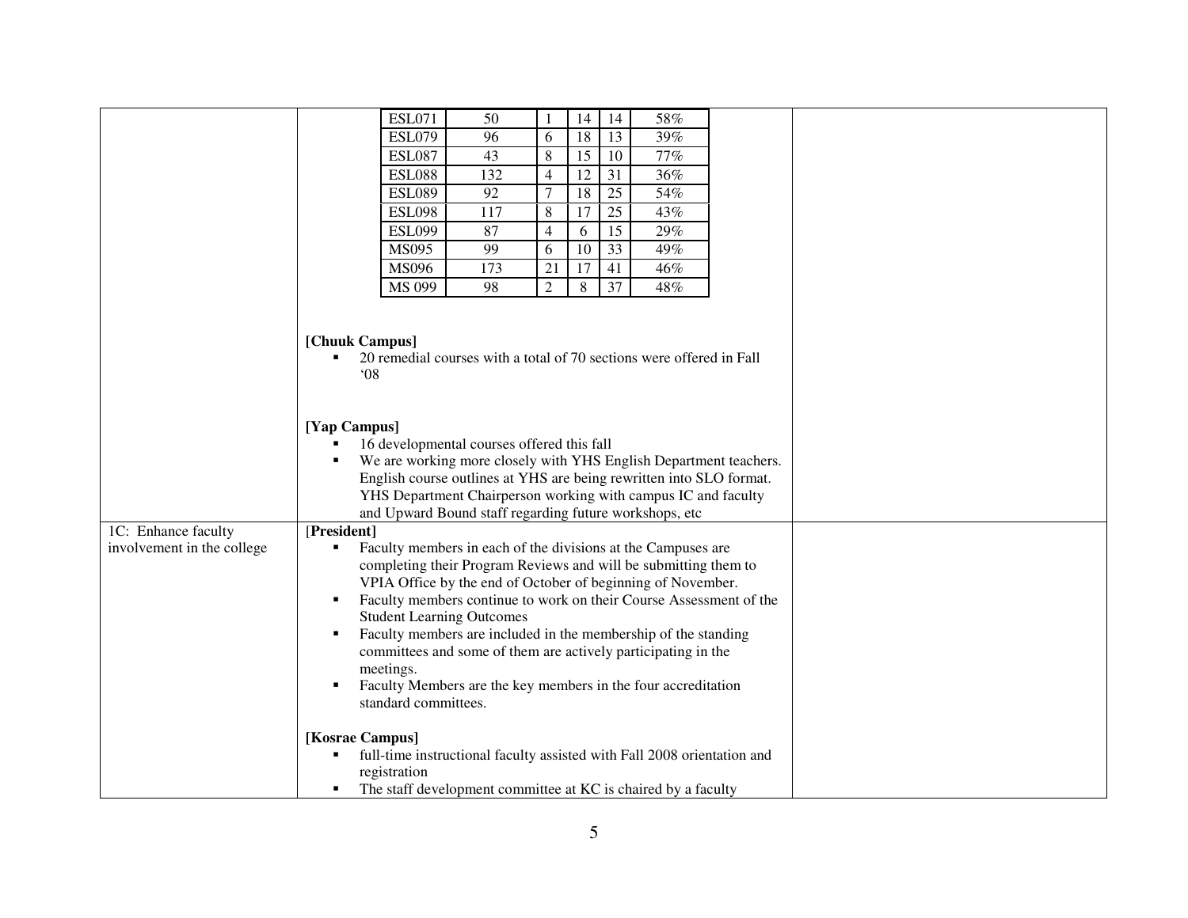| | | |
|---|---|---|
| | <table><tr><td>ESL071</td><td>50</td><td>1</td><td>14</td><td>14</td><td>58%</td></tr><tr><td>ESL079</td><td>96</td><td>6</td><td>18</td><td>13</td><td>39%</td></tr><tr><td>ESL087</td><td>43</td><td>8</td><td>15</td><td>10</td><td>77%</td></tr><tr><td>ESL088</td><td>132</td><td>4</td><td>12</td><td>31</td><td>36%</td></tr><tr><td>ESL089</td><td>92</td><td>7</td><td>18</td><td>25</td><td>54%</td></tr><tr><td>ESL098</td><td>117</td><td>8</td><td>17</td><td>25</td><td>43%</td></tr><tr><td>ESL099</td><td>87</td><td>4</td><td>6</td><td>15</td><td>29%</td></tr><tr><td>MS095</td><td>99</td><td>6</td><td>10</td><td>33</td><td>49%</td></tr><tr><td>MS096</td><td>173</td><td>21</td><td>17</td><td>41</td><td>46%</td></tr><tr><td>MS 099</td><td>98</td><td>2</td><td>8</td><td>37</td><td>48%</td></tr></table><br><br>**[Chuuk Campus]**<br>▪ 20 remedial courses with a total of 70 sections were offered in Fall '08<br><br>**[Yap Campus]**<br>▪ 16 developmental courses offered this fall<br>▪ We are working more closely with YHS English Department teachers. English course outlines at YHS are being rewritten into SLO format. YHS Department Chairperson working with campus IC and faculty and Upward Bound staff regarding future workshops, etc | |
| 1C: Enhance faculty involvement in the college | [**President**]<br>▪ Faculty members in each of the divisions at the Campuses are completing their Program Reviews and will be submitting them to VPIA Office by the end of October of beginning of November.<br>▪ Faculty members continue to work on their Course Assessment of the Student Learning Outcomes<br>▪ Faculty members are included in the membership of the standing committees and some of them are actively participating in the meetings.<br>▪ Faculty Members are the key members in the four accreditation standard committees.<br><br>**[Kosrae Campus]**<br>▪ full-time instructional faculty assisted with Fall 2008 orientation and registration<br>▪ The staff development committee at KC is chaired by a faculty | |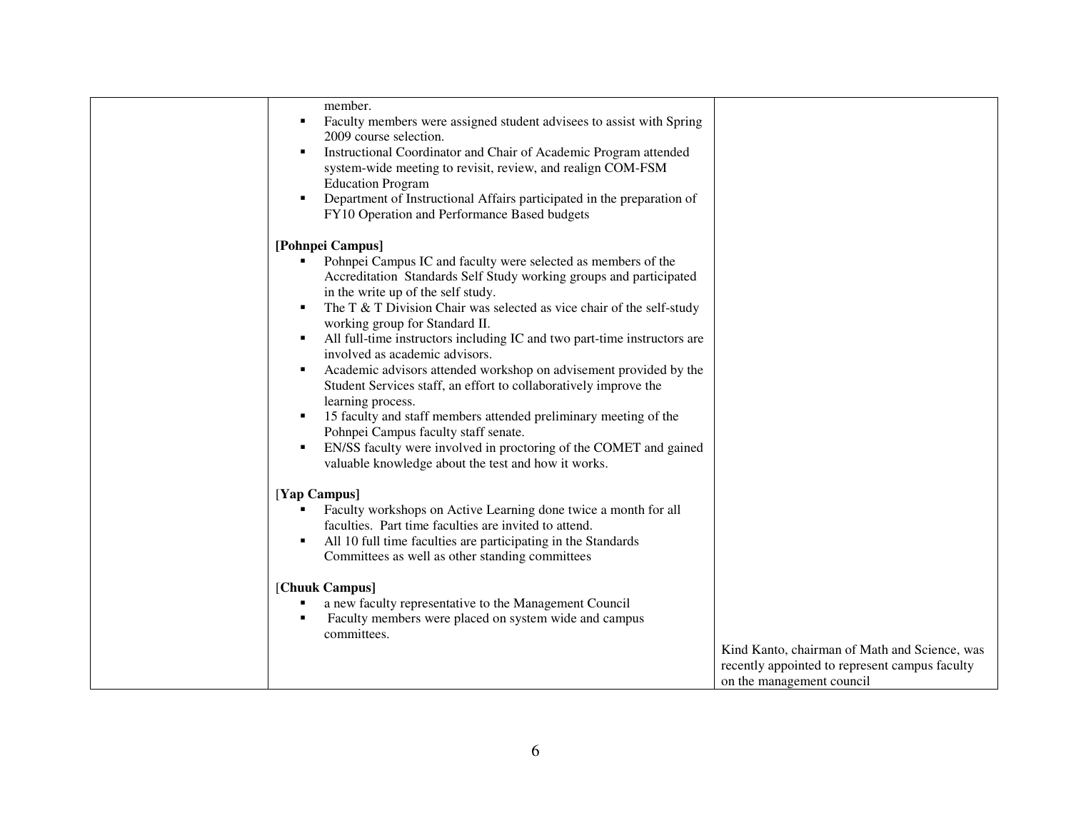|  |  |  |
|---|---|---|
|  | member.<br>▪ Faculty members were assigned student advisees to assist with Spring 2009 course selection.<br>▪ Instructional Coordinator and Chair of Academic Program attended system-wide meeting to revisit, review, and realign COM-FSM Education Program<br>▪ Department of Instructional Affairs participated in the preparation of FY10 Operation and Performance Based budgets<br><br>**[Pohnpei Campus]**<br>▪ Pohnpei Campus IC and faculty were selected as members of the Accreditation Standards Self Study working groups and participated in the write up of the self study.<br>▪ The T & T Division Chair was selected as vice chair of the self-study working group for Standard II.<br>▪ All full-time instructors including IC and two part-time instructors are involved as academic advisors.<br>▪ Academic advisors attended workshop on advisement provided by the Student Services staff, an effort to collaboratively improve the learning process.<br>▪ 15 faculty and staff members attended preliminary meeting of the Pohnpei Campus faculty staff senate.<br>▪ EN/SS faculty were involved in proctoring of the COMET and gained valuable knowledge about the test and how it works.<br><br>[**Yap Campus]**<br>▪ Faculty workshops on Active Learning done twice a month for all faculties. Part time faculties are invited to attend.<br>▪ All 10 full time faculties are participating in the Standards Committees as well as other standing committees<br><br>[**Chuuk Campus]**<br>▪ a new faculty representative to the Management Council<br>▪ Faculty members were placed on system wide and campus committees. | Kind Kanto, chairman of Math and Science, was recently appointed to represent campus faculty on the management council |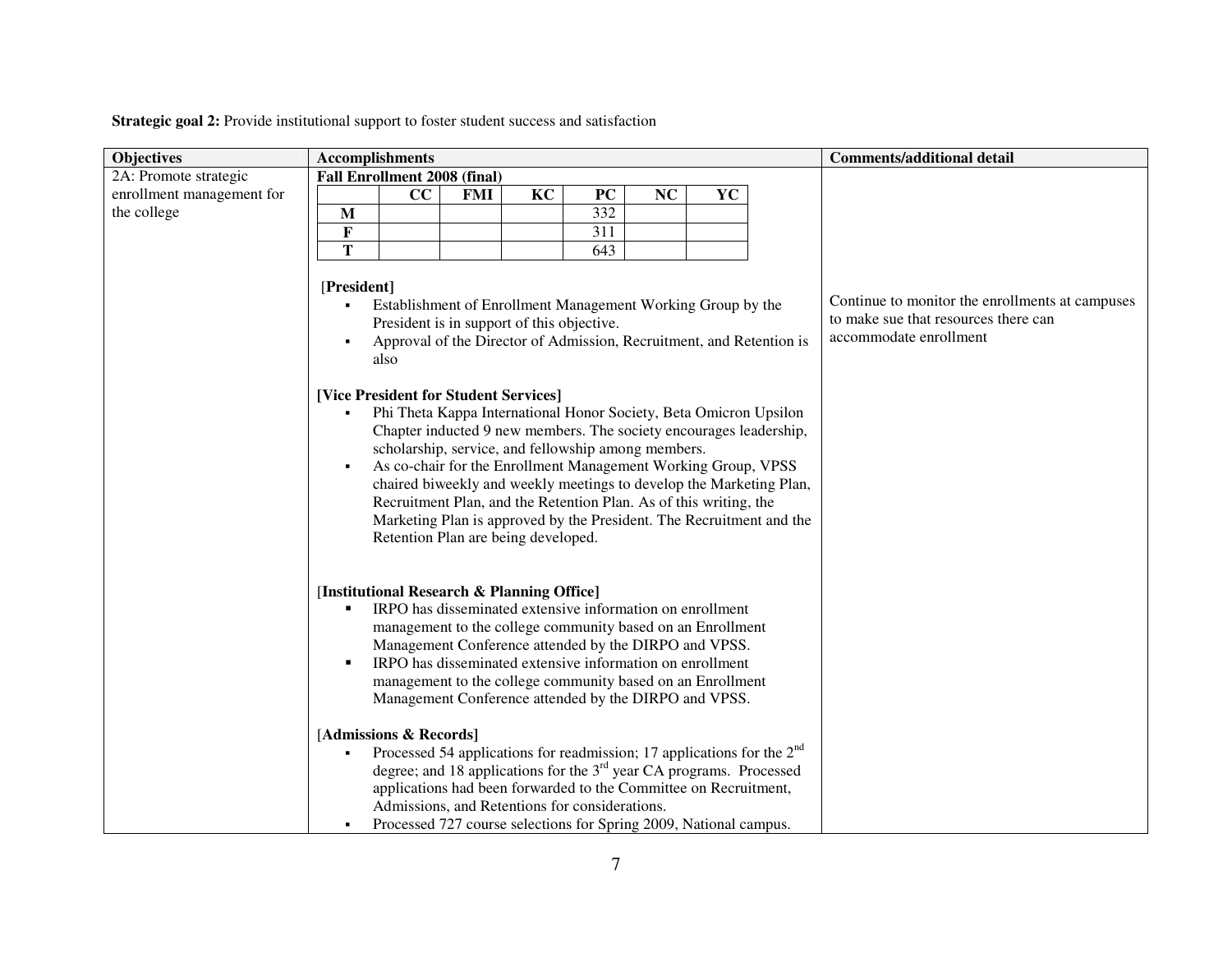**Strategic goal 2:** Provide institutional support to foster student success and satisfaction

| Objectives | Accomplishments | Comments/additional detail |
|---|---|---|
| 2A: Promote strategic enrollment management for the college | **Fall Enrollment 2008 (final)**<br><br>\| \| CC \| FMI \| KC \| PC \| NC \| YC \|<br>\| M \| \| \| \| 332 \| \| \|<br>\| F \| \| \| \| 311 \| \| \|<br>\| T \| \| \| \| 643 \| \| \|<br><br>[**President**]<br>▪ Establishment of Enrollment Management Working Group by the President is in support of this objective.<br>▪ Approval of the Director of Admission, Recruitment, and Retention is also<br><br>**[Vice President for Student Services]**<br>▪ Phi Theta Kappa International Honor Society, Beta Omicron Upsilon Chapter inducted 9 new members. The society encourages leadership, scholarship, service, and fellowship among members.<br>▪ As co-chair for the Enrollment Management Working Group, VPSS chaired biweekly and weekly meetings to develop the Marketing Plan, Recruitment Plan, and the Retention Plan. As of this writing, the Marketing Plan is approved by the President. The Recruitment and the Retention Plan are being developed.<br><br>[**Institutional Research & Planning Office]**<br>▪ IRPO has disseminated extensive information on enrollment management to the college community based on an Enrollment Management Conference attended by the DIRPO and VPSS.<br>▪ IRPO has disseminated extensive information on enrollment management to the college community based on an Enrollment Management Conference attended by the DIRPO and VPSS.<br><br>[**Admissions & Records]**<br>▪ Processed 54 applications for readmission; 17 applications for the 2nd degree; and 18 applications for the 3rd year CA programs. Processed applications had been forwarded to the Committee on Recruitment, Admissions, and Retentions for considerations.<br>▪ Processed 727 course selections for Spring 2009, National campus. | Continue to monitor the enrollments at campuses to make sue that resources there can accommodate enrollment |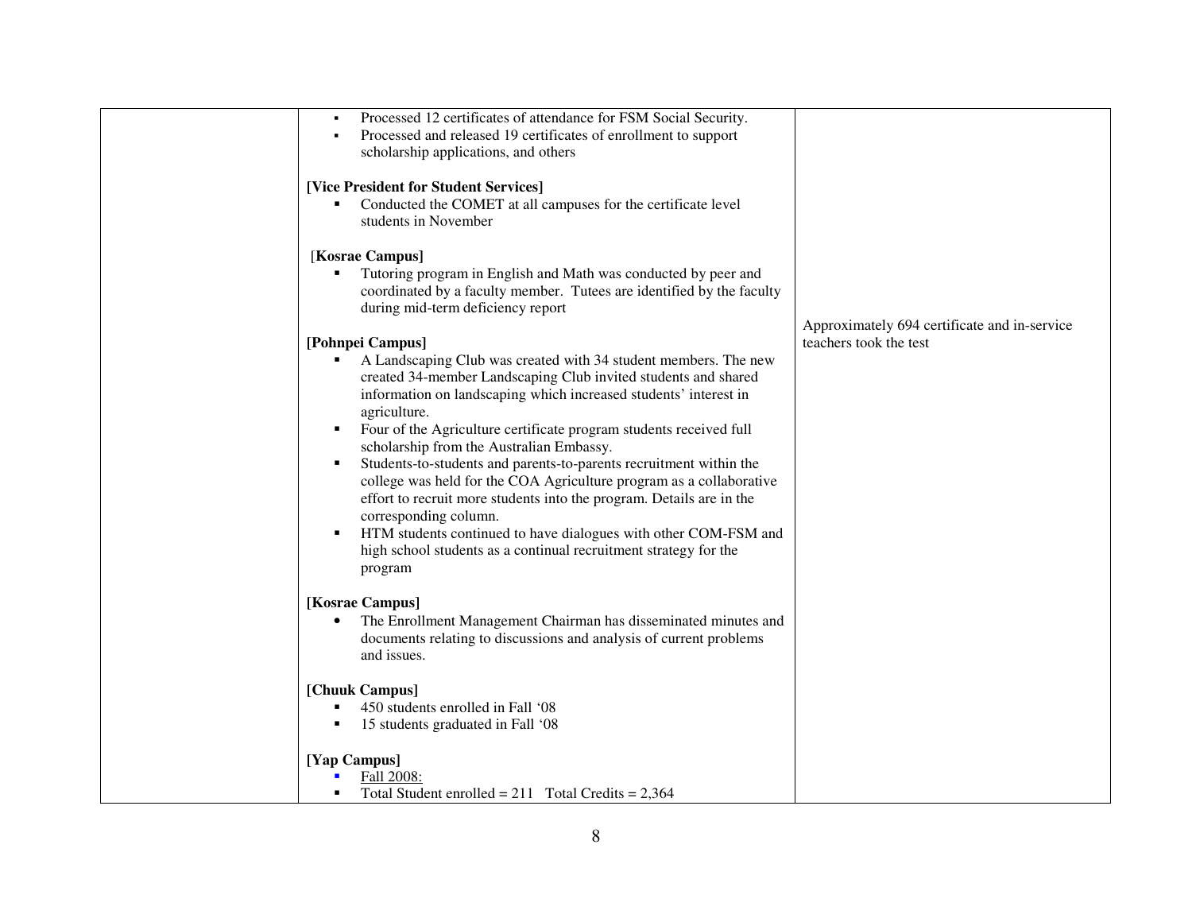| | | |
|---|---|---|
| | ▪ Processed 12 certificates of attendance for FSM Social Security.<br>▪ Processed and released 19 certificates of enrollment to support scholarship applications, and others<br><br>**[Vice President for Student Services]**<br>▪ Conducted the COMET at all campuses for the certificate level students in November<br><br>**[Kosrae Campus]**<br>▪ Tutoring program in English and Math was conducted by peer and coordinated by a faculty member. Tutees are identified by the faculty during mid-term deficiency report<br><br>**[Pohnpei Campus]**<br>▪ A Landscaping Club was created with 34 student members. The new created 34-member Landscaping Club invited students and shared information on landscaping which increased students' interest in agriculture.<br>▪ Four of the Agriculture certificate program students received full scholarship from the Australian Embassy.<br>▪ Students-to-students and parents-to-parents recruitment within the college was held for the COA Agriculture program as a collaborative effort to recruit more students into the program. Details are in the corresponding column.<br>▪ HTM students continued to have dialogues with other COM-FSM and high school students as a continual recruitment strategy for the program<br><br>**[Kosrae Campus]**<br>• The Enrollment Management Chairman has disseminated minutes and documents relating to discussions and analysis of current problems and issues.<br><br>**[Chuuk Campus]**<br>▪ 450 students enrolled in Fall '08<br>▪ 15 students graduated in Fall '08<br><br>**[Yap Campus]**<br>▪ <u>Fall 2008:</u><br>▪ Total Student enrolled = 211 Total Credits = 2,364 | Approximately 694 certificate and in-service teachers took the test |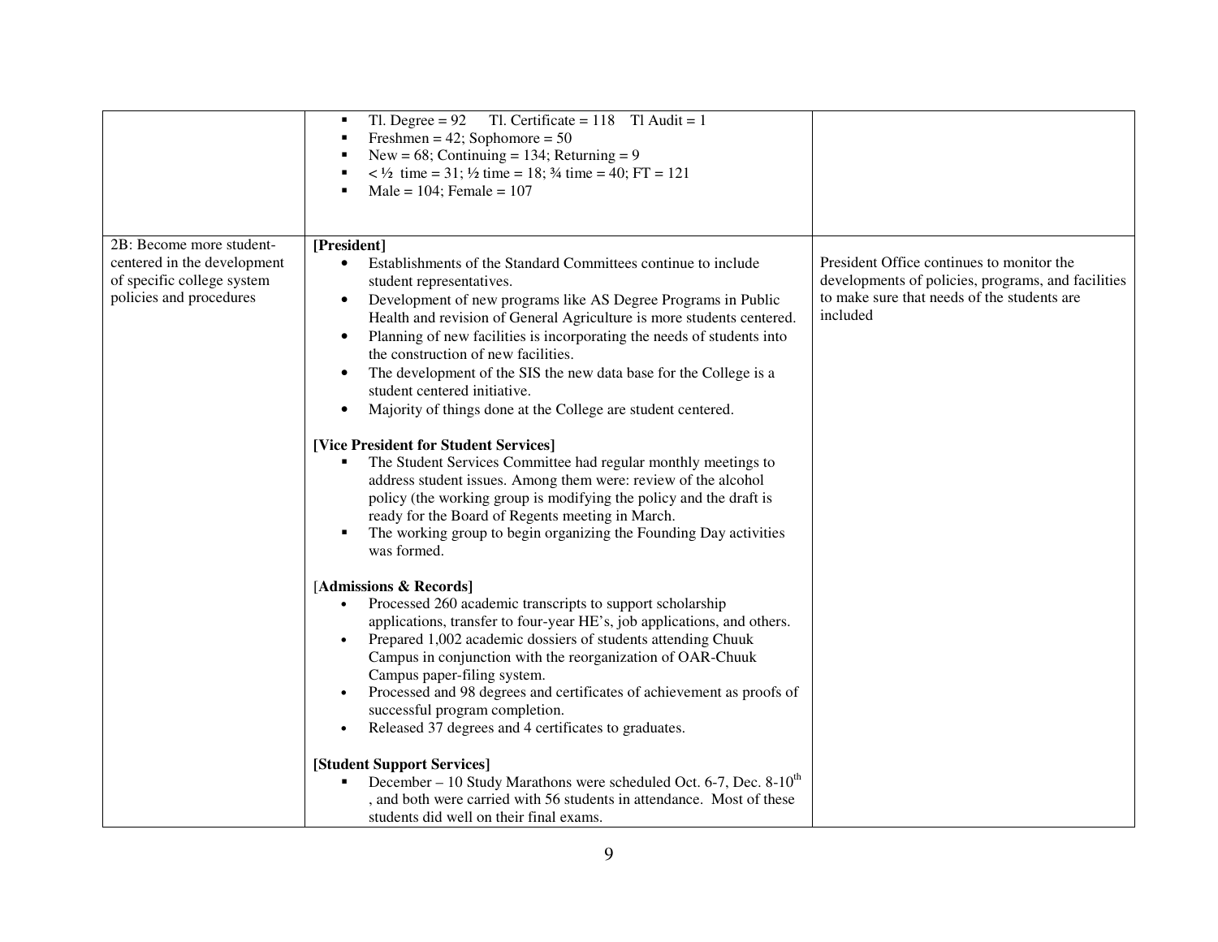| | | |
|---|---|---|
| | ▪ Tl. Degree = 92 Tl. Certificate = 118 Tl Audit = 1<br>▪ Freshmen = 42; Sophomore = 50<br>▪ New = 68; Continuing = 134; Returning = 9<br>▪ < ½ time = 31; ½ time = 18; ¾ time = 40; FT = 121<br>▪ Male = 104; Female = 107 | |
| 2B: Become more student-centered in the development of specific college system policies and procedures | **[President]**<br>• Establishments of the Standard Committees continue to include student representatives.<br>• Development of new programs like AS Degree Programs in Public Health and revision of General Agriculture is more students centered.<br>• Planning of new facilities is incorporating the needs of students into the construction of new facilities.<br>• The development of the SIS the new data base for the College is a student centered initiative.<br>• Majority of things done at the College are student centered.<br><br>**[Vice President for Student Services]**<br>▪ The Student Services Committee had regular monthly meetings to address student issues. Among them were: review of the alcohol policy (the working group is modifying the policy and the draft is ready for the Board of Regents meeting in March.<br>▪ The working group to begin organizing the Founding Day activities was formed.<br><br>[**Admissions & Records]**<br>• Processed 260 academic transcripts to support scholarship applications, transfer to four-year HE's, job applications, and others.<br>• Prepared 1,002 academic dossiers of students attending Chuuk Campus in conjunction with the reorganization of OAR-Chuuk Campus paper-filing system.<br>• Processed and 98 degrees and certificates of achievement as proofs of successful program completion.<br>• Released 37 degrees and 4 certificates to graduates.<br><br>**[Student Support Services]**<br>▪ December – 10 Study Marathons were scheduled Oct. 6-7, Dec. 8-10th , and both were carried with 56 students in attendance. Most of these students did well on their final exams. | President Office continues to monitor the developments of policies, programs, and facilities to make sure that needs of the students are included |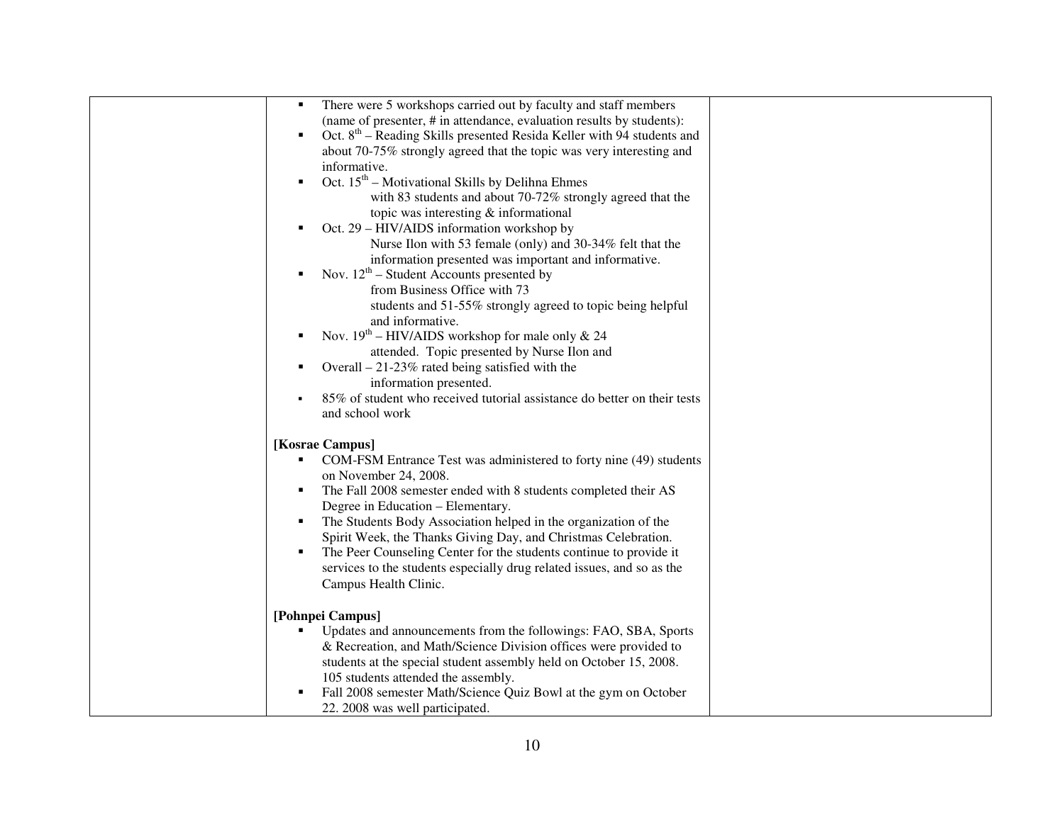| | | |
|---|---|---|
| | ▪ There were 5 workshops carried out by faculty and staff members (name of presenter, # in attendance, evaluation results by students):<br>▪ Oct. 8th – Reading Skills presented Resida Keller with 94 students and about 70-75% strongly agreed that the topic was very interesting and informative.<br>▪ Oct. 15th – Motivational Skills by Delihna Ehmes with 83 students and about 70-72% strongly agreed that the topic was interesting & informational<br>▪ Oct. 29 – HIV/AIDS information workshop by Nurse Ilon with 53 female (only) and 30-34% felt that the information presented was important and informative.<br>▪ Nov. 12th – Student Accounts presented by from Business Office with 73 students and 51-55% strongly agreed to topic being helpful and informative.<br>▪ Nov. 19th – HIV/AIDS workshop for male only & 24 attended. Topic presented by Nurse Ilon and<br>▪ Overall – 21-23% rated being satisfied with the information presented.<br>▪ 85% of student who received tutorial assistance do better on their tests and school work<br><br>**[Kosrae Campus]**<br>▪ COM-FSM Entrance Test was administered to forty nine (49) students on November 24, 2008.<br>▪ The Fall 2008 semester ended with 8 students completed their AS Degree in Education – Elementary.<br>▪ The Students Body Association helped in the organization of the Spirit Week, the Thanks Giving Day, and Christmas Celebration.<br>▪ The Peer Counseling Center for the students continue to provide it services to the students especially drug related issues, and so as the Campus Health Clinic.<br><br>**[Pohnpei Campus]**<br>▪ Updates and announcements from the followings: FAO, SBA, Sports & Recreation, and Math/Science Division offices were provided to students at the special student assembly held on October 15, 2008. 105 students attended the assembly.<br>▪ Fall 2008 semester Math/Science Quiz Bowl at the gym on October 22. 2008 was well participated. | |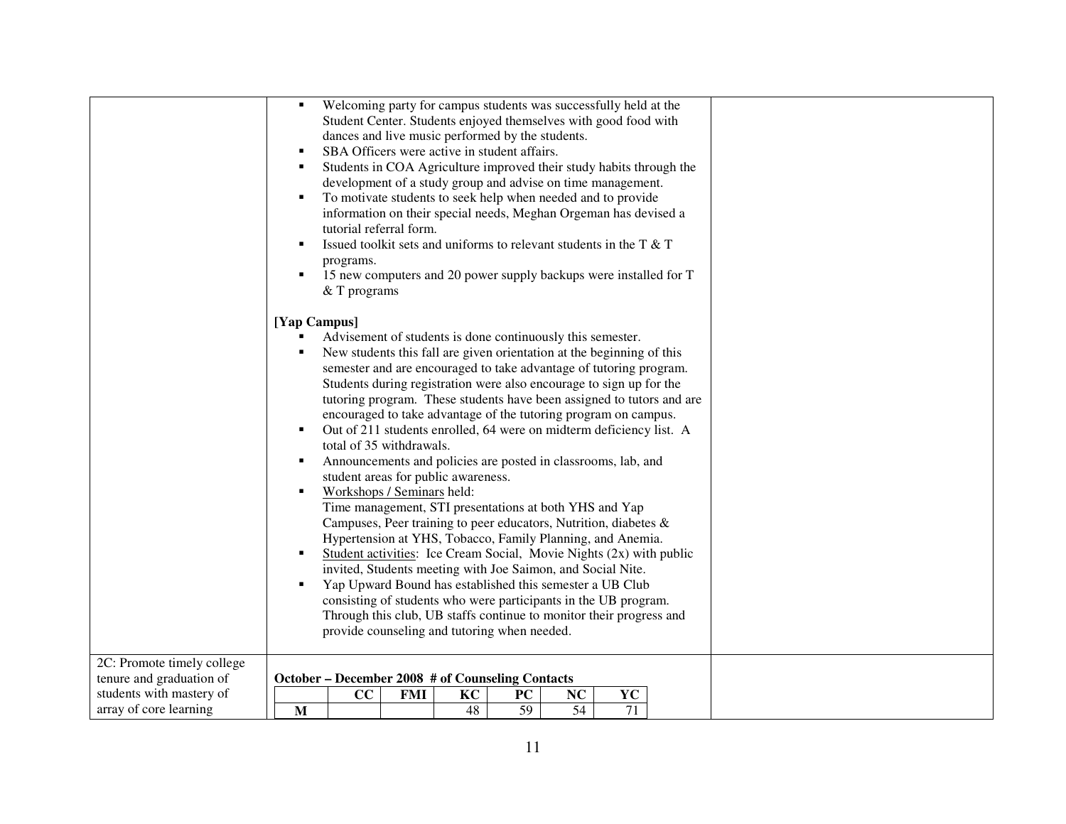| | | |
|---|---|---|
| | ▪ Welcoming party for campus students was successfully held at the Student Center. Students enjoyed themselves with good food with dances and live music performed by the students.<br>▪ SBA Officers were active in student affairs.<br>▪ Students in COA Agriculture improved their study habits through the development of a study group and advise on time management.<br>▪ To motivate students to seek help when needed and to provide information on their special needs, Meghan Orgeman has devised a tutorial referral form.<br>▪ Issued toolkit sets and uniforms to relevant students in the T & T programs.<br>▪ 15 new computers and 20 power supply backups were installed for T & T programs<br><br>**[Yap Campus]**<br>▪ Advisement of students is done continuously this semester.<br>▪ New students this fall are given orientation at the beginning of this semester and are encouraged to take advantage of tutoring program. Students during registration were also encourage to sign up for the tutoring program. These students have been assigned to tutors and are encouraged to take advantage of the tutoring program on campus.<br>▪ Out of 211 students enrolled, 64 were on midterm deficiency list. A total of 35 withdrawals.<br>▪ Announcements and policies are posted in classrooms, lab, and student areas for public awareness.<br>▪ Workshops / Seminars held: Time management, STI presentations at both YHS and Yap Campuses, Peer training to peer educators, Nutrition, diabetes & Hypertension at YHS, Tobacco, Family Planning, and Anemia.<br>▪ Student activities: Ice Cream Social, Movie Nights (2x) with public invited, Students meeting with Joe Saimon, and Social Nite.<br>▪ Yap Upward Bound has established this semester a UB Club consisting of students who were participants in the UB program. Through this club, UB staffs continue to monitor their progress and provide counseling and tutoring when needed. | |
| 2C: Promote timely college tenure and graduation of students with mastery of array of core learning | **October – December 2008 # of Counseling Contacts** | |

| | CC | FMI | KC | PC | NC | YC |
|---|---|---|---|---|---|---|
| **M** | | | 48 | 59 | 54 | 71 |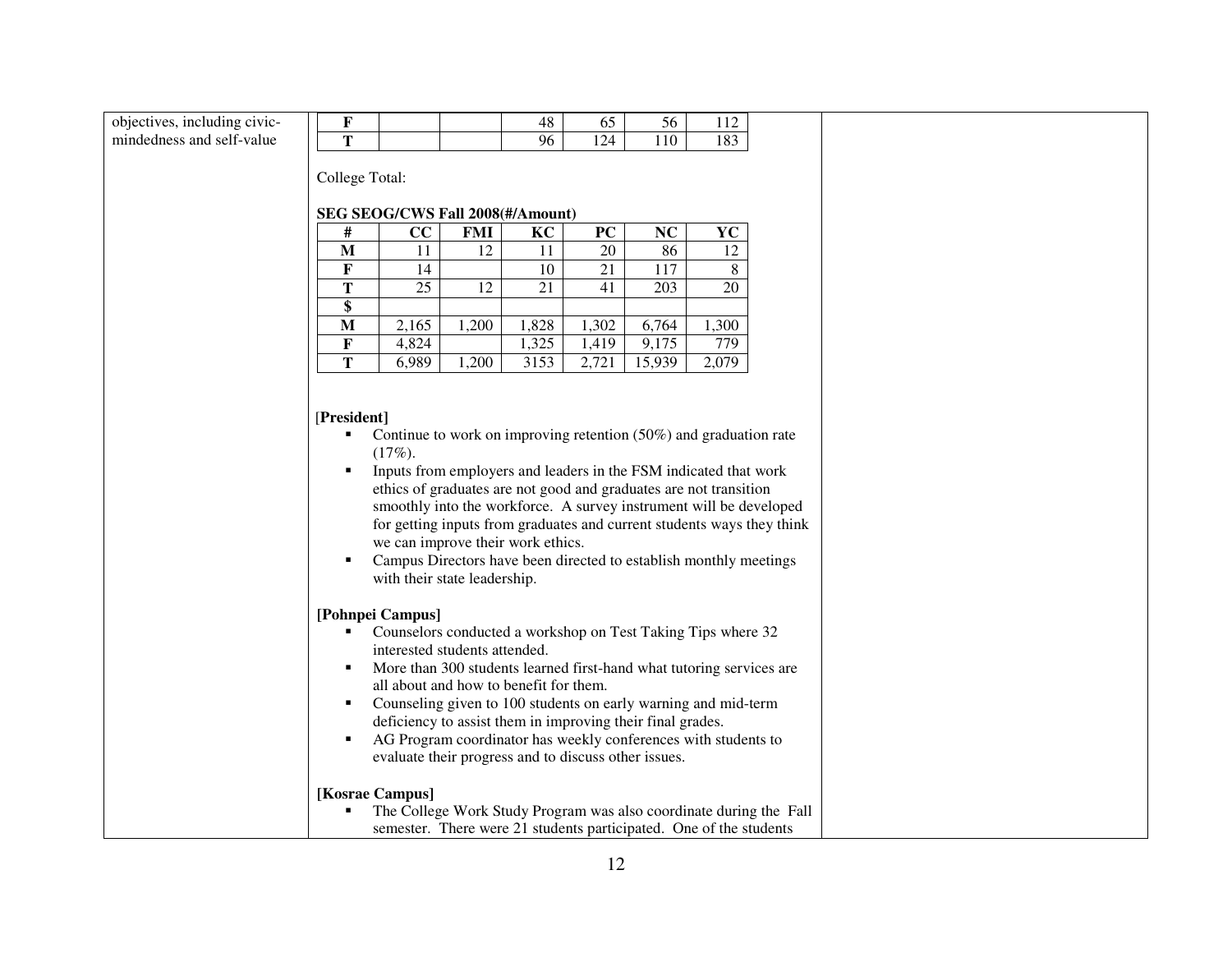objectives, including civic-mindedness and self-value

| F | | | 48 | 65 | 56 | 112 |
|---|---|---|---|---|---|---|
| T | | | 96 | 124 | 110 | 183 |

College Total:

**SEG SEOG/CWS Fall 2008(#/Amount)**

| # | CC | FMI | KC | PC | NC | YC |
|---|---|---|---|---|---|---|
| M | 11 | 12 | 11 | 20 | 86 | 12 |
| F | 14 | | 10 | 21 | 117 | 8 |
| T | 25 | 12 | 21 | 41 | 203 | 20 |
| $ | | | | | | |
| M | 2,165 | 1,200 | 1,828 | 1,302 | 6,764 | 1,300 |
| F | 4,824 | | 1,325 | 1,419 | 9,175 | 779 |
| T | 6,989 | 1,200 | 3153 | 2,721 | 15,939 | 2,079 |

[**President]**

- Continue to work on improving retention (50%) and graduation rate (17%).
- Inputs from employers and leaders in the FSM indicated that work ethics of graduates are not good and graduates are not transition smoothly into the workforce. A survey instrument will be developed for getting inputs from graduates and current students ways they think we can improve their work ethics.
- Campus Directors have been directed to establish monthly meetings with their state leadership.

**[Pohnpei Campus]**

- Counselors conducted a workshop on Test Taking Tips where 32 interested students attended.
- More than 300 students learned first-hand what tutoring services are all about and how to benefit for them.
- Counseling given to 100 students on early warning and mid-term deficiency to assist them in improving their final grades.
- AG Program coordinator has weekly conferences with students to evaluate their progress and to discuss other issues.

**[Kosrae Campus]**

- The College Work Study Program was also coordinate during the Fall semester. There were 21 students participated. One of the students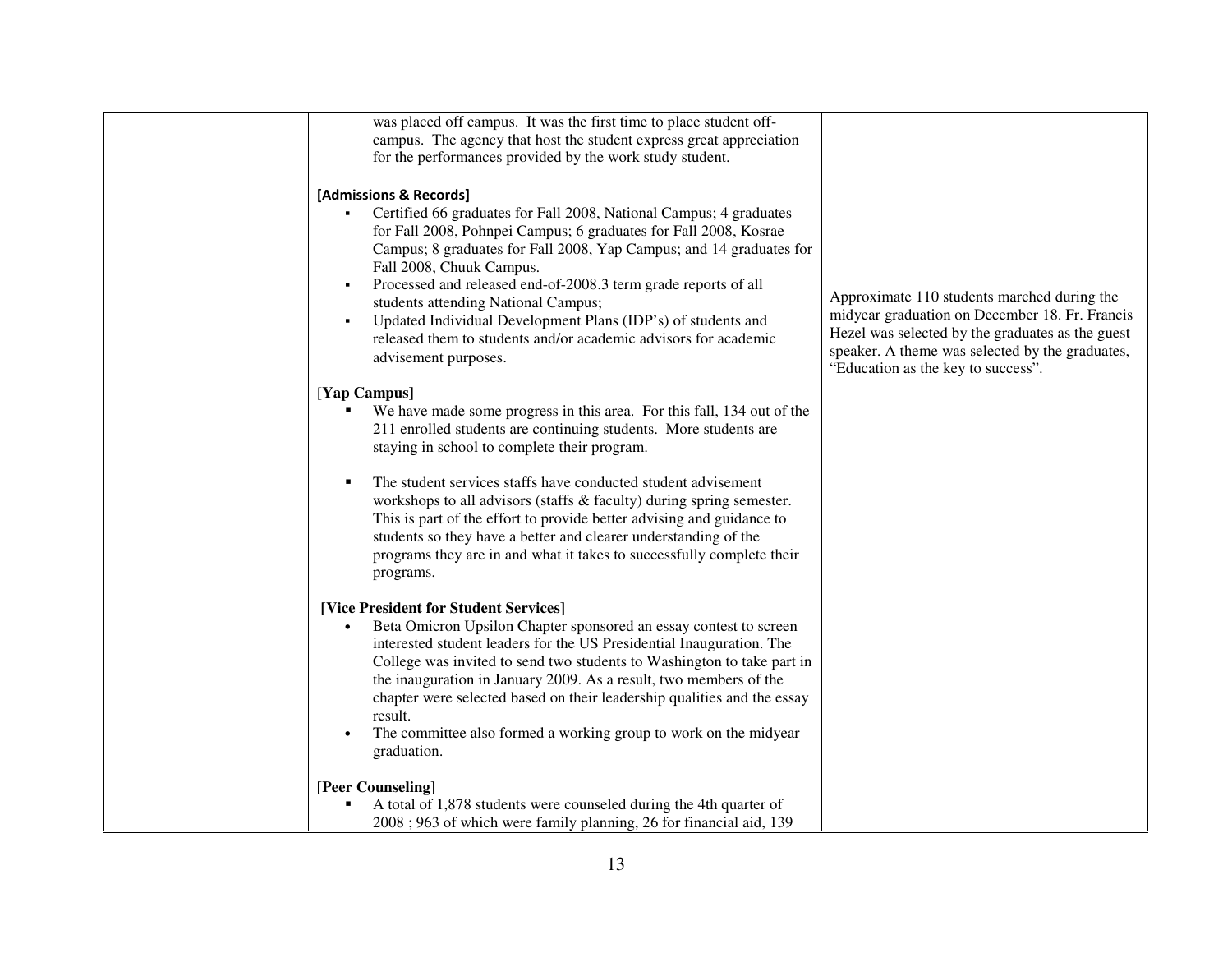| | | |
|---|---|---|
| | was placed off campus. It was the first time to place student off-campus. The agency that host the student express great appreciation for the performances provided by the work study student.<br><br>**[Admissions & Records]**<br>▪ Certified 66 graduates for Fall 2008, National Campus; 4 graduates for Fall 2008, Pohnpei Campus; 6 graduates for Fall 2008, Kosrae Campus; 8 graduates for Fall 2008, Yap Campus; and 14 graduates for Fall 2008, Chuuk Campus.<br>▪ Processed and released end-of-2008.3 term grade reports of all students attending National Campus;<br>▪ Updated Individual Development Plans (IDP's) of students and released them to students and/or academic advisors for academic advisement purposes.<br><br>[**Yap Campus]**<br>▪ We have made some progress in this area. For this fall, 134 out of the 211 enrolled students are continuing students. More students are staying in school to complete their program.<br>▪ The student services staffs have conducted student advisement workshops to all advisors (staffs & faculty) during spring semester. This is part of the effort to provide better advising and guidance to students so they have a better and clearer understanding of the programs they are in and what it takes to successfully complete their programs.<br><br>**[Vice President for Student Services]**<br>• Beta Omicron Upsilon Chapter sponsored an essay contest to screen interested student leaders for the US Presidential Inauguration. The College was invited to send two students to Washington to take part in the inauguration in January 2009. As a result, two members of the chapter were selected based on their leadership qualities and the essay result.<br>• The committee also formed a working group to work on the midyear graduation.<br><br>**[Peer Counseling]**<br>▪ A total of 1,878 students were counseled during the 4th quarter of 2008 ; 963 of which were family planning, 26 for financial aid, 139 | Approximate 110 students marched during the midyear graduation on December 18. Fr. Francis Hezel was selected by the graduates as the guest speaker. A theme was selected by the graduates, "Education as the key to success". |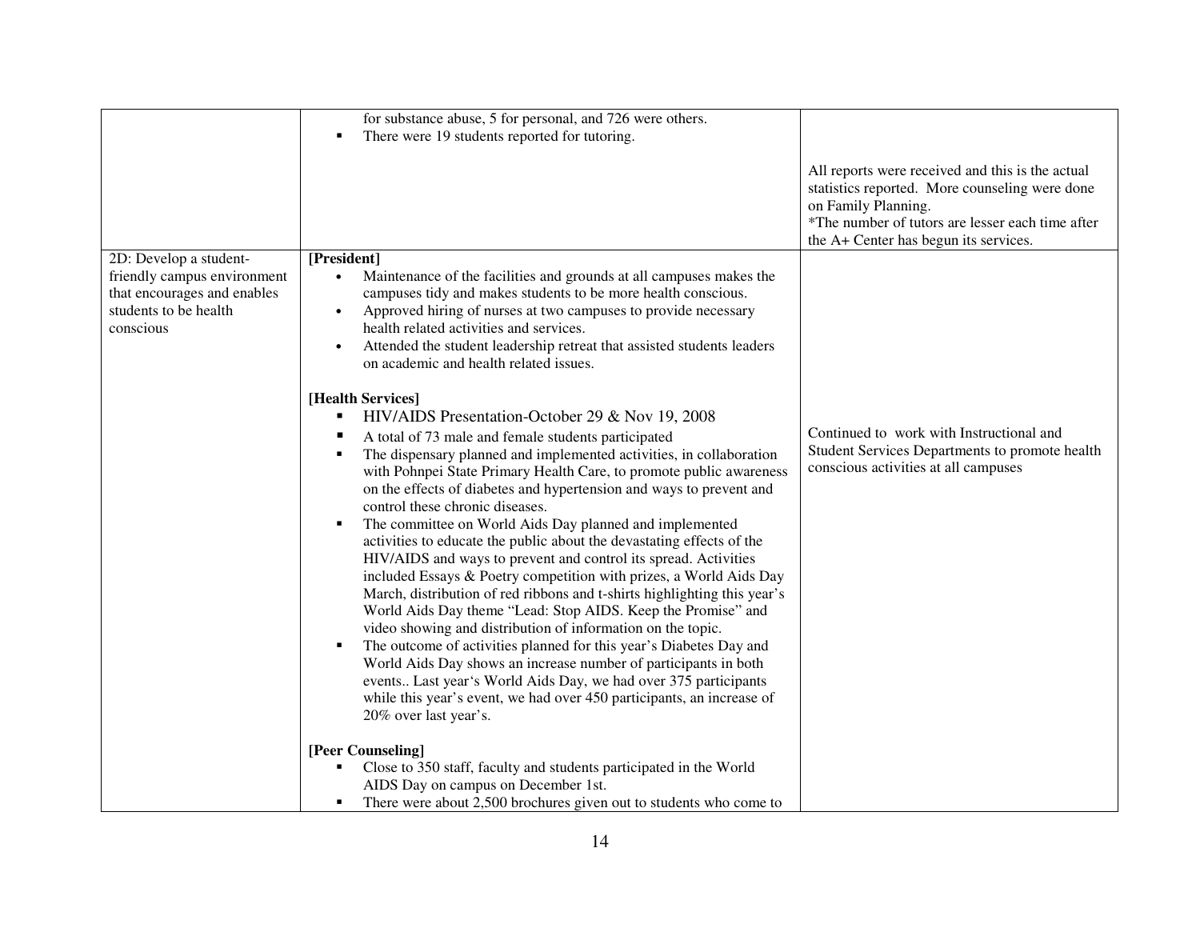|  |  |  |
|---|---|---|
|  | for substance abuse, 5 for personal, and 726 were others.<br>▪ There were 19 students reported for tutoring. | All reports were received and this is the actual statistics reported. More counseling were done on Family Planning.<br>*The number of tutors are lesser each time after the A+ Center has begun its services. |
| 2D: Develop a student-friendly campus environment that encourages and enables students to be health conscious | **[President]**<br>• Maintenance of the facilities and grounds at all campuses makes the campuses tidy and makes students to be more health conscious.<br>• Approved hiring of nurses at two campuses to provide necessary health related activities and services.<br>• Attended the student leadership retreat that assisted students leaders on academic and health related issues.<br><br>**[Health Services]**<br>▪ HIV/AIDS Presentation-October 29 & Nov 19, 2008<br>▪ A total of 73 male and female students participated<br>▪ The dispensary planned and implemented activities, in collaboration with Pohnpei State Primary Health Care, to promote public awareness on the effects of diabetes and hypertension and ways to prevent and control these chronic diseases.<br>▪ The committee on World Aids Day planned and implemented activities to educate the public about the devastating effects of the HIV/AIDS and ways to prevent and control its spread. Activities included Essays & Poetry competition with prizes, a World Aids Day March, distribution of red ribbons and t-shirts highlighting this year's World Aids Day theme "Lead: Stop AIDS. Keep the Promise" and video showing and distribution of information on the topic.<br>▪ The outcome of activities planned for this year's Diabetes Day and World Aids Day shows an increase number of participants in both events.. Last year's World Aids Day, we had over 375 participants while this year's event, we had over 450 participants, an increase of 20% over last year's.<br><br>**[Peer Counseling]**<br>▪ Close to 350 staff, faculty and students participated in the World AIDS Day on campus on December 1st.<br>▪ There were about 2,500 brochures given out to students who come to | Continued to work with Instructional and Student Services Departments to promote health conscious activities at all campuses |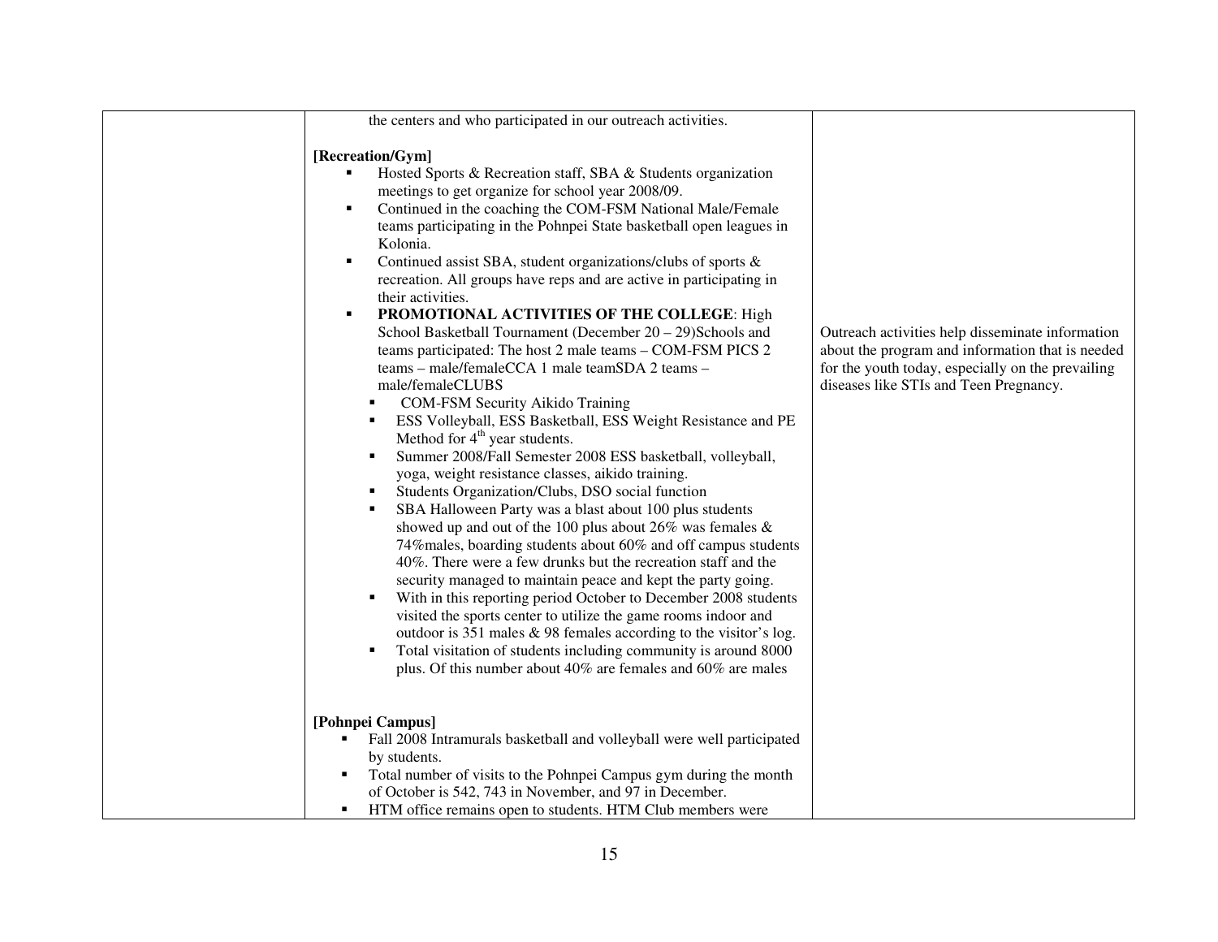| | | |
|---|---|---|
| | the centers and who participated in our outreach activities.<br><br>**[Recreation/Gym]**<br>▪ Hosted Sports & Recreation staff, SBA & Students organization meetings to get organize for school year 2008/09.<br>▪ Continued in the coaching the COM-FSM National Male/Female teams participating in the Pohnpei State basketball open leagues in Kolonia.<br>▪ Continued assist SBA, student organizations/clubs of sports & recreation. All groups have reps and are active in participating in their activities.<br>▪ **PROMOTIONAL ACTIVITIES OF THE COLLEGE**: High School Basketball Tournament (December 20 – 29)Schools and teams participated: The host 2 male teams – COM-FSM PICS 2 teams – male/femaleCCA 1 male teamSDA 2 teams – male/femaleCLUBS<br>  ▪ COM-FSM Security Aikido Training<br>  ▪ ESS Volleyball, ESS Basketball, ESS Weight Resistance and PE Method for 4th year students.<br>  ▪ Summer 2008/Fall Semester 2008 ESS basketball, volleyball, yoga, weight resistance classes, aikido training.<br>  ▪ Students Organization/Clubs, DSO social function<br>  ▪ SBA Halloween Party was a blast about 100 plus students showed up and out of the 100 plus about 26% was females & 74%males, boarding students about 60% and off campus students 40%. There were a few drunks but the recreation staff and the security managed to maintain peace and kept the party going.<br>  ▪ With in this reporting period October to December 2008 students visited the sports center to utilize the game rooms indoor and outdoor is 351 males & 98 females according to the visitor's log.<br>  ▪ Total visitation of students including community is around 8000 plus. Of this number about 40% are females and 60% are males<br><br>**[Pohnpei Campus]**<br>▪ Fall 2008 Intramurals basketball and volleyball were well participated by students.<br>▪ Total number of visits to the Pohnpei Campus gym during the month of October is 542, 743 in November, and 97 in December.<br>▪ HTM office remains open to students. HTM Club members were | Outreach activities help disseminate information about the program and information that is needed for the youth today, especially on the prevailing diseases like STIs and Teen Pregnancy. |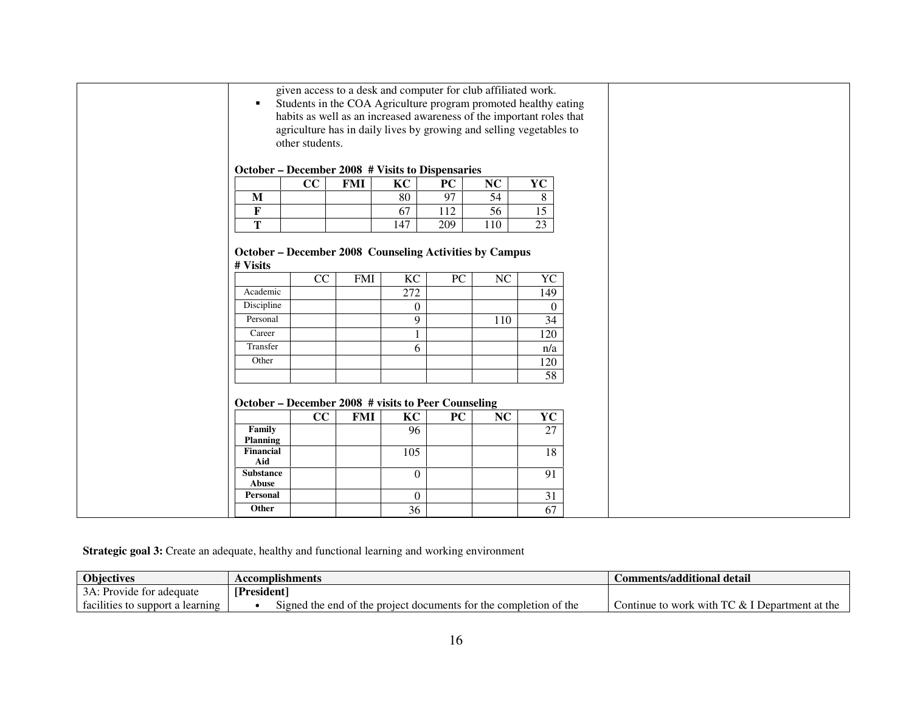given access to a desk and computer for club affiliated work.

- Students in the COA Agriculture program promoted healthy eating habits as well as an increased awareness of the important roles that agriculture has in daily lives by growing and selling vegetables to other students.

**October – December 2008 # Visits to Dispensaries**

| | CC | FMI | KC | PC | NC | YC |
|---|---|---|---|---|---|---|
| M | | | 80 | 97 | 54 | 8 |
| F | | | 67 | 112 | 56 | 15 |
| T | | | 147 | 209 | 110 | 23 |

**October – December 2008 Counseling Activities by Campus**
**# Visits**

| | CC | FMI | KC | PC | NC | YC |
|---|---|---|---|---|---|---|
| Academic | | | 272 | | | 149 |
| Discipline | | | 0 | | | 0 |
| Personal | | | 9 | | 110 | 34 |
| Career | | | 1 | | | 120 |
| Transfer | | | 6 | | | n/a |
| Other | | | | | | 120 |
| | | | | | | 58 |

**October – December 2008 # visits to Peer Counseling**

| | CC | FMI | KC | PC | NC | YC |
|---|---|---|---|---|---|---|
| **Family Planning** | | | 96 | | | 27 |
| **Financial Aid** | | | 105 | | | 18 |
| **Substance Abuse** | | | 0 | | | 91 |
| **Personal** | | | 0 | | | 31 |
| **Other** | | | 36 | | | 67 |

**Strategic goal 3:** Create an adequate, healthy and functional learning and working environment

| Objectives | Accomplishments | Comments/additional detail |
|---|---|---|
| 3A: Provide for adequate facilities to support a learning | **[President]** <br> • Signed the end of the project documents for the completion of the | Continue to work with TC & I Department at the |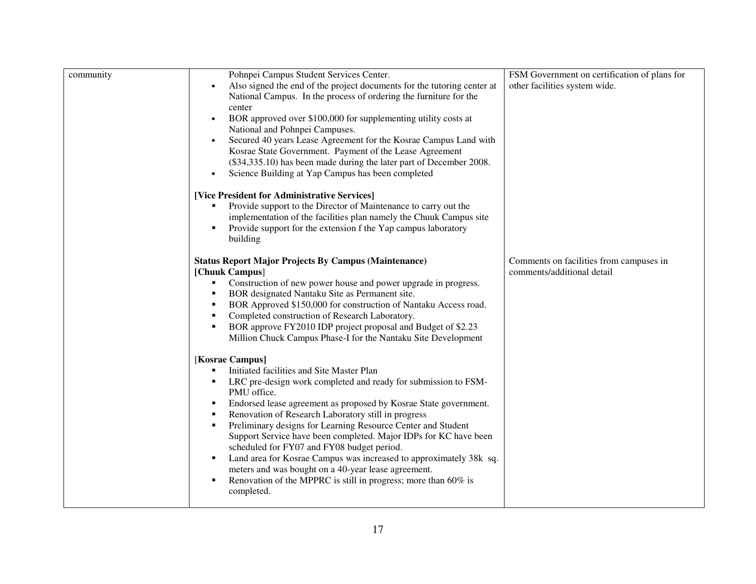| | | |
|---|---|---|
| community | Pohnpei Campus Student Services Center.<br>• Also signed the end of the project documents for the tutoring center at National Campus. In the process of ordering the furniture for the center<br>• BOR approved over $100,000 for supplementing utility costs at National and Pohnpei Campuses.<br>• Secured 40 years Lease Agreement for the Kosrae Campus Land with Kosrae State Government. Payment of the Lease Agreement ($34,335.10) has been made during the later part of December 2008.<br>• Science Building at Yap Campus has been completed<br><br>**[Vice President for Administrative Services]**<br>▪ Provide support to the Director of Maintenance to carry out the implementation of the facilities plan namely the Chuuk Campus site<br>▪ Provide support for the extension f the Yap campus laboratory building | FSM Government on certification of plans for other facilities system wide. |
| | **Status Report Major Projects By Campus (Maintenance)**<br>**[Chuuk Campus**]<br>▪ Construction of new power house and power upgrade in progress.<br>▪ BOR designated Nantaku Site as Permanent site.<br>▪ BOR Approved $150,000 for construction of Nantaku Access road.<br>▪ Completed construction of Research Laboratory.<br>▪ BOR approve FY2010 IDP project proposal and Budget of $2.23 Million Chuck Campus Phase-I for the Nantaku Site Development<br><br>[**Kosrae Campus]**<br>▪ Initiated facilities and Site Master Plan<br>▪ LRC pre-design work completed and ready for submission to FSM-PMU office.<br>▪ Endorsed lease agreement as proposed by Kosrae State government.<br>▪ Renovation of Research Laboratory still in progress<br>▪ Preliminary designs for Learning Resource Center and Student Support Service have been completed. Major IDPs for KC have been scheduled for FY07 and FY08 budget period.<br>▪ Land area for Kosrae Campus was increased to approximately 38k sq. meters and was bought on a 40-year lease agreement.<br>▪ Renovation of the MPPRC is still in progress; more than 60% is completed. | Comments on facilities from campuses in comments/additional detail |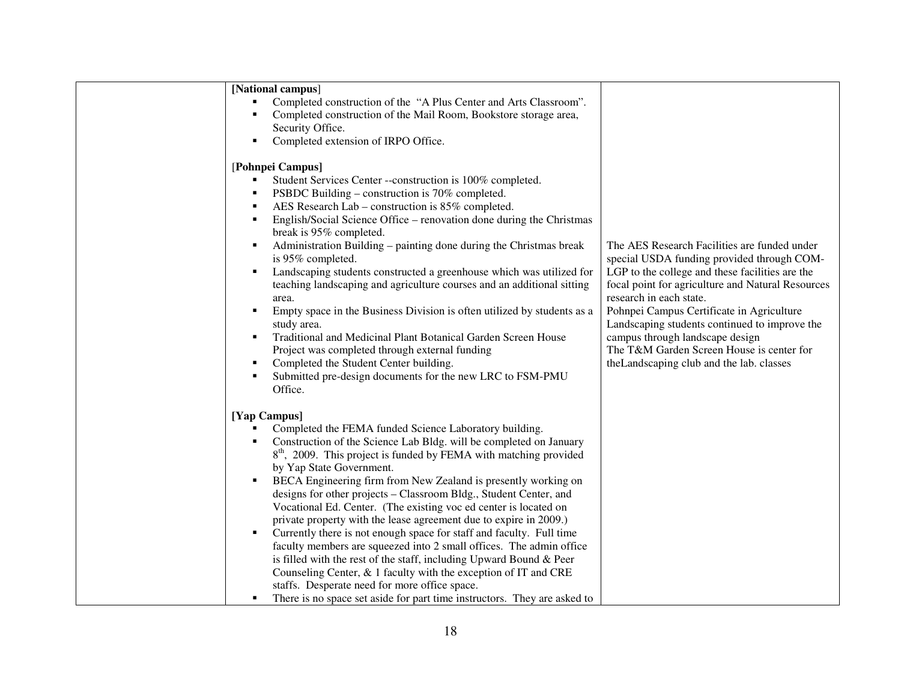| | | |
|---|---|---|
| | **[National campus]**<br>▪ Completed construction of the "A Plus Center and Arts Classroom".<br>▪ Completed construction of the Mail Room, Bookstore storage area, Security Office.<br>▪ Completed extension of IRPO Office.<br><br>[**Pohnpei Campus]**<br>▪ Student Services Center --construction is 100% completed.<br>▪ PSBDC Building – construction is 70% completed.<br>▪ AES Research Lab – construction is 85% completed.<br>▪ English/Social Science Office – renovation done during the Christmas break is 95% completed.<br>▪ Administration Building – painting done during the Christmas break is 95% completed.<br>▪ Landscaping students constructed a greenhouse which was utilized for teaching landscaping and agriculture courses and an additional sitting area.<br>▪ Empty space in the Business Division is often utilized by students as a study area.<br>▪ Traditional and Medicinal Plant Botanical Garden Screen House Project was completed through external funding<br>▪ Completed the Student Center building.<br>▪ Submitted pre-design documents for the new LRC to FSM-PMU Office.<br><br>**[Yap Campus]**<br>▪ Completed the FEMA funded Science Laboratory building.<br>▪ Construction of the Science Lab Bldg. will be completed on January 8th, 2009. This project is funded by FEMA with matching provided by Yap State Government.<br>▪ BECA Engineering firm from New Zealand is presently working on designs for other projects – Classroom Bldg., Student Center, and Vocational Ed. Center. (The existing voc ed center is located on private property with the lease agreement due to expire in 2009.)<br>▪ Currently there is not enough space for staff and faculty. Full time faculty members are squeezed into 2 small offices. The admin office is filled with the rest of the staff, including Upward Bound & Peer Counseling Center, & 1 faculty with the exception of IT and CRE staffs. Desperate need for more office space.<br>▪ There is no space set aside for part time instructors. They are asked to | The AES Research Facilities are funded under special USDA funding provided through COM-LGP to the college and these facilities are the focal point for agriculture and Natural Resources research in each state.<br>Pohnpei Campus Certificate in Agriculture Landscaping students continued to improve the campus through landscape design<br>The T&M Garden Screen House is center for theLandscaping club and the lab. classes |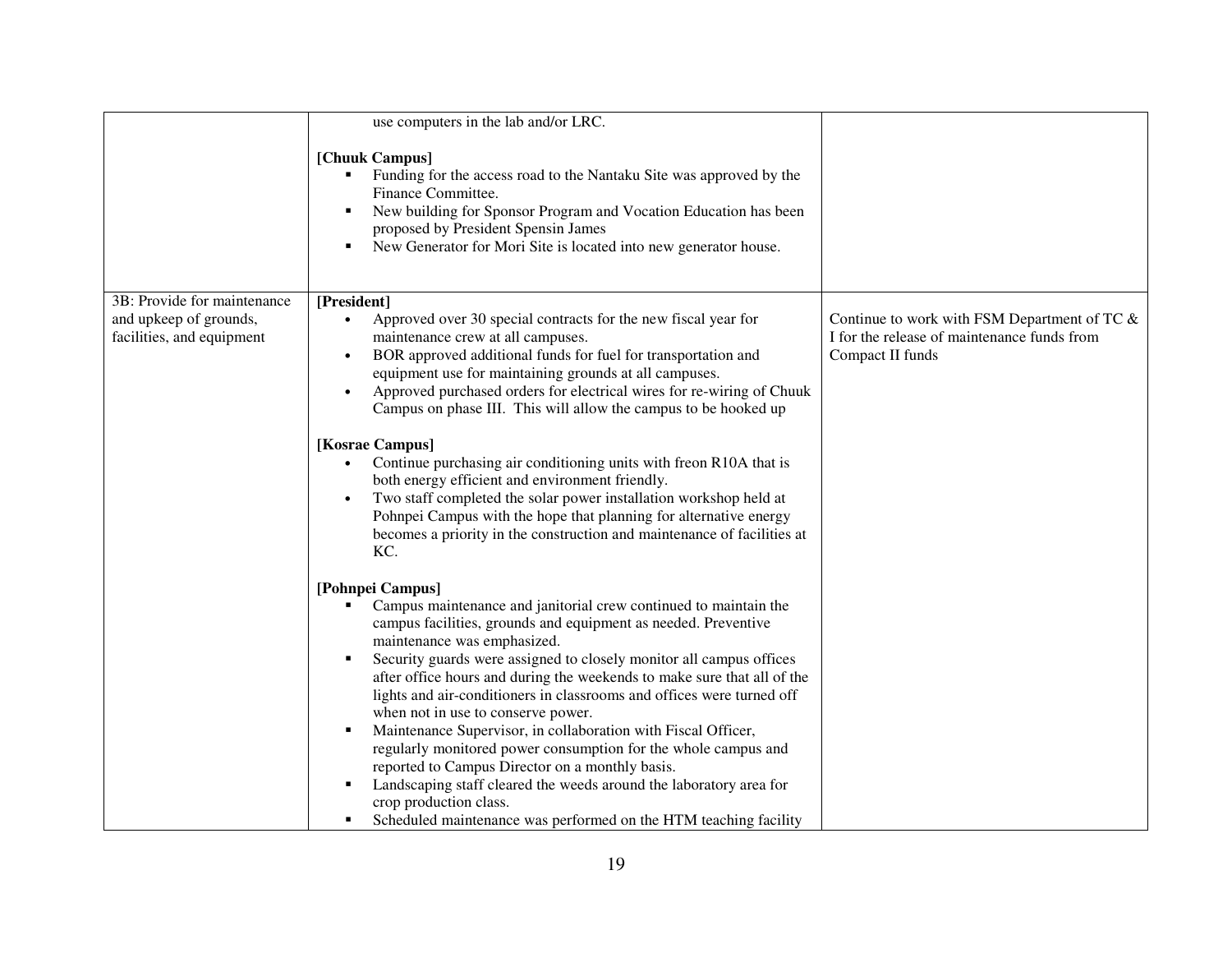| | | |
|---|---|---|
| | use computers in the lab and/or LRC.<br><br>**[Chuuk Campus]**<br>▪ Funding for the access road to the Nantaku Site was approved by the Finance Committee.<br>▪ New building for Sponsor Program and Vocation Education has been proposed by President Spensin James<br>▪ New Generator for Mori Site is located into new generator house. | |
| 3B: Provide for maintenance and upkeep of grounds, facilities, and equipment | **[President]**<br>• Approved over 30 special contracts for the new fiscal year for maintenance crew at all campuses.<br>• BOR approved additional funds for fuel for transportation and equipment use for maintaining grounds at all campuses.<br>• Approved purchased orders for electrical wires for re-wiring of Chuuk Campus on phase III. This will allow the campus to be hooked up<br><br>**[Kosrae Campus]**<br>• Continue purchasing air conditioning units with freon R10A that is both energy efficient and environment friendly.<br>• Two staff completed the solar power installation workshop held at Pohnpei Campus with the hope that planning for alternative energy becomes a priority in the construction and maintenance of facilities at KC.<br><br>**[Pohnpei Campus]**<br>▪ Campus maintenance and janitorial crew continued to maintain the campus facilities, grounds and equipment as needed. Preventive maintenance was emphasized.<br>▪ Security guards were assigned to closely monitor all campus offices after office hours and during the weekends to make sure that all of the lights and air-conditioners in classrooms and offices were turned off when not in use to conserve power.<br>▪ Maintenance Supervisor, in collaboration with Fiscal Officer, regularly monitored power consumption for the whole campus and reported to Campus Director on a monthly basis.<br>▪ Landscaping staff cleared the weeds around the laboratory area for crop production class.<br>▪ Scheduled maintenance was performed on the HTM teaching facility | Continue to work with FSM Department of TC & I for the release of maintenance funds from Compact II funds |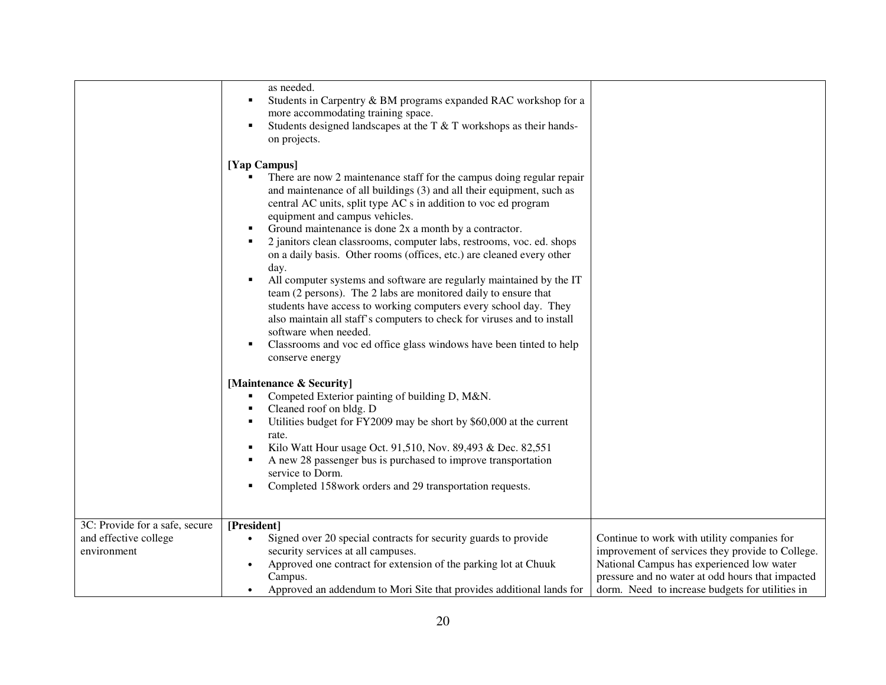| | | |
|---|---|---|
| | as needed.<br>▪ Students in Carpentry & BM programs expanded RAC workshop for a more accommodating training space.<br>▪ Students designed landscapes at the T & T workshops as their hands-on projects.<br><br>**[Yap Campus]**<br>▪ There are now 2 maintenance staff for the campus doing regular repair and maintenance of all buildings (3) and all their equipment, such as central AC units, split type AC s in addition to voc ed program equipment and campus vehicles.<br>▪ Ground maintenance is done 2x a month by a contractor.<br>▪ 2 janitors clean classrooms, computer labs, restrooms, voc. ed. shops on a daily basis. Other rooms (offices, etc.) are cleaned every other day.<br>▪ All computer systems and software are regularly maintained by the IT team (2 persons). The 2 labs are monitored daily to ensure that students have access to working computers every school day. They also maintain all staff's computers to check for viruses and to install software when needed.<br>▪ Classrooms and voc ed office glass windows have been tinted to help conserve energy<br><br>**[Maintenance & Security]**<br>▪ Competed Exterior painting of building D, M&N.<br>▪ Cleaned roof on bldg. D<br>▪ Utilities budget for FY2009 may be short by $60,000 at the current rate.<br>▪ Kilo Watt Hour usage Oct. 91,510, Nov. 89,493 & Dec. 82,551<br>▪ A new 28 passenger bus is purchased to improve transportation service to Dorm.<br>▪ Completed 158work orders and 29 transportation requests. | |
| 3C: Provide for a safe, secure and effective college environment | **[President]**<br>• Signed over 20 special contracts for security guards to provide security services at all campuses.<br>• Approved one contract for extension of the parking lot at Chuuk Campus.<br>• Approved an addendum to Mori Site that provides additional lands for | Continue to work with utility companies for improvement of services they provide to College. National Campus has experienced low water pressure and no water at odd hours that impacted dorm. Need to increase budgets for utilities in |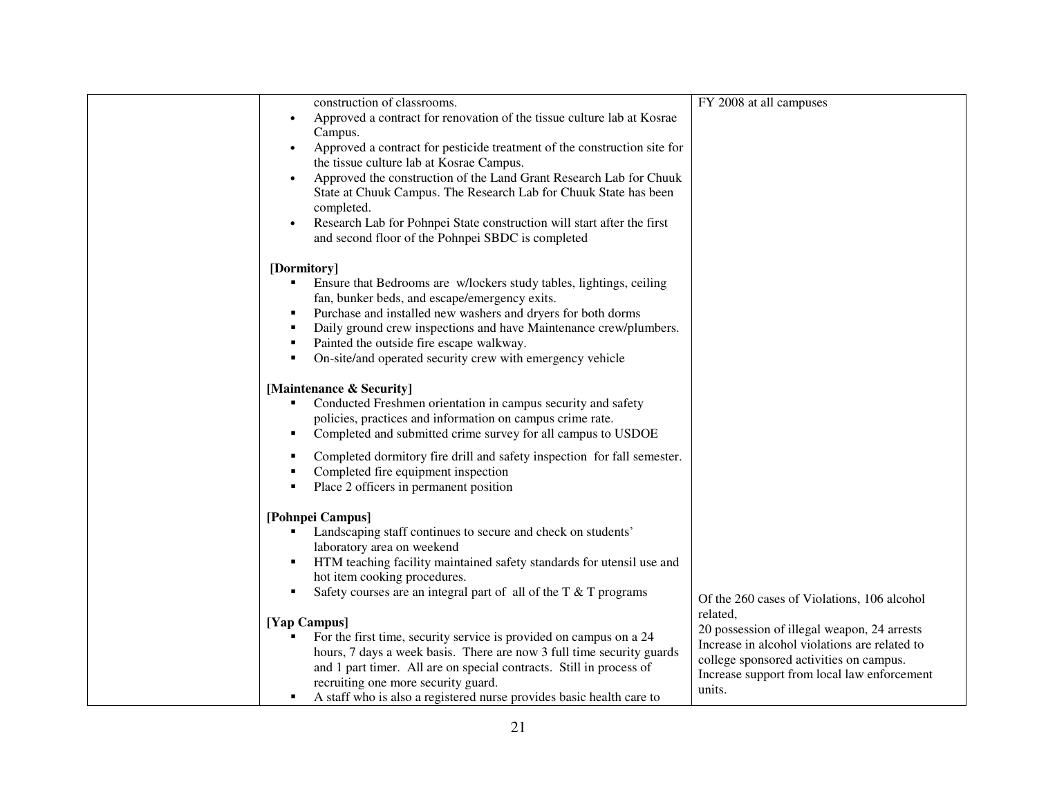| | | |
|---|---|---|
| | construction of classrooms.<br>• Approved a contract for renovation of the tissue culture lab at Kosrae Campus.<br>• Approved a contract for pesticide treatment of the construction site for the tissue culture lab at Kosrae Campus.<br>• Approved the construction of the Land Grant Research Lab for Chuuk State at Chuuk Campus. The Research Lab for Chuuk State has been completed.<br>• Research Lab for Pohnpei State construction will start after the first and second floor of the Pohnpei SBDC is completed<br><br>**[Dormitory]**<br>▪ Ensure that Bedrooms are w/lockers study tables, lightings, ceiling fan, bunker beds, and escape/emergency exits.<br>▪ Purchase and installed new washers and dryers for both dorms<br>▪ Daily ground crew inspections and have Maintenance crew/plumbers.<br>▪ Painted the outside fire escape walkway.<br>▪ On-site/and operated security crew with emergency vehicle<br><br>**[Maintenance & Security]**<br>▪ Conducted Freshmen orientation in campus security and safety policies, practices and information on campus crime rate.<br>▪ Completed and submitted crime survey for all campus to USDOE<br>▪ Completed dormitory fire drill and safety inspection for fall semester.<br>▪ Completed fire equipment inspection<br>▪ Place 2 officers in permanent position<br><br>**[Pohnpei Campus]**<br>▪ Landscaping staff continues to secure and check on students' laboratory area on weekend<br>▪ HTM teaching facility maintained safety standards for utensil use and hot item cooking procedures.<br>▪ Safety courses are an integral part of all of the T & T programs<br><br>**[Yap Campus]**<br>▪ For the first time, security service is provided on campus on a 24 hours, 7 days a week basis. There are now 3 full time security guards and 1 part timer. All are on special contracts. Still in process of recruiting one more security guard.<br>▪ A staff who is also a registered nurse provides basic health care to | FY 2008 at all campuses<br><br>Of the 260 cases of Violations, 106 alcohol related,<br>20 possession of illegal weapon, 24 arrests<br>Increase in alcohol violations are related to college sponsored activities on campus.<br>Increase support from local law enforcement units. |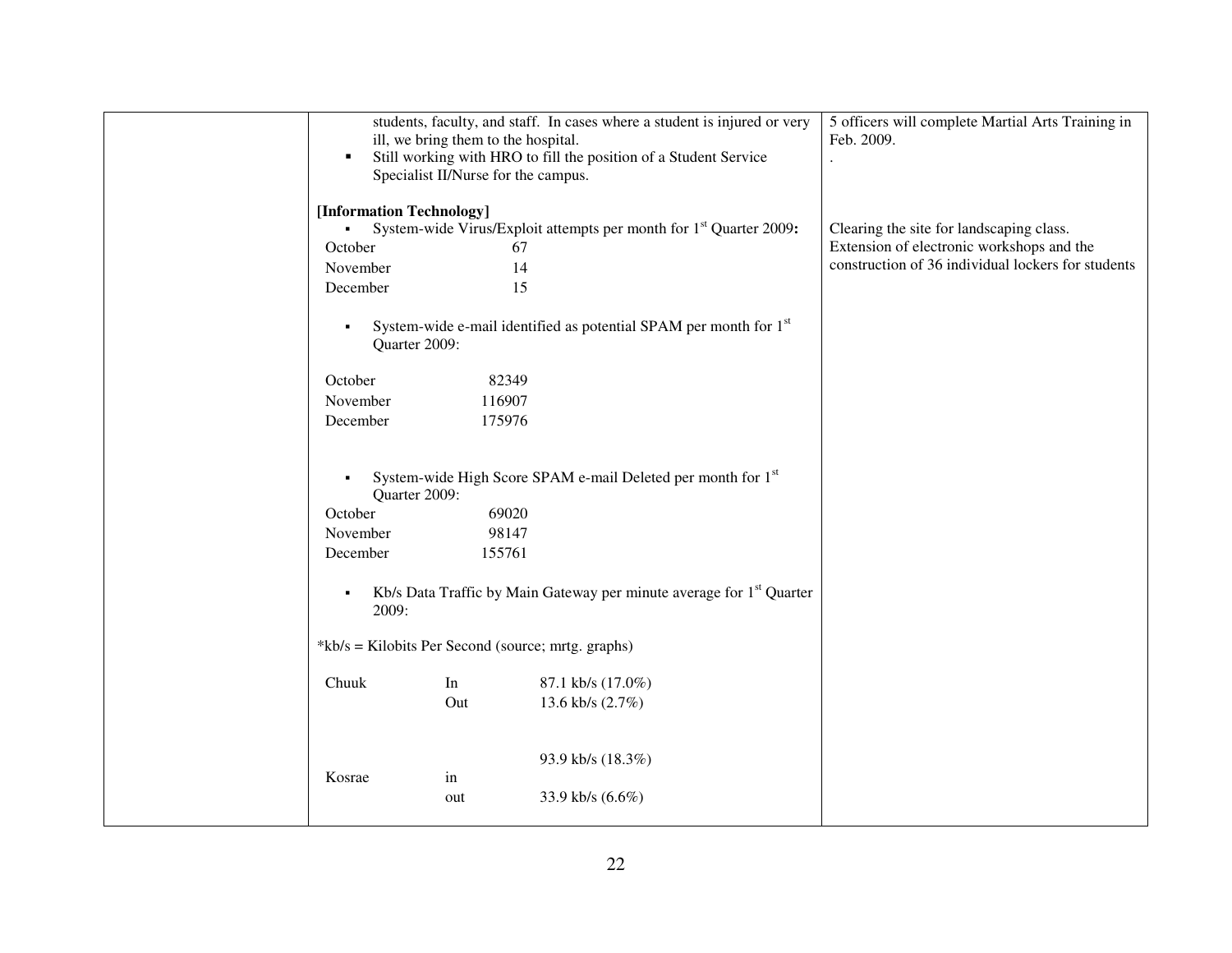| | | |
|---|---|---|
| | students, faculty, and staff. In cases where a student is injured or very ill, we bring them to the hospital.<br>▪ Still working with HRO to fill the position of a Student Service Specialist II/Nurse for the campus.<br><br>**[Information Technology]**<br>▪ System-wide Virus/Exploit attempts per month for 1st Quarter 2009**:**<br>October 67<br>November 14<br>December 15<br><br>▪ System-wide e-mail identified as potential SPAM per month for 1st Quarter 2009:<br>October 82349<br>November 116907<br>December 175976<br><br>▪ System-wide High Score SPAM e-mail Deleted per month for 1st Quarter 2009:<br>October 69020<br>November 98147<br>December 155761<br><br>▪ Kb/s Data Traffic by Main Gateway per minute average for 1st Quarter 2009:<br><br>*kb/s = Kilobits Per Second (source; mrtg. graphs)<br><br>Chuuk In 87.1 kb/s (17.0%)<br>Out 13.6 kb/s (2.7%)<br><br>Kosrae in 93.9 kb/s (18.3%)<br>out 33.9 kb/s (6.6%) | 5 officers will complete Martial Arts Training in Feb. 2009.<br>.<br><br>Clearing the site for landscaping class.<br>Extension of electronic workshops and the construction of 36 individual lockers for students |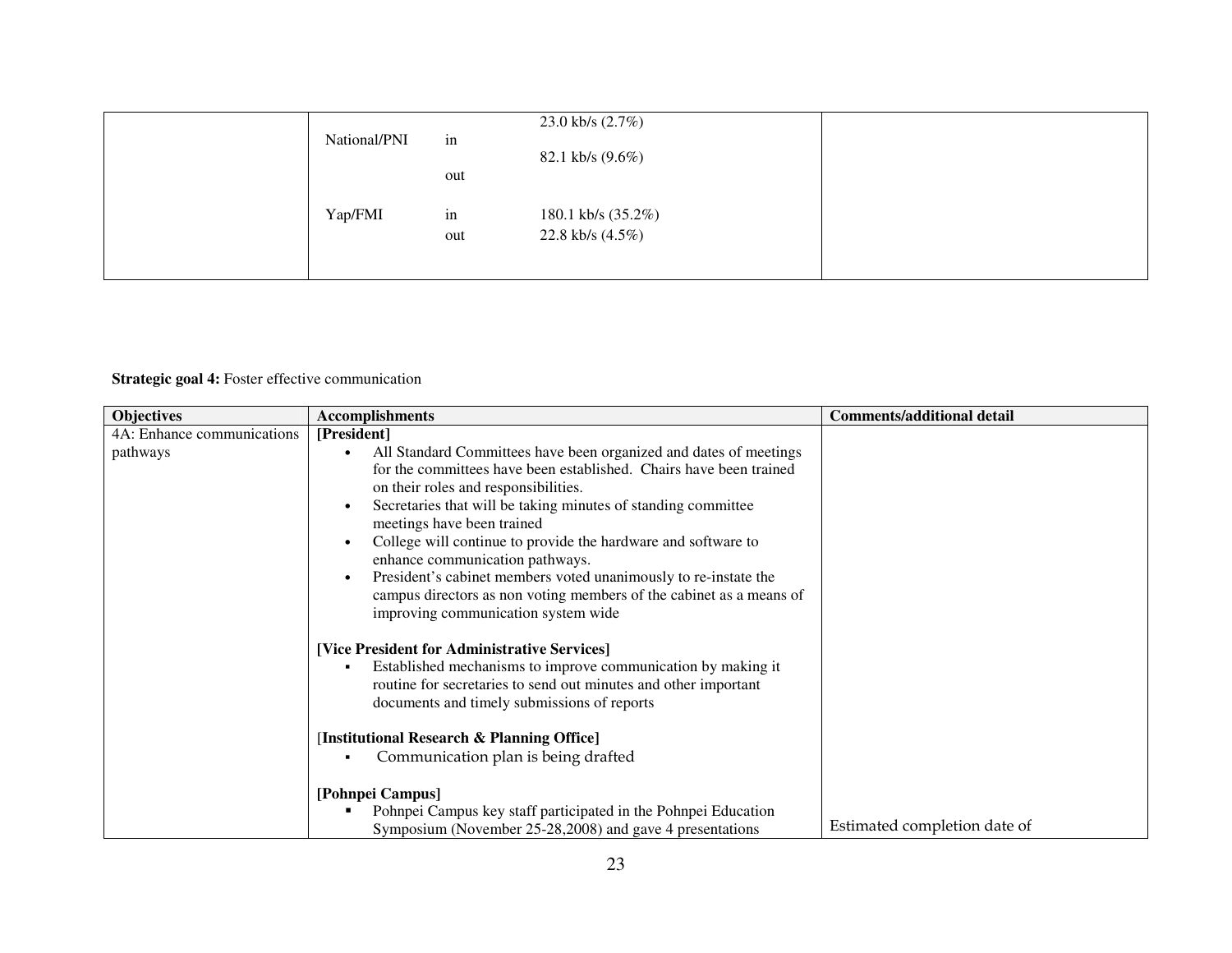| | | |
|---|---|---|
| | National/PNI in 23.0 kb/s (2.7%)<br>out 82.1 kb/s (9.6%)<br><br>Yap/FMI in 180.1 kb/s (35.2%)<br>out 22.8 kb/s (4.5%) | |

**Strategic goal 4:** Foster effective communication

| Objectives | Accomplishments | Comments/additional detail |
|---|---|---|
| 4A: Enhance communications pathways | **[President]**<br>• All Standard Committees have been organized and dates of meetings for the committees have been established. Chairs have been trained on their roles and responsibilities.<br>• Secretaries that will be taking minutes of standing committee meetings have been trained<br>• College will continue to provide the hardware and software to enhance communication pathways.<br>• President's cabinet members voted unanimously to re-instate the campus directors as non voting members of the cabinet as a means of improving communication system wide<br><br>**[Vice President for Administrative Services]**<br>▪ Established mechanisms to improve communication by making it routine for secretaries to send out minutes and other important documents and timely submissions of reports<br><br>[**Institutional Research & Planning Office]**<br>▪ Communication plan is being drafted<br><br>**[Pohnpei Campus]**<br>▪ Pohnpei Campus key staff participated in the Pohnpei Education Symposium (November 25-28,2008) and gave 4 presentations | Estimated completion date of |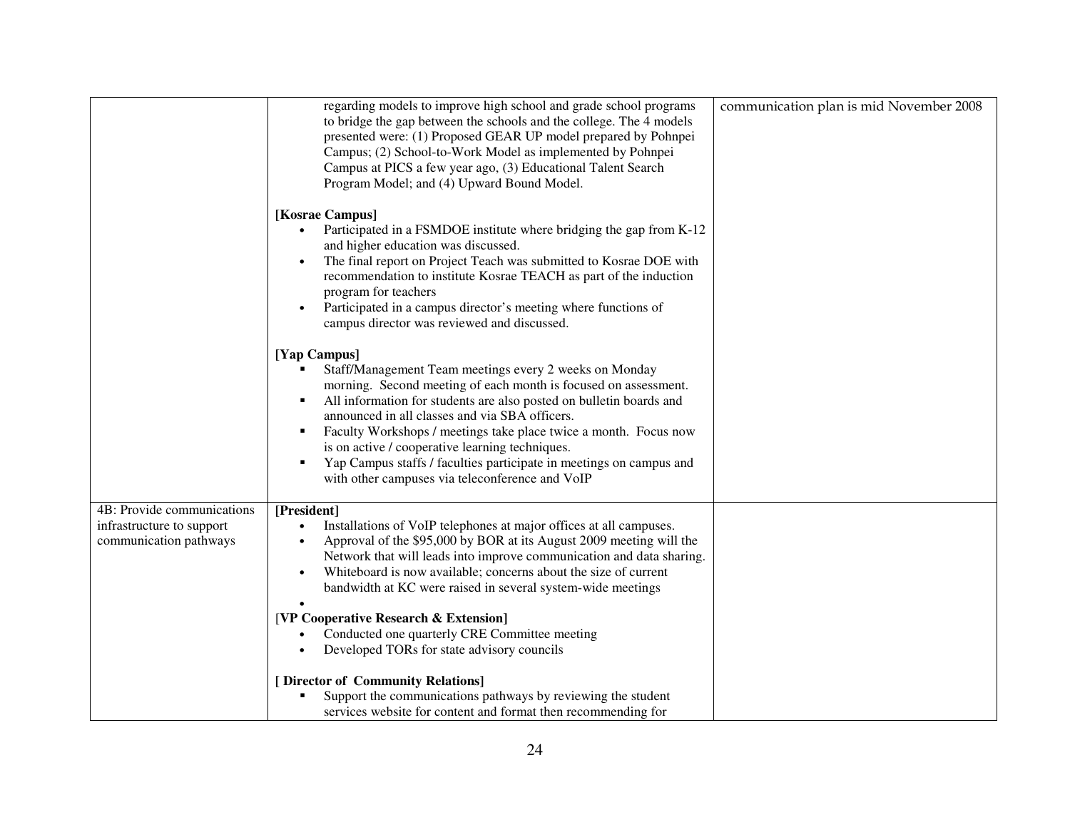| | | |
|---|---|---|
| | regarding models to improve high school and grade school programs to bridge the gap between the schools and the college. The 4 models presented were: (1) Proposed GEAR UP model prepared by Pohnpei Campus; (2) School-to-Work Model as implemented by Pohnpei Campus at PICS a few year ago, (3) Educational Talent Search Program Model; and (4) Upward Bound Model.<br><br>**[Kosrae Campus]**<br>• Participated in a FSMDOE institute where bridging the gap from K-12 and higher education was discussed.<br>• The final report on Project Teach was submitted to Kosrae DOE with recommendation to institute Kosrae TEACH as part of the induction program for teachers<br>• Participated in a campus director's meeting where functions of campus director was reviewed and discussed.<br><br>**[Yap Campus]**<br>▪ Staff/Management Team meetings every 2 weeks on Monday morning. Second meeting of each month is focused on assessment.<br>▪ All information for students are also posted on bulletin boards and announced in all classes and via SBA officers.<br>▪ Faculty Workshops / meetings take place twice a month. Focus now is on active / cooperative learning techniques.<br>▪ Yap Campus staffs / faculties participate in meetings on campus and with other campuses via teleconference and VoIP | communication plan is mid November 2008 |
| 4B: Provide communications infrastructure to support communication pathways | **[President]**<br>• Installations of VoIP telephones at major offices at all campuses.<br>• Approval of the $95,000 by BOR at its August 2009 meeting will the Network that will leads into improve communication and data sharing.<br>• Whiteboard is now available; concerns about the size of current bandwidth at KC were raised in several system-wide meetings<br>•<br><br>[**VP Cooperative Research & Extension]**<br>• Conducted one quarterly CRE Committee meeting<br>• Developed TORs for state advisory councils<br><br>**[ Director of Community Relations]**<br>▪ Support the communications pathways by reviewing the student services website for content and format then recommending for | |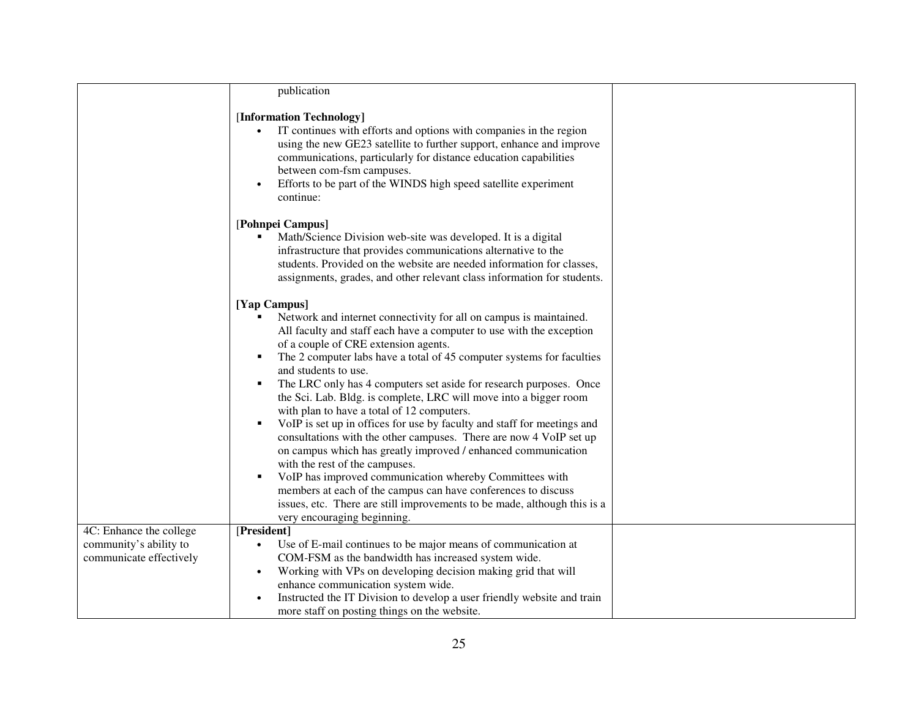| | | |
|---|---|---|
| | publication<br><br>[**Information Technology]**<br>• IT continues with efforts and options with companies in the region using the new GE23 satellite to further support, enhance and improve communications, particularly for distance education capabilities between com-fsm campuses.<br>• Efforts to be part of the WINDS high speed satellite experiment continue:<br><br>[**Pohnpei Campus]**<br>▪ Math/Science Division web-site was developed. It is a digital infrastructure that provides communications alternative to the students. Provided on the website are needed information for classes, assignments, grades, and other relevant class information for students.<br><br>**[Yap Campus]**<br>▪ Network and internet connectivity for all on campus is maintained. All faculty and staff each have a computer to use with the exception of a couple of CRE extension agents.<br>▪ The 2 computer labs have a total of 45 computer systems for faculties and students to use.<br>▪ The LRC only has 4 computers set aside for research purposes. Once the Sci. Lab. Bldg. is complete, LRC will move into a bigger room with plan to have a total of 12 computers.<br>▪ VoIP is set up in offices for use by faculty and staff for meetings and consultations with the other campuses. There are now 4 VoIP set up on campus which has greatly improved / enhanced communication with the rest of the campuses.<br>▪ VoIP has improved communication whereby Committees with members at each of the campus can have conferences to discuss issues, etc. There are still improvements to be made, although this is a very encouraging beginning. | |
| 4C: Enhance the college community's ability to communicate effectively | [**President]**<br>• Use of E-mail continues to be major means of communication at COM-FSM as the bandwidth has increased system wide.<br>• Working with VPs on developing decision making grid that will enhance communication system wide.<br>• Instructed the IT Division to develop a user friendly website and train more staff on posting things on the website. | |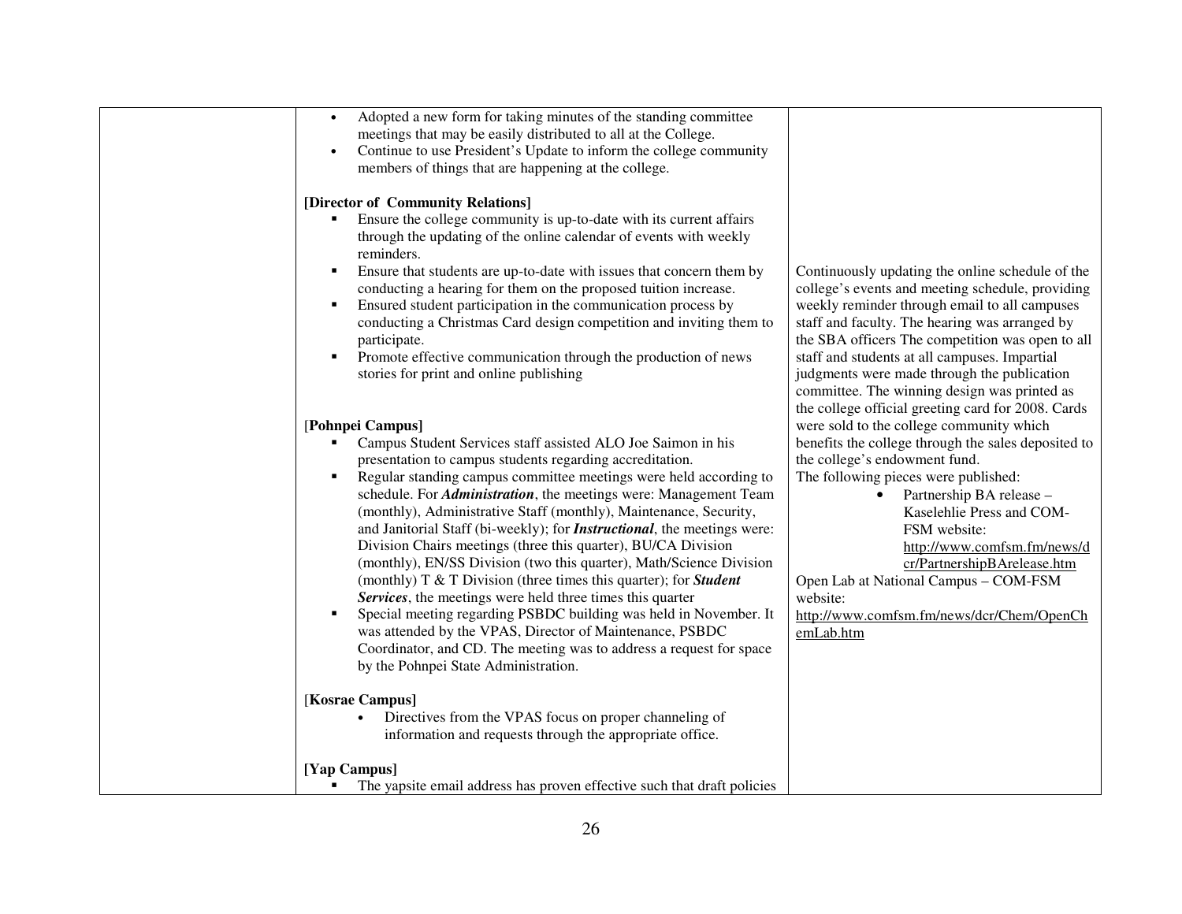| | | |
|---|---|---|
| | • Adopted a new form for taking minutes of the standing committee meetings that may be easily distributed to all at the College.<br>• Continue to use President's Update to inform the college community members of things that are happening at the college.<br><br>**[Director of Community Relations]**<br>▪ Ensure the college community is up-to-date with its current affairs through the updating of the online calendar of events with weekly reminders.<br>▪ Ensure that students are up-to-date with issues that concern them by conducting a hearing for them on the proposed tuition increase.<br>▪ Ensured student participation in the communication process by conducting a Christmas Card design competition and inviting them to participate.<br>▪ Promote effective communication through the production of news stories for print and online publishing<br><br>[**Pohnpei Campus]**<br>▪ Campus Student Services staff assisted ALO Joe Saimon in his presentation to campus students regarding accreditation.<br>▪ Regular standing campus committee meetings were held according to schedule. For ***Administration***, the meetings were: Management Team (monthly), Administrative Staff (monthly), Maintenance, Security, and Janitorial Staff (bi-weekly); for ***Instructional***, the meetings were: Division Chairs meetings (three this quarter), BU/CA Division (monthly), EN/SS Division (two this quarter), Math/Science Division (monthly) T & T Division (three times this quarter); for ***Student Services***, the meetings were held three times this quarter<br>▪ Special meeting regarding PSBDC building was held in November. It was attended by the VPAS, Director of Maintenance, PSBDC Coordinator, and CD. The meeting was to address a request for space by the Pohnpei State Administration.<br><br>[**Kosrae Campus]**<br>• Directives from the VPAS focus on proper channeling of information and requests through the appropriate office.<br><br>**[Yap Campus]**<br>▪ The yapsite email address has proven effective such that draft policies | Continuously updating the online schedule of the college's events and meeting schedule, providing weekly reminder through email to all campuses staff and faculty. The hearing was arranged by the SBA officers The competition was open to all staff and students at all campuses. Impartial judgments were made through the publication committee. The winning design was printed as the college official greeting card for 2008. Cards were sold to the college community which benefits the college through the sales deposited to the college's endowment fund.<br>The following pieces were published:<br>• Partnership BA release – Kaselehlie Press and COM-FSM website: http://www.comfsm.fm/news/dcr/PartnershipBArelease.htm<br>Open Lab at National Campus – COM-FSM website:<br>http://www.comfsm.fm/news/dcr/Chem/OpenChemLab.htm |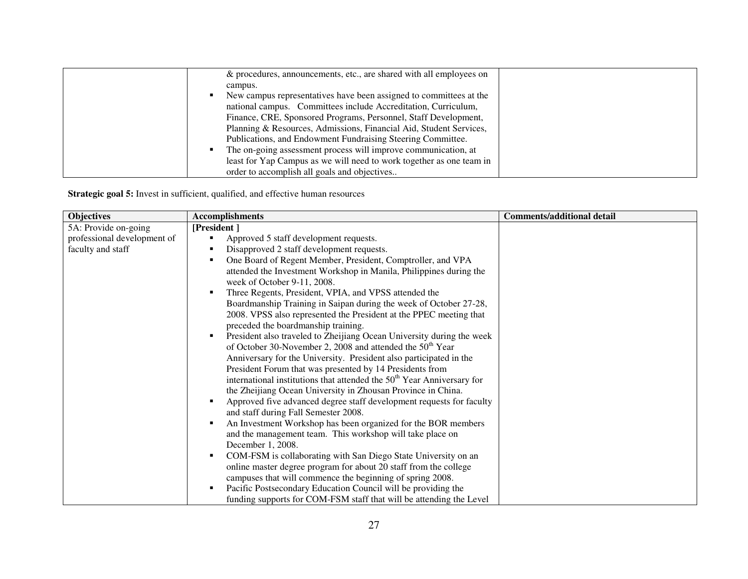| | | |
|---|---|---|
| | & procedures, announcements, etc., are shared with all employees on campus.<br>▪ New campus representatives have been assigned to committees at the national campus. Committees include Accreditation, Curriculum, Finance, CRE, Sponsored Programs, Personnel, Staff Development, Planning & Resources, Admissions, Financial Aid, Student Services, Publications, and Endowment Fundraising Steering Committee.<br>▪ The on-going assessment process will improve communication, at least for Yap Campus as we will need to work together as one team in order to accomplish all goals and objectives.. | |

**Strategic goal 5:** Invest in sufficient, qualified, and effective human resources

| Objectives | Accomplishments | Comments/additional detail |
|---|---|---|
| 5A: Provide on-going professional development of faculty and staff | **[President ]**<br>▪ Approved 5 staff development requests.<br>▪ Disapproved 2 staff development requests.<br>▪ One Board of Regent Member, President, Comptroller, and VPA attended the Investment Workshop in Manila, Philippines during the week of October 9-11, 2008.<br>▪ Three Regents, President, VPIA, and VPSS attended the Boardmanship Training in Saipan during the week of October 27-28, 2008. VPSS also represented the President at the PPEC meeting that preceded the boardmanship training.<br>▪ President also traveled to Zheijiang Ocean University during the week of October 30-November 2, 2008 and attended the 50th Year Anniversary for the University. President also participated in the President Forum that was presented by 14 Presidents from international institutions that attended the 50th Year Anniversary for the Zheijiang Ocean University in Zhousan Province in China.<br>▪ Approved five advanced degree staff development requests for faculty and staff during Fall Semester 2008.<br>▪ An Investment Workshop has been organized for the BOR members and the management team. This workshop will take place on December 1, 2008.<br>▪ COM-FSM is collaborating with San Diego State University on an online master degree program for about 20 staff from the college campuses that will commence the beginning of spring 2008.<br>▪ Pacific Postsecondary Education Council will be providing the funding supports for COM-FSM staff that will be attending the Level | |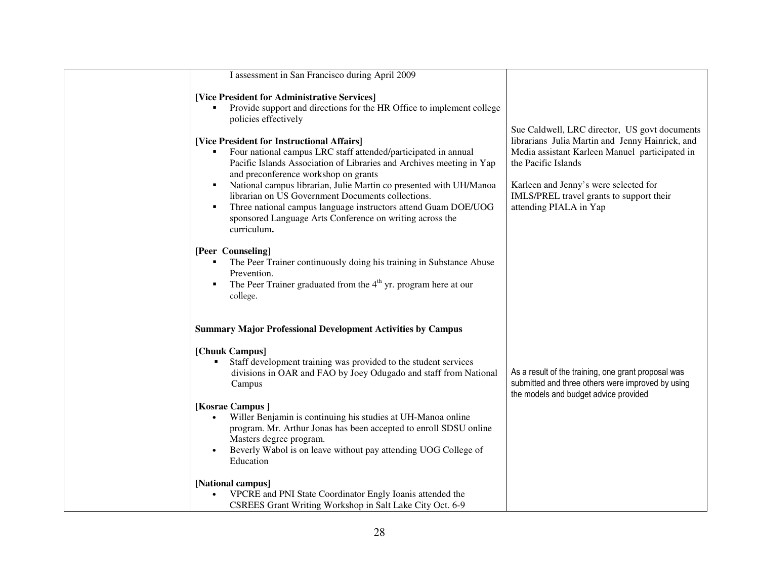| | | |
|---|---|---|
| | I assessment in San Francisco during April 2009<br><br>**[Vice President for Administrative Services]**<br>▪ Provide support and directions for the HR Office to implement college policies effectively<br><br>**[Vice President for Instructional Affairs]**<br>▪ Four national campus LRC staff attended/participated in annual Pacific Islands Association of Libraries and Archives meeting in Yap and preconference workshop on grants<br>▪ National campus librarian, Julie Martin co presented with UH/Manoa librarian on US Government Documents collections.<br>▪ Three national campus language instructors attend Guam DOE/UOG sponsored Language Arts Conference on writing across the curriculum**.** | Sue Caldwell, LRC director, US govt documents librarians Julia Martin and Jenny Hainrick, and Media assistant Karleen Manuel participated in the Pacific Islands<br><br>Karleen and Jenny's were selected for IMLS/PREL travel grants to support their attending PIALA in Yap |
| | **[Peer Counseling]**<br>▪ The Peer Trainer continuously doing his training in Substance Abuse Prevention.<br>▪ The Peer Trainer graduated from the 4th yr. program here at our college. | |
| | **Summary Major Professional Development Activities by Campus**<br><br>**[Chuuk Campus]**<br>▪ Staff development training was provided to the student services divisions in OAR and FAO by Joey Odugado and staff from National Campus | As a result of the training, one grant proposal was submitted and three others were improved by using the models and budget advice provided |
| | **[Kosrae Campus ]**<br>• Willer Benjamin is continuing his studies at UH-Manoa online program. Mr. Arthur Jonas has been accepted to enroll SDSU online Masters degree program.<br>• Beverly Wabol is on leave without pay attending UOG College of Education<br><br>**[National campus]**<br>• VPCRE and PNI State Coordinator Engly Ioanis attended the CSREES Grant Writing Workshop in Salt Lake City Oct. 6-9 | |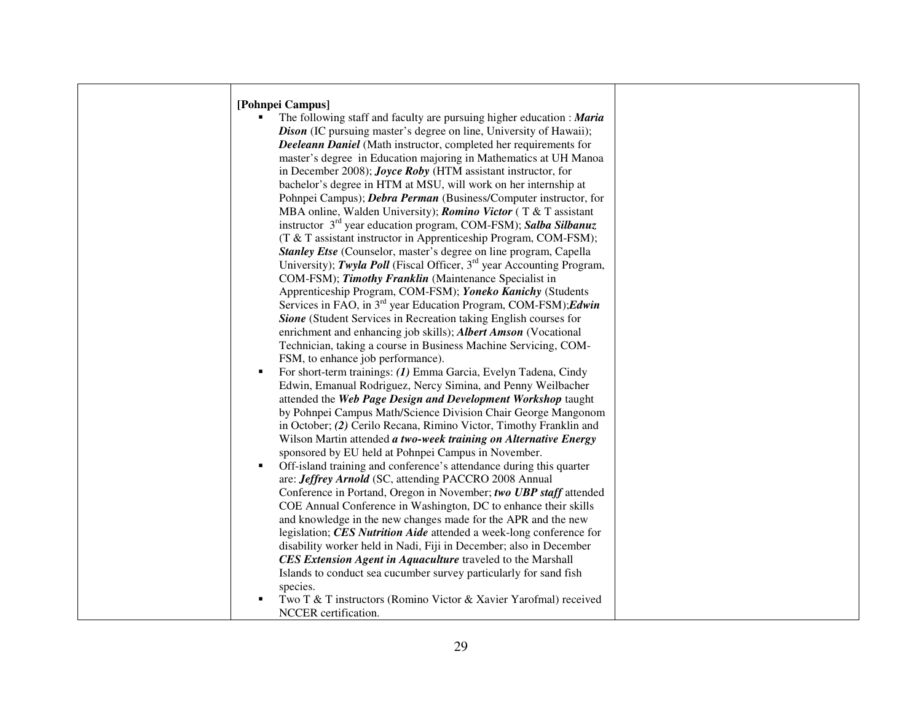| | | |
|---|---|---|
| | **[Pohnpei Campus]**<br>▪ The following staff and faculty are pursuing higher education : ***Maria Dison*** (IC pursuing master's degree on line, University of Hawaii); ***Deeleann Daniel*** (Math instructor, completed her requirements for master's degree in Education majoring in Mathematics at UH Manoa in December 2008); ***Joyce Roby*** (HTM assistant instructor, for bachelor's degree in HTM at MSU, will work on her internship at Pohnpei Campus); ***Debra Perman*** (Business/Computer instructor, for MBA online, Walden University); ***Romino Victor*** ( T & T assistant instructor 3rd year education program, COM-FSM); ***Salba Silbanuz*** (T & T assistant instructor in Apprenticeship Program, COM-FSM); ***Stanley Etse*** (Counselor, master's degree on line program, Capella University); ***Twyla Poll*** (Fiscal Officer, 3rd year Accounting Program, COM-FSM); ***Timothy Franklin*** (Maintenance Specialist in Apprenticeship Program, COM-FSM); ***Yoneko Kanichy*** (Students Services in FAO, in 3rd year Education Program, COM-FSM);***Edwin Sione*** (Student Services in Recreation taking English courses for enrichment and enhancing job skills); ***Albert Amson*** (Vocational Technician, taking a course in Business Machine Servicing, COM-FSM, to enhance job performance).<br>▪ For short-term trainings: ***(1)*** Emma Garcia, Evelyn Tadena, Cindy Edwin, Emanual Rodriguez, Nercy Simina, and Penny Weilbacher attended the ***Web Page Design and Development Workshop*** taught by Pohnpei Campus Math/Science Division Chair George Mangonom in October; ***(2)*** Cerilo Recana, Rimino Victor, Timothy Franklin and Wilson Martin attended ***a two-week training on Alternative Energy*** sponsored by EU held at Pohnpei Campus in November.<br>▪ Off-island training and conference's attendance during this quarter are: ***Jeffrey Arnold*** (SC, attending PACCRO 2008 Annual Conference in Portand, Oregon in November; ***two UBP staff*** attended COE Annual Conference in Washington, DC to enhance their skills and knowledge in the new changes made for the APR and the new legislation; ***CES Nutrition Aide*** attended a week-long conference for disability worker held in Nadi, Fiji in December; also in December ***CES Extension Agent in Aquaculture*** traveled to the Marshall Islands to conduct sea cucumber survey particularly for sand fish species.<br>▪ Two T & T instructors (Romino Victor & Xavier Yarofmal) received NCCER certification. | |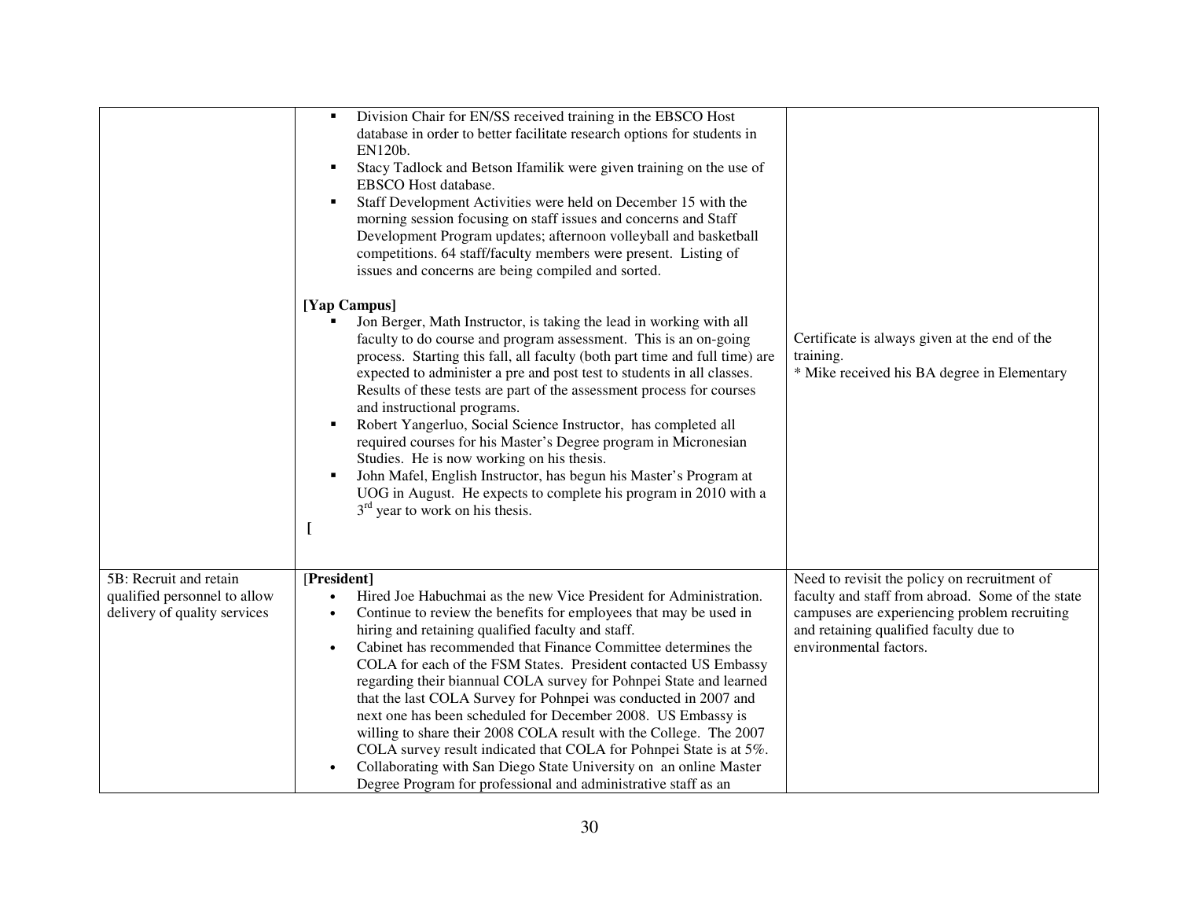| | | |
|---|---|---|
| | ▪ Division Chair for EN/SS received training in the EBSCO Host database in order to better facilitate research options for students in EN120b.<br>▪ Stacy Tadlock and Betson Ifamilik were given training on the use of EBSCO Host database.<br>▪ Staff Development Activities were held on December 15 with the morning session focusing on staff issues and concerns and Staff Development Program updates; afternoon volleyball and basketball competitions. 64 staff/faculty members were present. Listing of issues and concerns are being compiled and sorted.<br><br>**[Yap Campus]**<br>▪ Jon Berger, Math Instructor, is taking the lead in working with all faculty to do course and program assessment. This is an on-going process. Starting this fall, all faculty (both part time and full time) are expected to administer a pre and post test to students in all classes. Results of these tests are part of the assessment process for courses and instructional programs.<br>▪ Robert Yangerluo, Social Science Instructor, has completed all required courses for his Master's Degree program in Micronesian Studies. He is now working on his thesis.<br>▪ John Mafel, English Instructor, has begun his Master's Program at UOG in August. He expects to complete his program in 2010 with a 3rd year to work on his thesis.<br>**[** | Certificate is always given at the end of the training.<br>* Mike received his BA degree in Elementary |
| 5B: Recruit and retain qualified personnel to allow delivery of quality services | [**President**]<br>• Hired Joe Habuchmai as the new Vice President for Administration.<br>• Continue to review the benefits for employees that may be used in hiring and retaining qualified faculty and staff.<br>• Cabinet has recommended that Finance Committee determines the COLA for each of the FSM States. President contacted US Embassy regarding their biannual COLA survey for Pohnpei State and learned that the last COLA Survey for Pohnpei was conducted in 2007 and next one has been scheduled for December 2008. US Embassy is willing to share their 2008 COLA result with the College. The 2007 COLA survey result indicated that COLA for Pohnpei State is at 5%.<br>• Collaborating with San Diego State University on an online Master Degree Program for professional and administrative staff as an | Need to revisit the policy on recruitment of faculty and staff from abroad. Some of the state campuses are experiencing problem recruiting and retaining qualified faculty due to environmental factors. |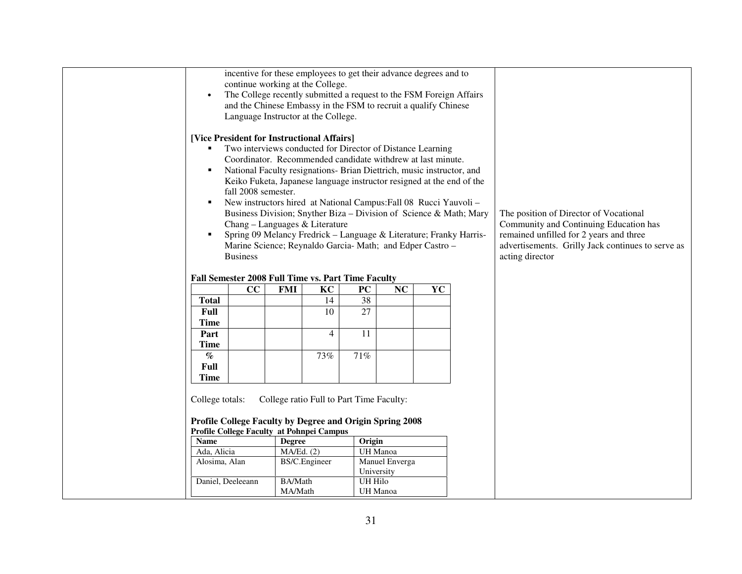incentive for these employees to get their advance degrees and to continue working at the College.

- The College recently submitted a request to the FSM Foreign Affairs and the Chinese Embassy in the FSM to recruit a qualify Chinese Language Instructor at the College.

**[Vice President for Instructional Affairs]**

- Two interviews conducted for Director of Distance Learning Coordinator. Recommended candidate withdrew at last minute.
- National Faculty resignations- Brian Diettrich, music instructor, and Keiko Fuketa, Japanese language instructor resigned at the end of the fall 2008 semester.
- New instructors hired at National Campus:Fall 08 Rucci Yauvoli – Business Division; Snyther Biza – Division of Science & Math; Mary Chang – Languages & Literature
- Spring 09 Melancy Fredrick – Language & Literature; Franky Harris- Marine Science; Reynaldo Garcia- Math; and Edper Castro – Business

**Fall Semester 2008 Full Time vs. Part Time Faculty**

| | CC | FMI | KC | PC | NC | YC |
|---|---|---|---|---|---|---|
| **Total** | | | 14 | 38 | | |
| **Full Time** | | | 10 | 27 | | |
| **Part Time** | | | 4 | 11 | | |
| **% Full Time** | | | 73% | 71% | | |

College totals: College ratio Full to Part Time Faculty:

**Profile College Faculty by Degree and Origin Spring 2008**

**Profile College Faculty at Pohnpei Campus**

| Name | Degree | Origin |
|---|---|---|
| Ada, Alicia | MA/Ed. (2) | UH Manoa |
| Alosima, Alan | BS/C.Engineer | Manuel Enverga University |
| Daniel, Deeleeann | BA/Math<br>MA/Math | UH Hilo<br>UH Manoa |

The position of Director of Vocational Community and Continuing Education has remained unfilled for 2 years and three advertisements. Grilly Jack continues to serve as acting director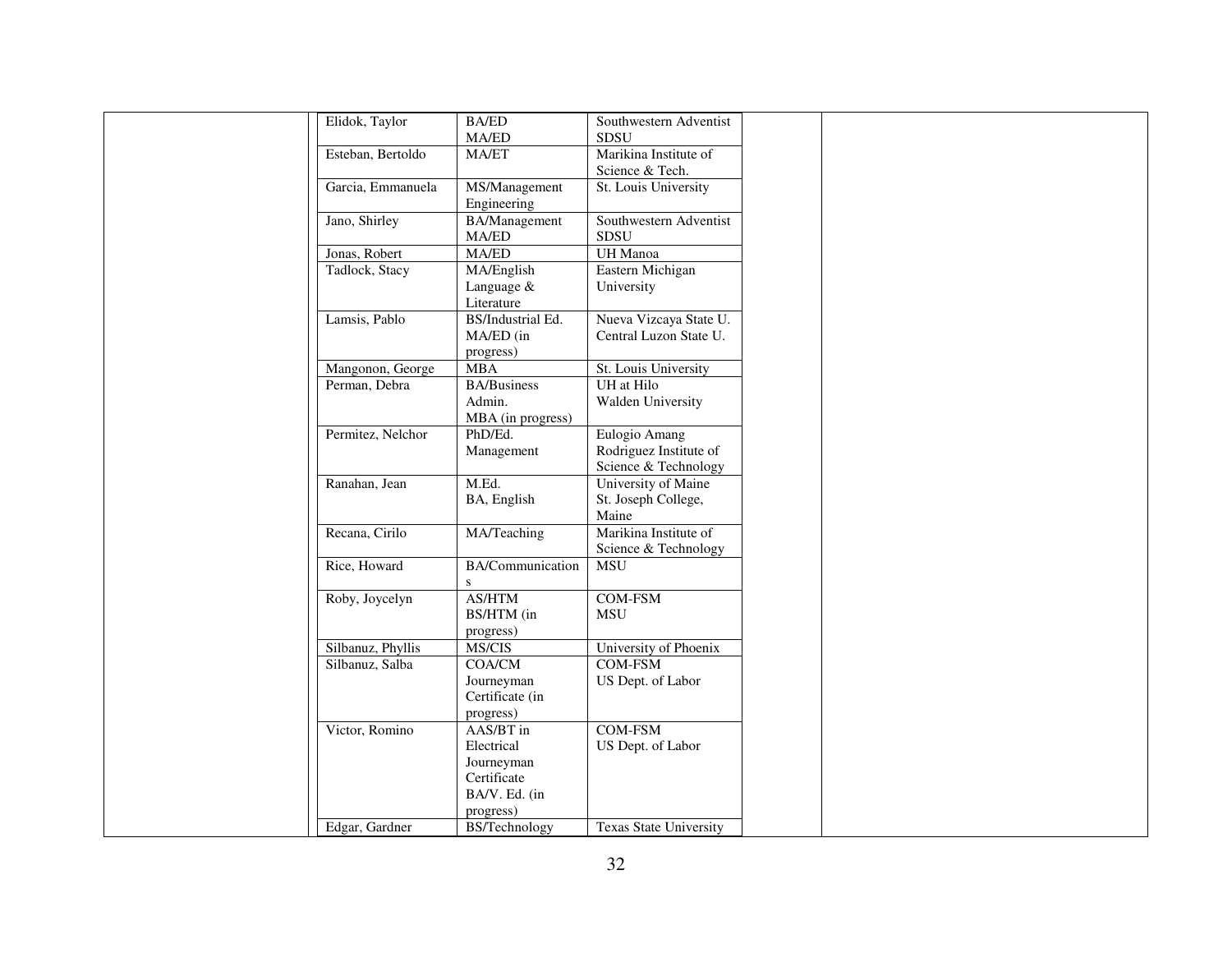| | Name | Degree | Institution | | |
|---|---|---|---|---|---|
| | Elidok, Taylor | BA/ED<br>MA/ED | Southwestern Adventist<br>SDSU | | |
| | Esteban, Bertoldo | MA/ET | Marikina Institute of Science & Tech. | | |
| | Garcia, Emmanuela | MS/Management Engineering | St. Louis University | | |
| | Jano, Shirley | BA/Management<br>MA/ED | Southwestern Adventist<br>SDSU | | |
| | Jonas, Robert | MA/ED | UH Manoa | | |
| | Tadlock, Stacy | MA/English Language & Literature | Eastern Michigan University | | |
| | Lamsis, Pablo | BS/Industrial Ed.<br>MA/ED (in progress) | Nueva Vizcaya State U.<br>Central Luzon State U. | | |
| | Mangonon, George | MBA | St. Louis University | | |
| | Perman, Debra | BA/Business Admin.<br>MBA (in progress) | UH at Hilo<br>Walden University | | |
| | Permitez, Nelchor | PhD/Ed. Management | Eulogio Amang Rodriguez Institute of Science & Technology | | |
| | Ranahan, Jean | M.Ed.<br>BA, English | University of Maine<br>St. Joseph College, Maine | | |
| | Recana, Cirilo | MA/Teaching | Marikina Institute of Science & Technology | | |
| | Rice, Howard | BA/Communications | MSU | | |
| | Roby, Joycelyn | AS/HTM<br>BS/HTM (in progress) | COM-FSM<br>MSU | | |
| | Silbanuz, Phyllis | MS/CIS | University of Phoenix | | |
| | Silbanuz, Salba | COA/CM<br>Journeyman Certificate (in progress) | COM-FSM<br>US Dept. of Labor | | |
| | Victor, Romino | AAS/BT in Electrical<br>Journeyman Certificate<br>BA/V. Ed. (in progress) | COM-FSM<br>US Dept. of Labor | | |
| | Edgar, Gardner | BS/Technology | Texas State University | | |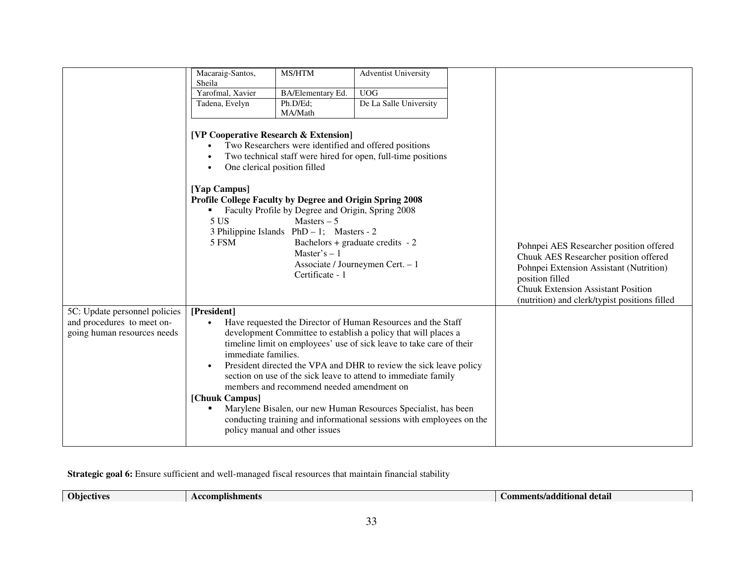| Objectives | Accomplishments | Comments/additional detail |
|---|---|---|
| | Macaraig-Santos, Sheila — MS/HTM — Adventist University<br>Yarofmal, Xavier — BA/Elementary Ed. — UOG<br>Tadena, Evelyn — Ph.D/Ed; MA/Math — De La Salle University<br><br>**[VP Cooperative Research & Extension]**<br>• Two Researchers were identified and offered positions<br>• Two technical staff were hired for open, full-time positions<br>• One clerical position filled<br><br>**[Yap Campus]**<br>**Profile College Faculty by Degree and Origin Spring 2008**<br>▪ Faculty Profile by Degree and Origin, Spring 2008<br>5 US — Masters – 5<br>3 Philippine Islands — PhD – 1; Masters - 2<br>5 FSM — Bachelors + graduate credits - 2; Master's – 1; Associate / Journeymen Cert. – 1; Certificate - 1 | Pohnpei AES Researcher position offered<br>Chuuk AES Researcher position offered<br>Pohnpei Extension Assistant (Nutrition) position filled<br>Chuuk Extension Assistant Position (nutrition) and clerk/typist positions filled |
| 5C: Update personnel policies and procedures to meet on-going human resources needs | **[President]**<br>• Have requested the Director of Human Resources and the Staff development Committee to establish a policy that will places a timeline limit on employees' use of sick leave to take care of their immediate families.<br>• President directed the VPA and DHR to review the sick leave policy section on use of the sick leave to attend to immediate family members and recommend needed amendment on<br>**[Chuuk Campus]**<br>▪ Marylene Bisalen, our new Human Resources Specialist, has been conducting training and informational sessions with employees on the policy manual and other issues | |

**Strategic goal 6:** Ensure sufficient and well-managed fiscal resources that maintain financial stability

| Objectives | Accomplishments | Comments/additional detail |
|---|---|---|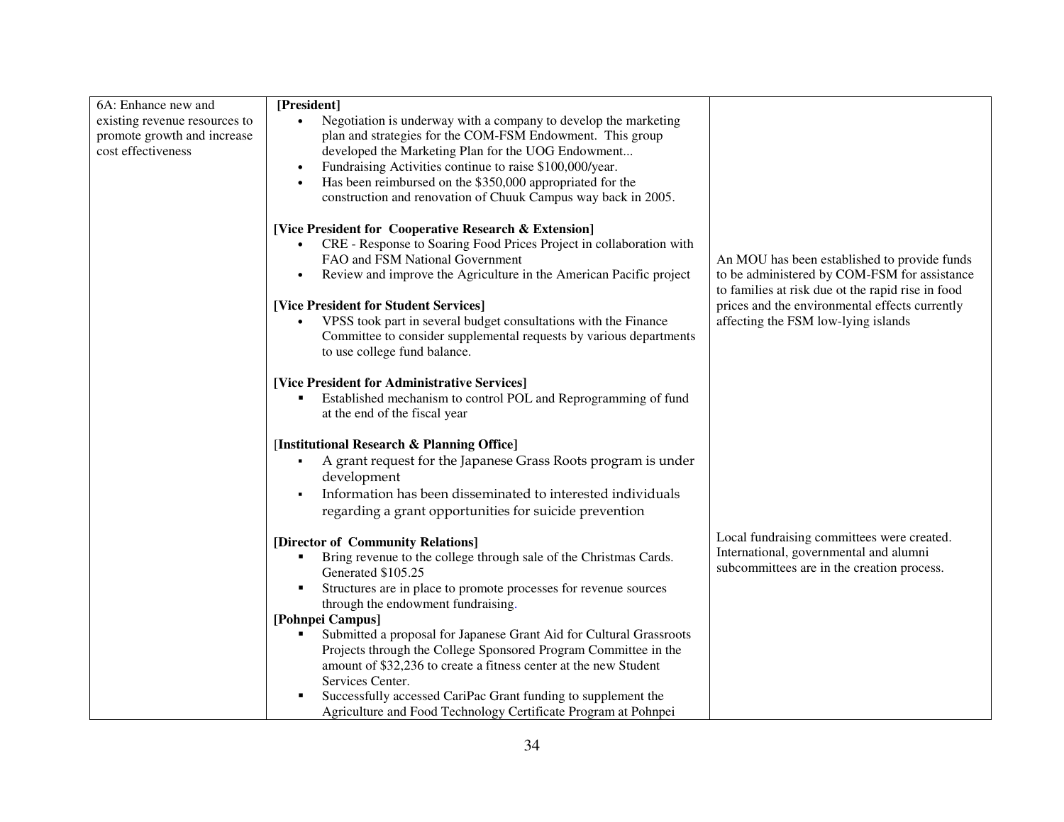| | | |
|---|---|---|
| 6A: Enhance new and existing revenue resources to promote growth and increase cost effectiveness | **[President]**<br>• Negotiation is underway with a company to develop the marketing plan and strategies for the COM-FSM Endowment. This group developed the Marketing Plan for the UOG Endowment...<br>• Fundraising Activities continue to raise $100,000/year.<br>• Has been reimbursed on the $350,000 appropriated for the construction and renovation of Chuuk Campus way back in 2005.<br><br>**[Vice President for Cooperative Research & Extension]**<br>• CRE - Response to Soaring Food Prices Project in collaboration with FAO and FSM National Government<br>• Review and improve the Agriculture in the American Pacific project<br><br>**[Vice President for Student Services]**<br>• VPSS took part in several budget consultations with the Finance Committee to consider supplemental requests by various departments to use college fund balance.<br><br>**[Vice President for Administrative Services]**<br>▪ Established mechanism to control POL and Reprogramming of fund at the end of the fiscal year<br><br>[**Institutional Research & Planning Office]**<br>▪ A grant request for the Japanese Grass Roots program is under development<br>▪ Information has been disseminated to interested individuals regarding a grant opportunities for suicide prevention<br><br>**[Director of Community Relations]**<br>▪ Bring revenue to the college through sale of the Christmas Cards. Generated $105.25<br>▪ Structures are in place to promote processes for revenue sources through the endowment fundraising.<br>**[Pohnpei Campus]**<br>▪ Submitted a proposal for Japanese Grant Aid for Cultural Grassroots Projects through the College Sponsored Program Committee in the amount of $32,236 to create a fitness center at the new Student Services Center.<br>▪ Successfully accessed CariPac Grant funding to supplement the Agriculture and Food Technology Certificate Program at Pohnpei | An MOU has been established to provide funds to be administered by COM-FSM for assistance to families at risk due ot the rapid rise in food prices and the environmental effects currently affecting the FSM low-lying islands<br><br>Local fundraising committees were created. International, governmental and alumni subcommittees are in the creation process. |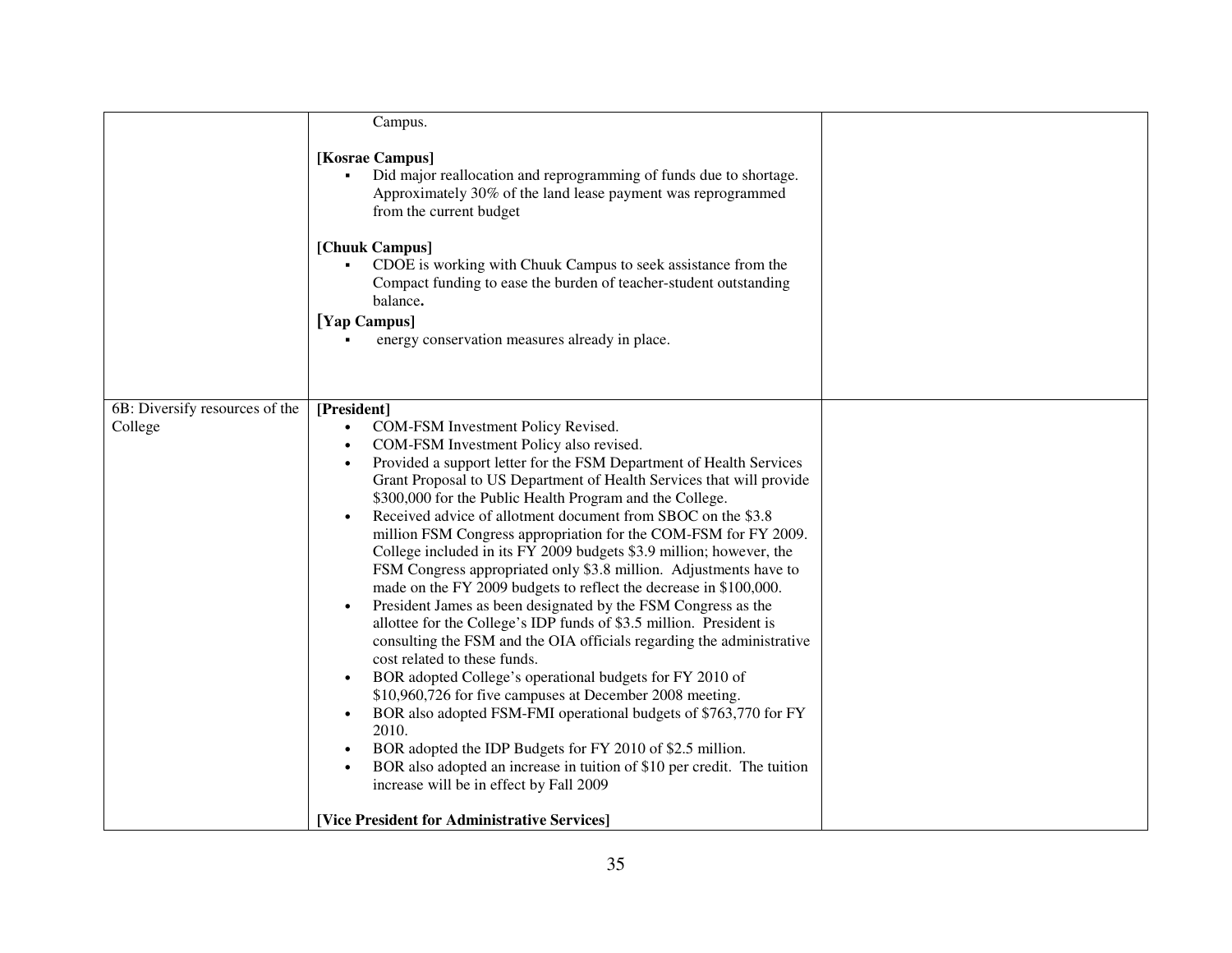| | | |
|---|---|---|
| | Campus.<br><br>**[Kosrae Campus]**<br>▪ Did major reallocation and reprogramming of funds due to shortage. Approximately 30% of the land lease payment was reprogrammed from the current budget<br><br>**[Chuuk Campus]**<br>▪ CDOE is working with Chuuk Campus to seek assistance from the Compact funding to ease the burden of teacher-student outstanding balance**.**<br>**[Yap Campus]**<br>▪ energy conservation measures already in place. | |
| 6B: Diversify resources of the College | **[President]**<br>• COM-FSM Investment Policy Revised.<br>• COM-FSM Investment Policy also revised.<br>• Provided a support letter for the FSM Department of Health Services Grant Proposal to US Department of Health Services that will provide $300,000 for the Public Health Program and the College.<br>• Received advice of allotment document from SBOC on the $3.8 million FSM Congress appropriation for the COM-FSM for FY 2009. College included in its FY 2009 budgets $3.9 million; however, the FSM Congress appropriated only $3.8 million. Adjustments have to made on the FY 2009 budgets to reflect the decrease in $100,000.<br>• President James as been designated by the FSM Congress as the allottee for the College's IDP funds of $3.5 million. President is consulting the FSM and the OIA officials regarding the administrative cost related to these funds.<br>• BOR adopted College's operational budgets for FY 2010 of $10,960,726 for five campuses at December 2008 meeting.<br>• BOR also adopted FSM-FMI operational budgets of $763,770 for FY 2010.<br>• BOR adopted the IDP Budgets for FY 2010 of $2.5 million.<br>• BOR also adopted an increase in tuition of $10 per credit. The tuition increase will be in effect by Fall 2009<br><br>**[Vice President for Administrative Services]** | |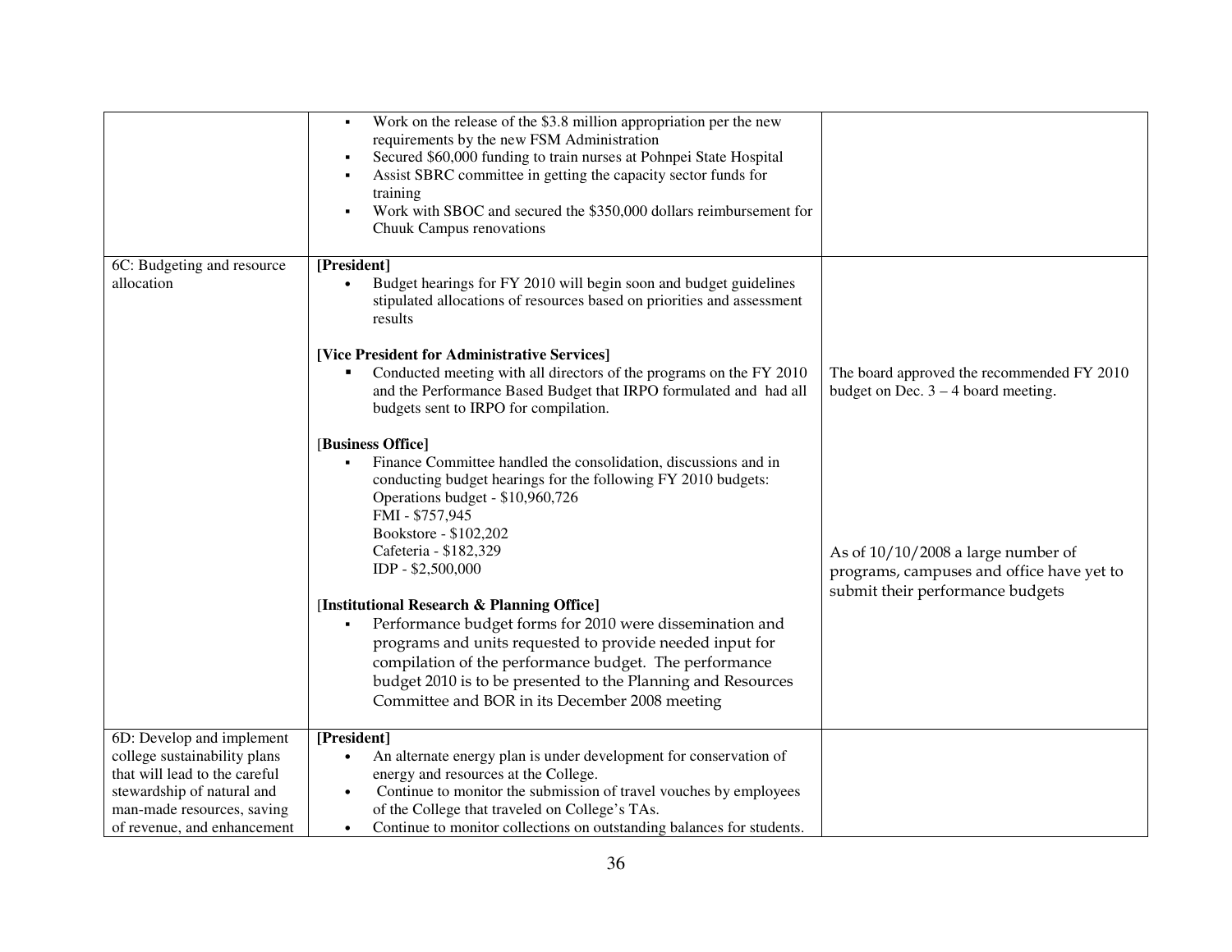| | | |
|---|---|---|
| | ▪ Work on the release of the $3.8 million appropriation per the new requirements by the new FSM Administration<br>▪ Secured $60,000 funding to train nurses at Pohnpei State Hospital<br>▪ Assist SBRC committee in getting the capacity sector funds for training<br>▪ Work with SBOC and secured the $350,000 dollars reimbursement for Chuuk Campus renovations | |
| 6C: Budgeting and resource allocation | **[President]**<br>• Budget hearings for FY 2010 will begin soon and budget guidelines stipulated allocations of resources based on priorities and assessment results<br><br>**[Vice President for Administrative Services]**<br>▪ Conducted meeting with all directors of the programs on the FY 2010 and the Performance Based Budget that IRPO formulated and had all budgets sent to IRPO for compilation.<br><br>[**Business Office]**<br>▪ Finance Committee handled the consolidation, discussions and in conducting budget hearings for the following FY 2010 budgets:<br>Operations budget - $10,960,726<br>FMI - $757,945<br>Bookstore - $102,202<br>Cafeteria - $182,329<br>IDP - $2,500,000<br><br>[**Institutional Research & Planning Office]**<br>▪ Performance budget forms for 2010 were dissemination and programs and units requested to provide needed input for compilation of the performance budget. The performance budget 2010 is to be presented to the Planning and Resources Committee and BOR in its December 2008 meeting | The board approved the recommended FY 2010 budget on Dec. 3 – 4 board meeting.<br><br>As of 10/10/2008 a large number of programs, campuses and office have yet to submit their performance budgets |
| 6D: Develop and implement college sustainability plans that will lead to the careful stewardship of natural and man-made resources, saving of revenue, and enhancement | **[President]**<br>• An alternate energy plan is under development for conservation of energy and resources at the College.<br>• Continue to monitor the submission of travel vouches by employees of the College that traveled on College's TAs.<br>• Continue to monitor collections on outstanding balances for students. | |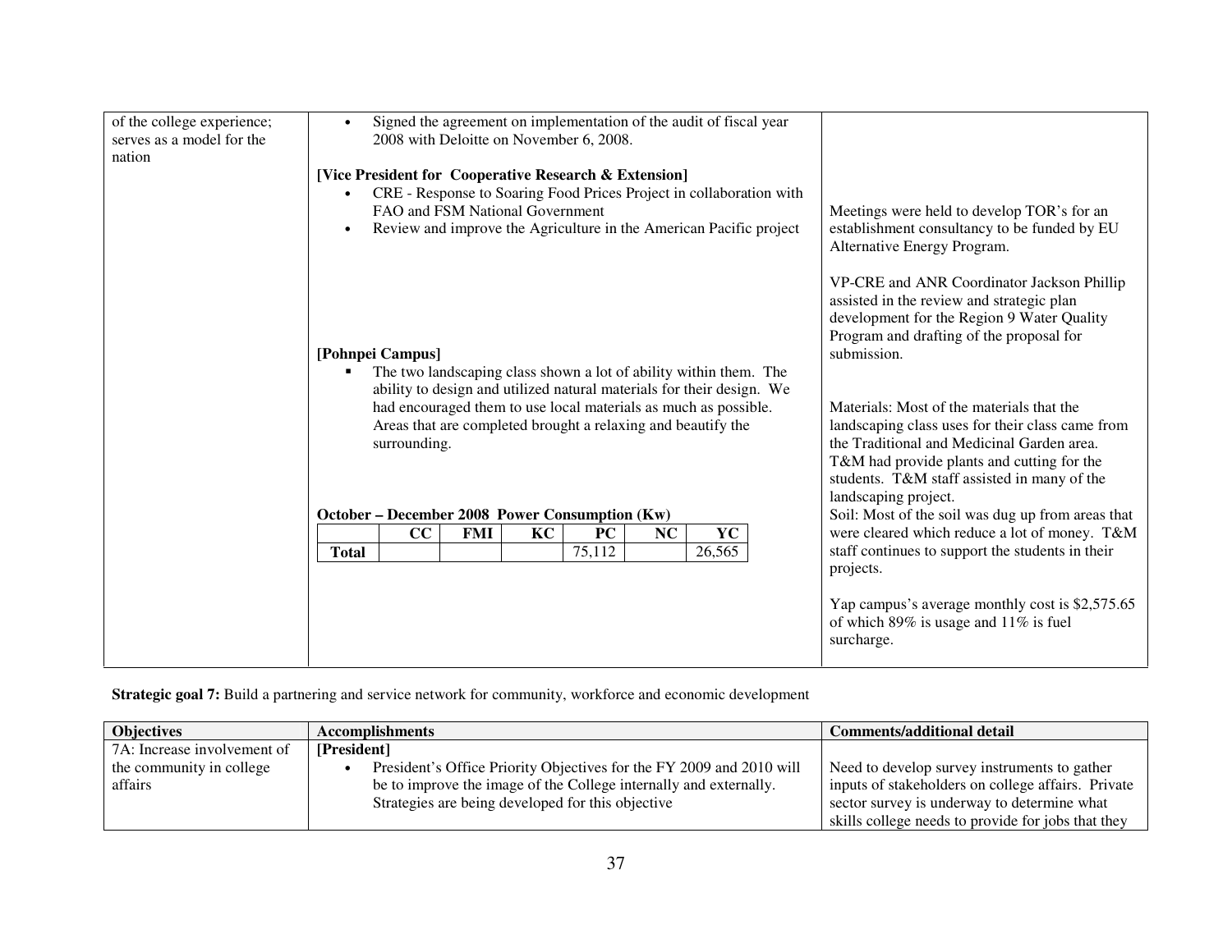| | | |
|---|---|---|
| of the college experience; serves as a model for the nation | • Signed the agreement on implementation of the audit of fiscal year 2008 with Deloitte on November 6, 2008.<br><br>**[Vice President for Cooperative Research & Extension]**<br>• CRE - Response to Soaring Food Prices Project in collaboration with FAO and FSM National Government<br>• Review and improve the Agriculture in the American Pacific project<br><br>**[Pohnpei Campus]**<br>▪ The two landscaping class shown a lot of ability within them. The ability to design and utilized natural materials for their design. We had encouraged them to use local materials as much as possible. Areas that are completed brought a relaxing and beautify the surrounding.<br><br>**October – December 2008 Power Consumption (Kw)**<br>CC: – / FMI: – / KC: – / PC: 75,112 / NC: – / YC: 26,565 (Total) | Meetings were held to develop TOR's for an establishment consultancy to be funded by EU Alternative Energy Program.<br><br>VP-CRE and ANR Coordinator Jackson Phillip assisted in the review and strategic plan development for the Region 9 Water Quality Program and drafting of the proposal for submission.<br><br>Materials: Most of the materials that the landscaping class uses for their class came from the Traditional and Medicinal Garden area. T&M had provide plants and cutting for the students. T&M staff assisted in many of the landscaping project.<br>Soil: Most of the soil was dug up from areas that were cleared which reduce a lot of money. T&M staff continues to support the students in their projects.<br><br>Yap campus's average monthly cost is $2,575.65 of which 89% is usage and 11% is fuel surcharge. |

**October – December 2008 Power Consumption (Kw)**

| | CC | FMI | KC | PC | NC | YC |
|---|---|---|---|---|---|---|
| **Total** | | | | 75,112 | | 26,565 |

**Strategic goal 7:** Build a partnering and service network for community, workforce and economic development

| Objectives | Accomplishments | Comments/additional detail |
|---|---|---|
| 7A: Increase involvement of the community in college affairs | **[President]**<br>• President's Office Priority Objectives for the FY 2009 and 2010 will be to improve the image of the College internally and externally. Strategies are being developed for this objective | Need to develop survey instruments to gather inputs of stakeholders on college affairs. Private sector survey is underway to determine what skills college needs to provide for jobs that they |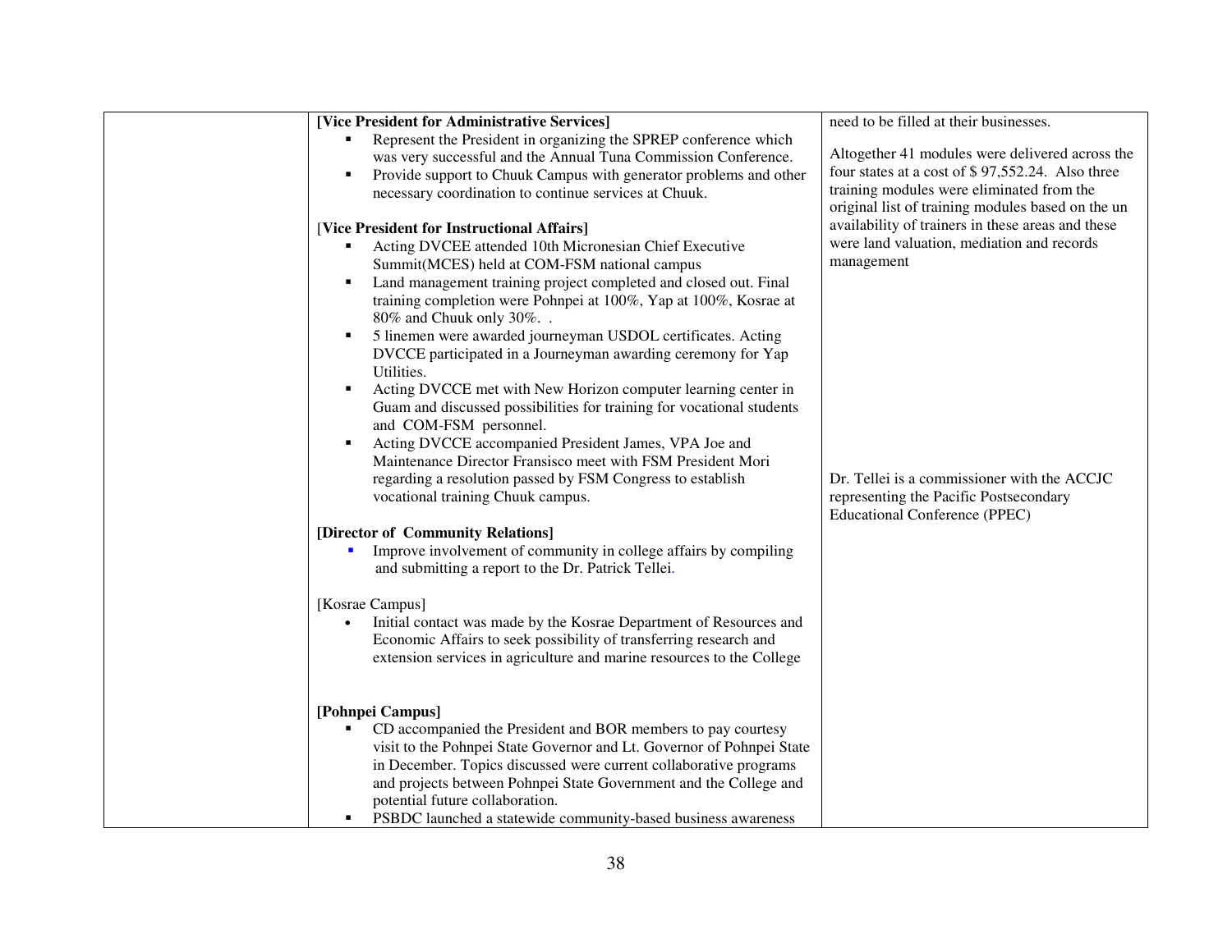| | | |
|---|---|---|
| | **[Vice President for Administrative Services]**<br>▪ Represent the President in organizing the SPREP conference which was very successful and the Annual Tuna Commission Conference.<br>▪ Provide support to Chuuk Campus with generator problems and other necessary coordination to continue services at Chuuk.<br><br>[**Vice President for Instructional Affairs]**<br>▪ Acting DVCEE attended 10th Micronesian Chief Executive Summit(MCES) held at COM-FSM national campus<br>▪ Land management training project completed and closed out. Final training completion were Pohnpei at 100%, Yap at 100%, Kosrae at 80% and Chuuk only 30%. .<br>▪ 5 linemen were awarded journeyman USDOL certificates. Acting DVCCE participated in a Journeyman awarding ceremony for Yap Utilities.<br>▪ Acting DVCCE met with New Horizon computer learning center in Guam and discussed possibilities for training for vocational students and COM-FSM personnel.<br>▪ Acting DVCCE accompanied President James, VPA Joe and Maintenance Director Fransisco meet with FSM President Mori regarding a resolution passed by FSM Congress to establish vocational training Chuuk campus.<br><br>**[Director of Community Relations]**<br>▪ Improve involvement of community in college affairs by compiling and submitting a report to the Dr. Patrick Tellei.<br><br>[Kosrae Campus]<br>• Initial contact was made by the Kosrae Department of Resources and Economic Affairs to seek possibility of transferring research and extension services in agriculture and marine resources to the College<br><br>**[Pohnpei Campus]**<br>▪ CD accompanied the President and BOR members to pay courtesy visit to the Pohnpei State Governor and Lt. Governor of Pohnpei State in December. Topics discussed were current collaborative programs and projects between Pohnpei State Government and the College and potential future collaboration.<br>▪ PSBDC launched a statewide community-based business awareness | need to be filled at their businesses.<br><br>Altogether 41 modules were delivered across the four states at a cost of $ 97,552.24. Also three training modules were eliminated from the original list of training modules based on the un availability of trainers in these areas and these were land valuation, mediation and records management<br><br>Dr. Tellei is a commissioner with the ACCJC representing the Pacific Postsecondary Educational Conference (PPEC) |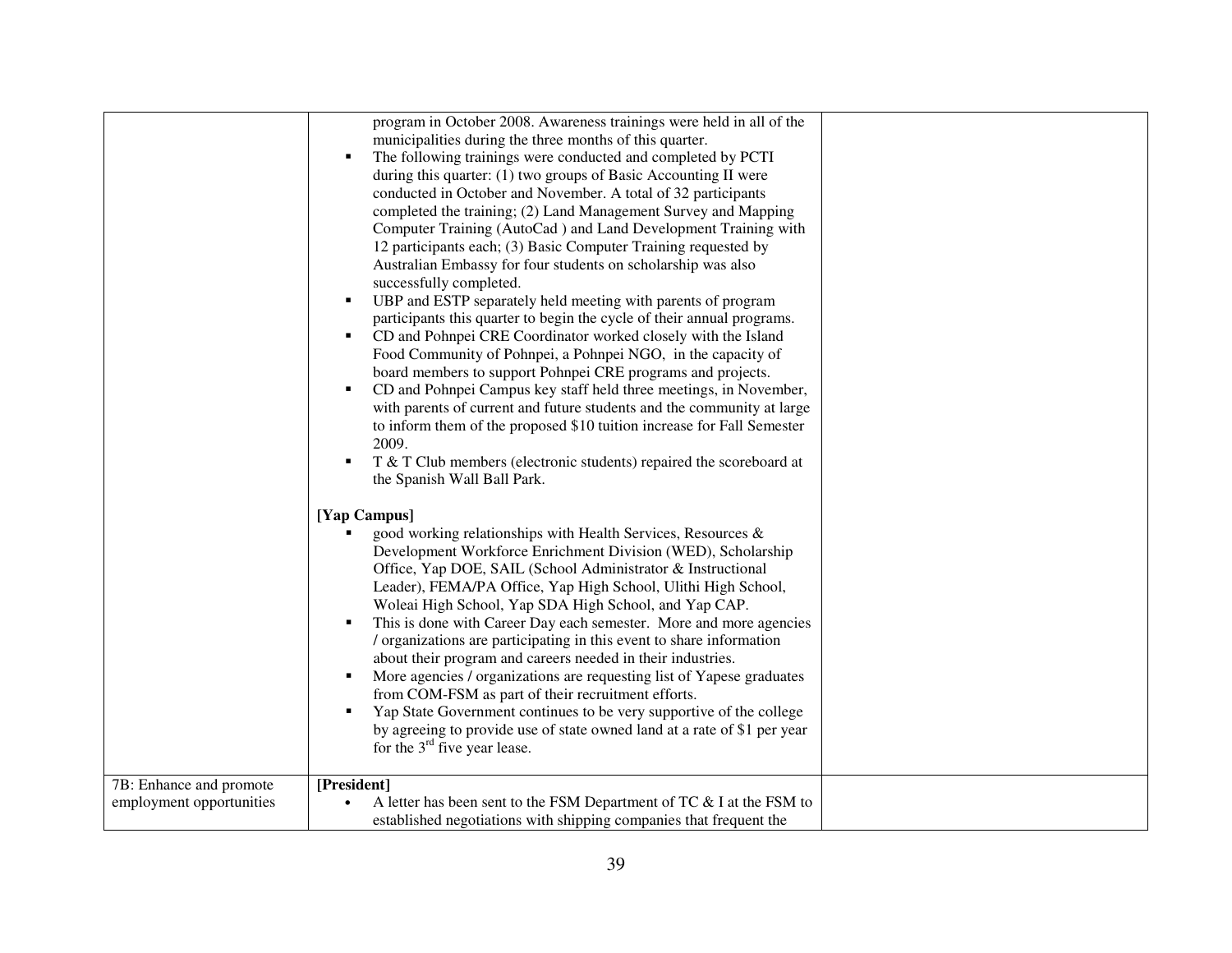| | | |
|---|---|---|
| | program in October 2008. Awareness trainings were held in all of the municipalities during the three months of this quarter.<br>▪ The following trainings were conducted and completed by PCTI during this quarter: (1) two groups of Basic Accounting II were conducted in October and November. A total of 32 participants completed the training; (2) Land Management Survey and Mapping Computer Training (AutoCad ) and Land Development Training with 12 participants each; (3) Basic Computer Training requested by Australian Embassy for four students on scholarship was also successfully completed.<br>▪ UBP and ESTP separately held meeting with parents of program participants this quarter to begin the cycle of their annual programs.<br>▪ CD and Pohnpei CRE Coordinator worked closely with the Island Food Community of Pohnpei, a Pohnpei NGO, in the capacity of board members to support Pohnpei CRE programs and projects.<br>▪ CD and Pohnpei Campus key staff held three meetings, in November, with parents of current and future students and the community at large to inform them of the proposed $10 tuition increase for Fall Semester 2009.<br>▪ T & T Club members (electronic students) repaired the scoreboard at the Spanish Wall Ball Park.<br><br>**[Yap Campus]**<br>▪ good working relationships with Health Services, Resources & Development Workforce Enrichment Division (WED), Scholarship Office, Yap DOE, SAIL (School Administrator & Instructional Leader), FEMA/PA Office, Yap High School, Ulithi High School, Woleai High School, Yap SDA High School, and Yap CAP.<br>▪ This is done with Career Day each semester. More and more agencies / organizations are participating in this event to share information about their program and careers needed in their industries.<br>▪ More agencies / organizations are requesting list of Yapese graduates from COM-FSM as part of their recruitment efforts.<br>▪ Yap State Government continues to be very supportive of the college by agreeing to provide use of state owned land at a rate of $1 per year for the 3rd five year lease. | |
| 7B: Enhance and promote employment opportunities | **[President]**<br>• A letter has been sent to the FSM Department of TC & I at the FSM to established negotiations with shipping companies that frequent the | |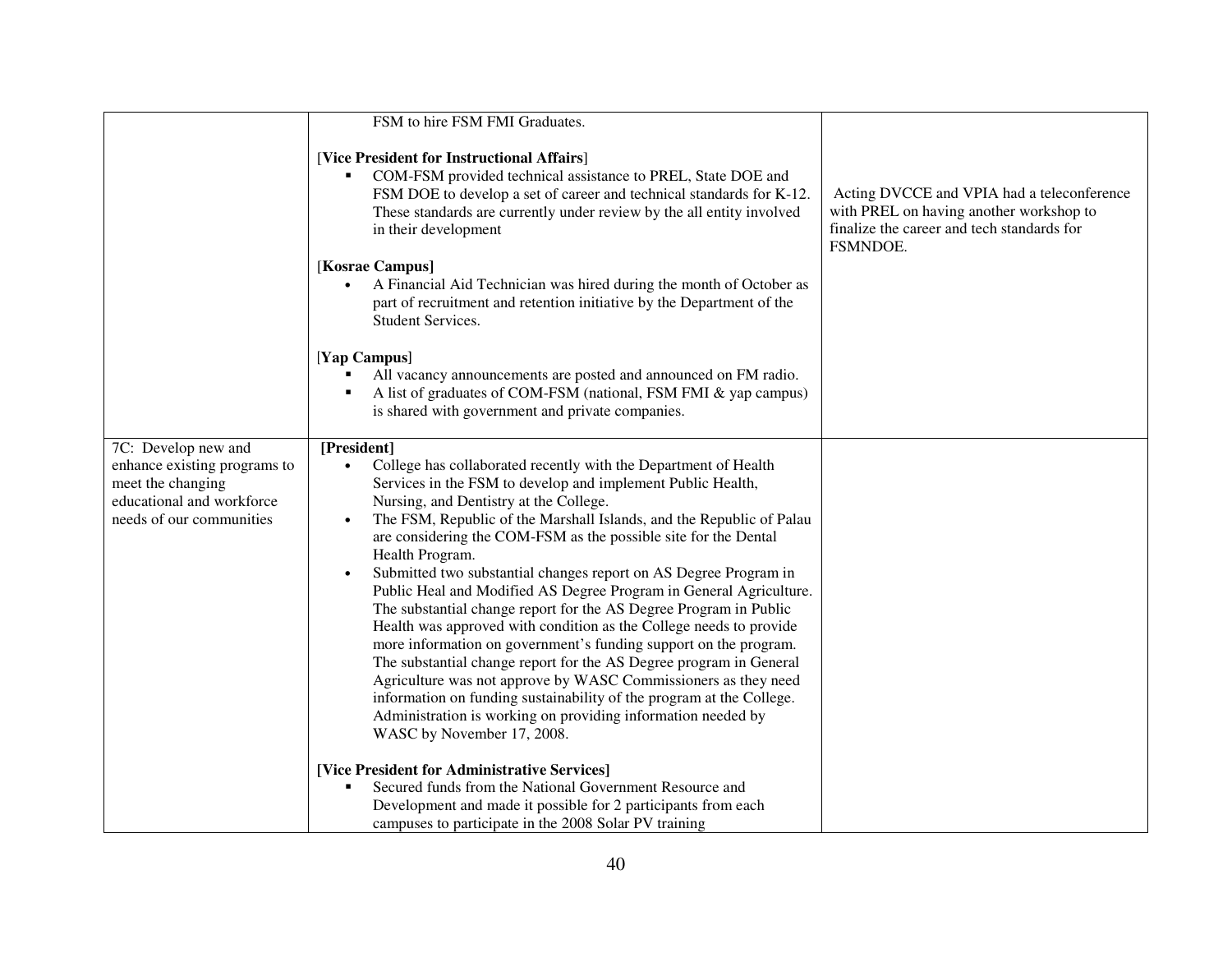|  |  |  |
|---|---|---|
|  | FSM to hire FSM FMI Graduates.<br><br>[**Vice President for Instructional Affairs**]<br>▪ COM-FSM provided technical assistance to PREL, State DOE and FSM DOE to develop a set of career and technical standards for K-12. These standards are currently under review by the all entity involved in their development<br><br>[**Kosrae Campus**]<br>• A Financial Aid Technician was hired during the month of October as part of recruitment and retention initiative by the Department of the Student Services.<br><br>[**Yap Campus**]<br>▪ All vacancy announcements are posted and announced on FM radio.<br>▪ A list of graduates of COM-FSM (national, FSM FMI & yap campus) is shared with government and private companies. | Acting DVCCE and VPIA had a teleconference with PREL on having another workshop to finalize the career and tech standards for FSMNDOE. |
| 7C: Develop new and enhance existing programs to meet the changing educational and workforce needs of our communities | **[President]**<br>• College has collaborated recently with the Department of Health Services in the FSM to develop and implement Public Health, Nursing, and Dentistry at the College.<br>• The FSM, Republic of the Marshall Islands, and the Republic of Palau are considering the COM-FSM as the possible site for the Dental Health Program.<br>• Submitted two substantial changes report on AS Degree Program in Public Heal and Modified AS Degree Program in General Agriculture. The substantial change report for the AS Degree Program in Public Health was approved with condition as the College needs to provide more information on government's funding support on the program. The substantial change report for the AS Degree program in General Agriculture was not approve by WASC Commissioners as they need information on funding sustainability of the program at the College. Administration is working on providing information needed by WASC by November 17, 2008.<br><br>**[Vice President for Administrative Services]**<br>▪ Secured funds from the National Government Resource and Development and made it possible for 2 participants from each campuses to participate in the 2008 Solar PV training |  |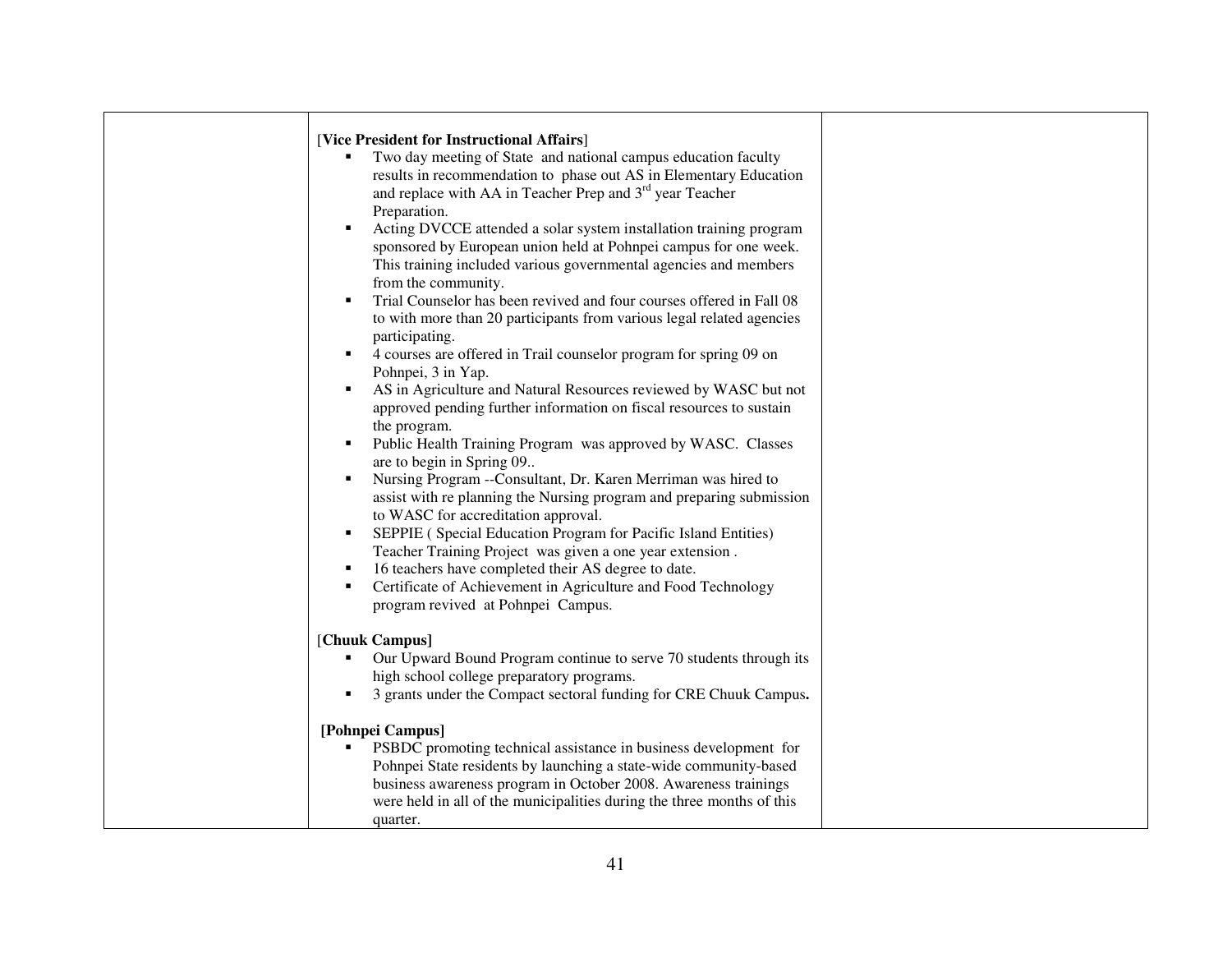| | [**Vice President for Instructional Affairs**]<br>▪ Two day meeting of State and national campus education faculty results in recommendation to phase out AS in Elementary Education and replace with AA in Teacher Prep and 3rd year Teacher Preparation.<br>▪ Acting DVCCE attended a solar system installation training program sponsored by European union held at Pohnpei campus for one week. This training included various governmental agencies and members from the community.<br>▪ Trial Counselor has been revived and four courses offered in Fall 08 to with more than 20 participants from various legal related agencies participating.<br>▪ 4 courses are offered in Trail counselor program for spring 09 on Pohnpei, 3 in Yap.<br>▪ AS in Agriculture and Natural Resources reviewed by WASC but not approved pending further information on fiscal resources to sustain the program.<br>▪ Public Health Training Program was approved by WASC. Classes are to begin in Spring 09..<br>▪ Nursing Program --Consultant, Dr. Karen Merriman was hired to assist with re planning the Nursing program and preparing submission to WASC for accreditation approval.<br>▪ SEPPIE ( Special Education Program for Pacific Island Entities) Teacher Training Project was given a one year extension .<br>▪ 16 teachers have completed their AS degree to date.<br>▪ Certificate of Achievement in Agriculture and Food Technology program revived at Pohnpei Campus.<br><br>[**Chuuk Campus]**<br>▪ Our Upward Bound Program continue to serve 70 students through its high school college preparatory programs.<br>▪ 3 grants under the Compact sectoral funding for CRE Chuuk Campus**.**<br><br>**[Pohnpei Campus]**<br>▪ PSBDC promoting technical assistance in business development for Pohnpei State residents by launching a state-wide community-based business awareness program in October 2008. Awareness trainings were held in all of the municipalities during the three months of this quarter. | |
|---|---|---|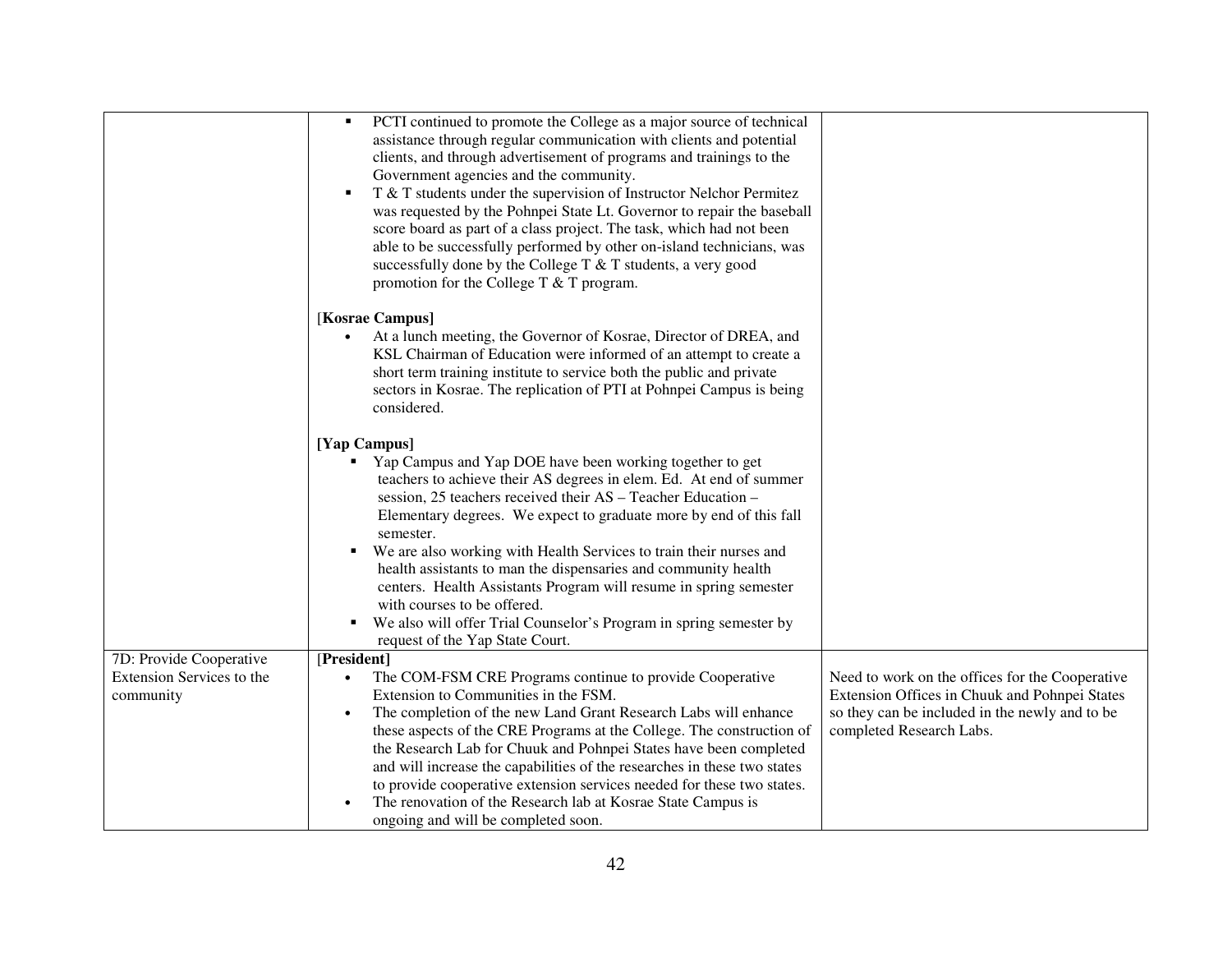| | | |
|---|---|---|
| | ▪ PCTI continued to promote the College as a major source of technical assistance through regular communication with clients and potential clients, and through advertisement of programs and trainings to the Government agencies and the community.<br>▪ T & T students under the supervision of Instructor Nelchor Permitez was requested by the Pohnpei State Lt. Governor to repair the baseball score board as part of a class project. The task, which had not been able to be successfully performed by other on-island technicians, was successfully done by the College T & T students, a very good promotion for the College T & T program.<br><br>[**Kosrae Campus]**<br>• At a lunch meeting, the Governor of Kosrae, Director of DREA, and KSL Chairman of Education were informed of an attempt to create a short term training institute to service both the public and private sectors in Kosrae. The replication of PTI at Pohnpei Campus is being considered.<br><br>**[Yap Campus]**<br>▪ Yap Campus and Yap DOE have been working together to get teachers to achieve their AS degrees in elem. Ed. At end of summer session, 25 teachers received their AS – Teacher Education – Elementary degrees. We expect to graduate more by end of this fall semester.<br>▪ We are also working with Health Services to train their nurses and health assistants to man the dispensaries and community health centers. Health Assistants Program will resume in spring semester with courses to be offered.<br>▪ We also will offer Trial Counselor's Program in spring semester by request of the Yap State Court. | |
| 7D: Provide Cooperative Extension Services to the community | [**President]**<br>• The COM-FSM CRE Programs continue to provide Cooperative Extension to Communities in the FSM.<br>• The completion of the new Land Grant Research Labs will enhance these aspects of the CRE Programs at the College. The construction of the Research Lab for Chuuk and Pohnpei States have been completed and will increase the capabilities of the researches in these two states to provide cooperative extension services needed for these two states.<br>• The renovation of the Research lab at Kosrae State Campus is ongoing and will be completed soon. | Need to work on the offices for the Cooperative Extension Offices in Chuuk and Pohnpei States so they can be included in the newly and to be completed Research Labs. |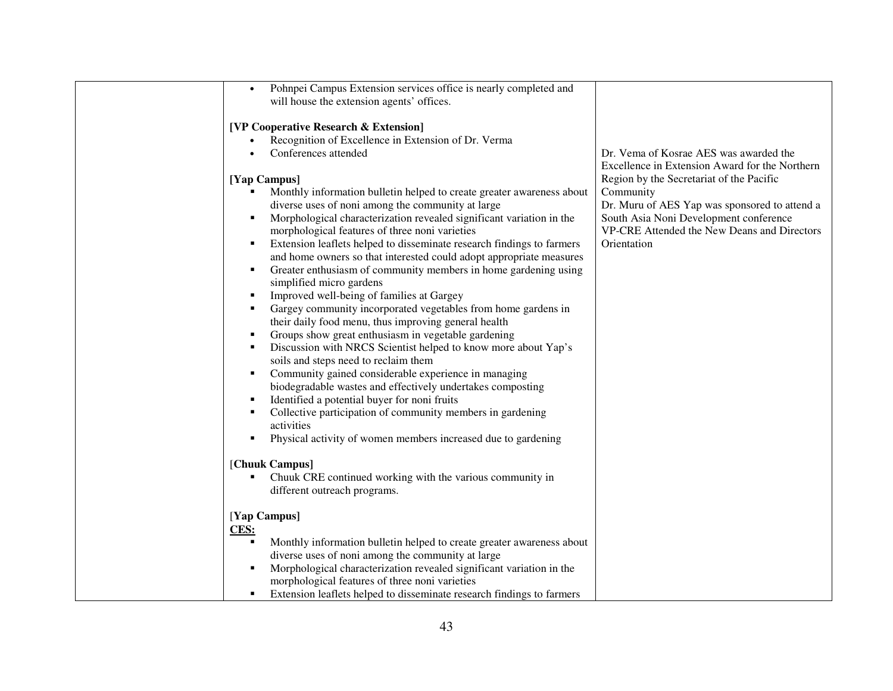| | | |
|---|---|---|
| | • Pohnpei Campus Extension services office is nearly completed and will house the extension agents' offices.<br><br>**[VP Cooperative Research & Extension]**<br>• Recognition of Excellence in Extension of Dr. Verma<br>• Conferences attended<br><br>**[Yap Campus]**<br>▪ Monthly information bulletin helped to create greater awareness about diverse uses of noni among the community at large<br>▪ Morphological characterization revealed significant variation in the morphological features of three noni varieties<br>▪ Extension leaflets helped to disseminate research findings to farmers and home owners so that interested could adopt appropriate measures<br>▪ Greater enthusiasm of community members in home gardening using simplified micro gardens<br>▪ Improved well-being of families at Gargey<br>▪ Gargey community incorporated vegetables from home gardens in their daily food menu, thus improving general health<br>▪ Groups show great enthusiasm in vegetable gardening<br>▪ Discussion with NRCS Scientist helped to know more about Yap's soils and steps need to reclaim them<br>▪ Community gained considerable experience in managing biodegradable wastes and effectively undertakes composting<br>▪ Identified a potential buyer for noni fruits<br>▪ Collective participation of community members in gardening activities<br>▪ Physical activity of women members increased due to gardening<br><br>[**Chuuk Campus]**<br>▪ Chuuk CRE continued working with the various community in different outreach programs.<br><br>[**Yap Campus]**<br>**CES:**<br>▪ Monthly information bulletin helped to create greater awareness about diverse uses of noni among the community at large<br>▪ Morphological characterization revealed significant variation in the morphological features of three noni varieties<br>▪ Extension leaflets helped to disseminate research findings to farmers | Dr. Vema of Kosrae AES was awarded the Excellence in Extension Award for the Northern Region by the Secretariat of the Pacific Community<br>Dr. Muru of AES Yap was sponsored to attend a South Asia Noni Development conference<br>VP-CRE Attended the New Deans and Directors Orientation |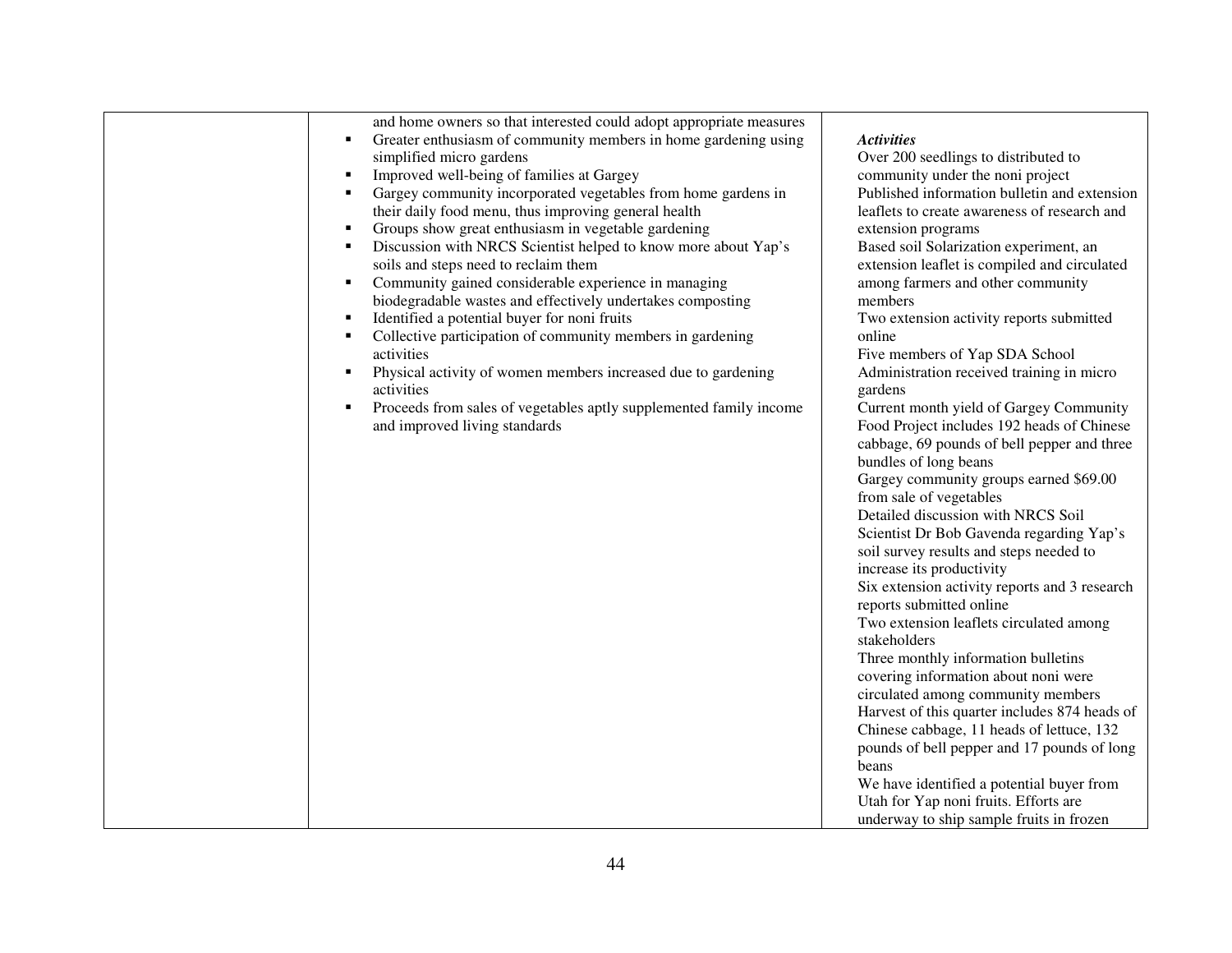| | | |
|---|---|---|
| | and home owners so that interested could adopt appropriate measures<br>▪ Greater enthusiasm of community members in home gardening using simplified micro gardens<br>▪ Improved well-being of families at Gargey<br>▪ Gargey community incorporated vegetables from home gardens in their daily food menu, thus improving general health<br>▪ Groups show great enthusiasm in vegetable gardening<br>▪ Discussion with NRCS Scientist helped to know more about Yap's soils and steps need to reclaim them<br>▪ Community gained considerable experience in managing biodegradable wastes and effectively undertakes composting<br>▪ Identified a potential buyer for noni fruits<br>▪ Collective participation of community members in gardening activities<br>▪ Physical activity of women members increased due to gardening activities<br>▪ Proceeds from sales of vegetables aptly supplemented family income and improved living standards | ***Activities***<br>Over 200 seedlings to distributed to community under the noni project<br>Published information bulletin and extension leaflets to create awareness of research and extension programs<br>Based soil Solarization experiment, an extension leaflet is compiled and circulated among farmers and other community members<br>Two extension activity reports submitted online<br>Five members of Yap SDA School Administration received training in micro gardens<br>Current month yield of Gargey Community Food Project includes 192 heads of Chinese cabbage, 69 pounds of bell pepper and three bundles of long beans<br>Gargey community groups earned $69.00 from sale of vegetables<br>Detailed discussion with NRCS Soil Scientist Dr Bob Gavenda regarding Yap's soil survey results and steps needed to increase its productivity<br>Six extension activity reports and 3 research reports submitted online<br>Two extension leaflets circulated among stakeholders<br>Three monthly information bulletins covering information about noni were circulated among community members<br>Harvest of this quarter includes 874 heads of Chinese cabbage, 11 heads of lettuce, 132 pounds of bell pepper and 17 pounds of long beans<br>We have identified a potential buyer from Utah for Yap noni fruits. Efforts are underway to ship sample fruits in frozen |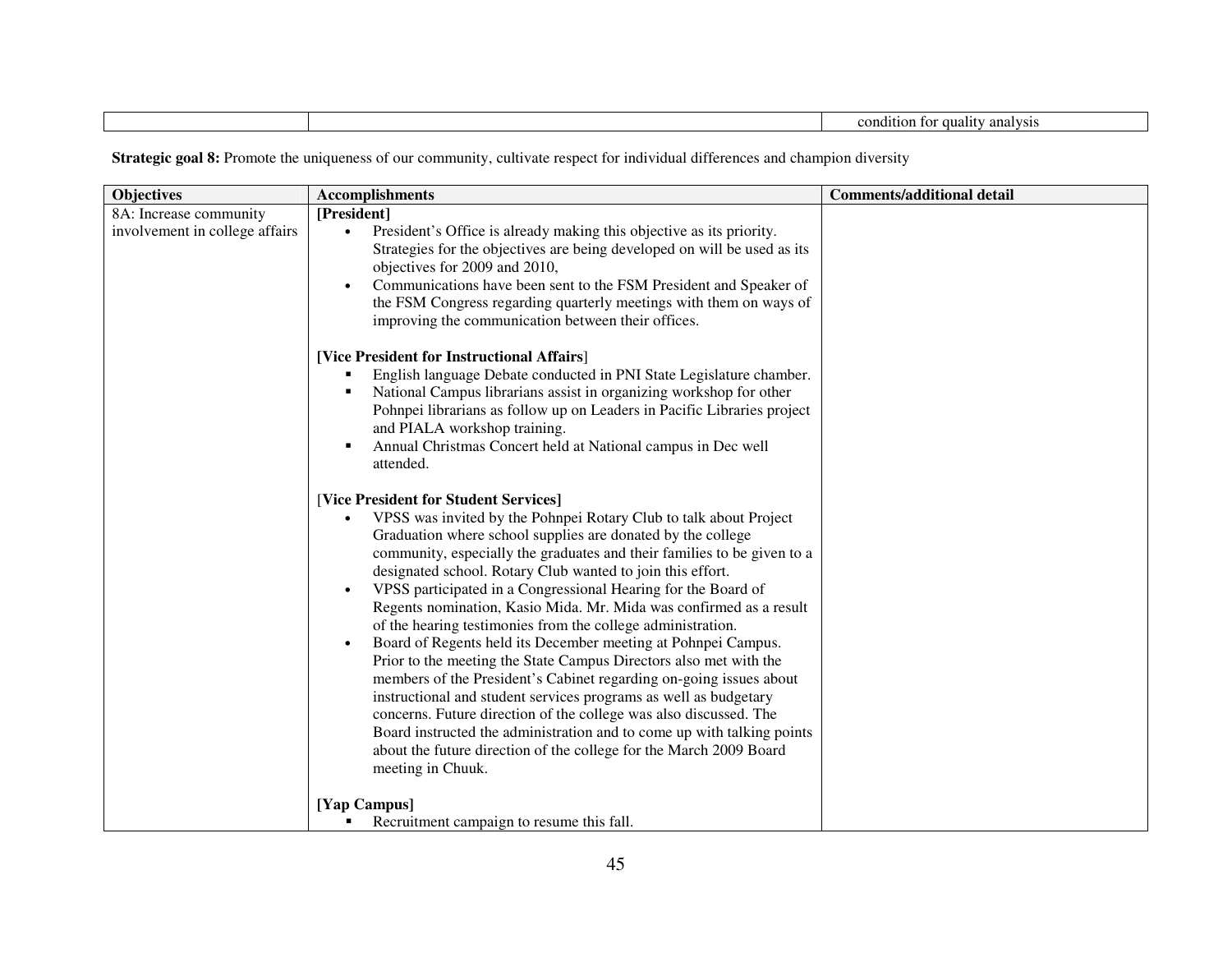| | | condition for quality analysis |
|---|---|---|

**Strategic goal 8:** Promote the uniqueness of our community, cultivate respect for individual differences and champion diversity

| Objectives | Accomplishments | Comments/additional detail |
|---|---|---|
| 8A: Increase community involvement in college affairs | **[President]**<br>• President's Office is already making this objective as its priority. Strategies for the objectives are being developed on will be used as its objectives for 2009 and 2010,<br>• Communications have been sent to the FSM President and Speaker of the FSM Congress regarding quarterly meetings with them on ways of improving the communication between their offices.<br><br>**[Vice President for Instructional Affairs]**<br>▪ English language Debate conducted in PNI State Legislature chamber.<br>▪ National Campus librarians assist in organizing workshop for other Pohnpei librarians as follow up on Leaders in Pacific Libraries project and PIALA workshop training.<br>▪ Annual Christmas Concert held at National campus in Dec well attended.<br><br>**[Vice President for Student Services]**<br>• VPSS was invited by the Pohnpei Rotary Club to talk about Project Graduation where school supplies are donated by the college community, especially the graduates and their families to be given to a designated school. Rotary Club wanted to join this effort.<br>• VPSS participated in a Congressional Hearing for the Board of Regents nomination, Kasio Mida. Mr. Mida was confirmed as a result of the hearing testimonies from the college administration.<br>• Board of Regents held its December meeting at Pohnpei Campus. Prior to the meeting the State Campus Directors also met with the members of the President's Cabinet regarding on-going issues about instructional and student services programs as well as budgetary concerns. Future direction of the college was also discussed. The Board instructed the administration and to come up with talking points about the future direction of the college for the March 2009 Board meeting in Chuuk.<br><br>**[Yap Campus]**<br>▪ Recruitment campaign to resume this fall. | |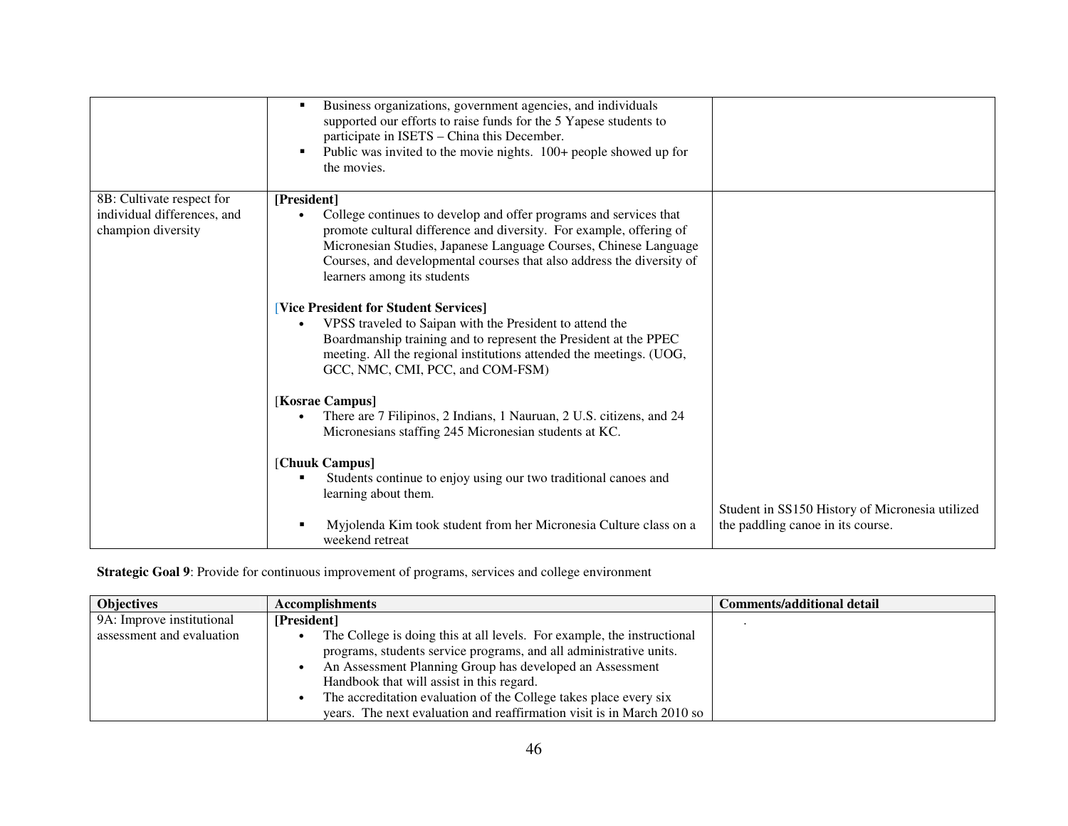| | | |
|---|---|---|
| | ▪ Business organizations, government agencies, and individuals supported our efforts to raise funds for the 5 Yapese students to participate in ISETS – China this December.<br>▪ Public was invited to the movie nights. 100+ people showed up for the movies. | |
| 8B: Cultivate respect for individual differences, and champion diversity | **[President]**<br>• College continues to develop and offer programs and services that promote cultural difference and diversity. For example, offering of Micronesian Studies, Japanese Language Courses, Chinese Language Courses, and developmental courses that also address the diversity of learners among its students<br><br>[**Vice President for Student Services]**<br>• VPSS traveled to Saipan with the President to attend the Boardmanship training and to represent the President at the PPEC meeting. All the regional institutions attended the meetings. (UOG, GCC, NMC, CMI, PCC, and COM-FSM)<br><br>[**Kosrae Campus]**<br>• There are 7 Filipinos, 2 Indians, 1 Nauruan, 2 U.S. citizens, and 24 Micronesians staffing 245 Micronesian students at KC.<br><br>[**Chuuk Campus]**<br>▪ Students continue to enjoy using our two traditional canoes and learning about them.<br><br>▪ Myjolenda Kim took student from her Micronesia Culture class on a weekend retreat | Student in SS150 History of Micronesia utilized the paddling canoe in its course. |

**Strategic Goal 9**: Provide for continuous improvement of programs, services and college environment

| Objectives | Accomplishments | Comments/additional detail |
|---|---|---|
| 9A: Improve institutional assessment and evaluation | **[President]**<br>• The College is doing this at all levels. For example, the instructional programs, students service programs, and all administrative units.<br>• An Assessment Planning Group has developed an Assessment Handbook that will assist in this regard.<br>• The accreditation evaluation of the College takes place every six years. The next evaluation and reaffirmation visit is in March 2010 so | . |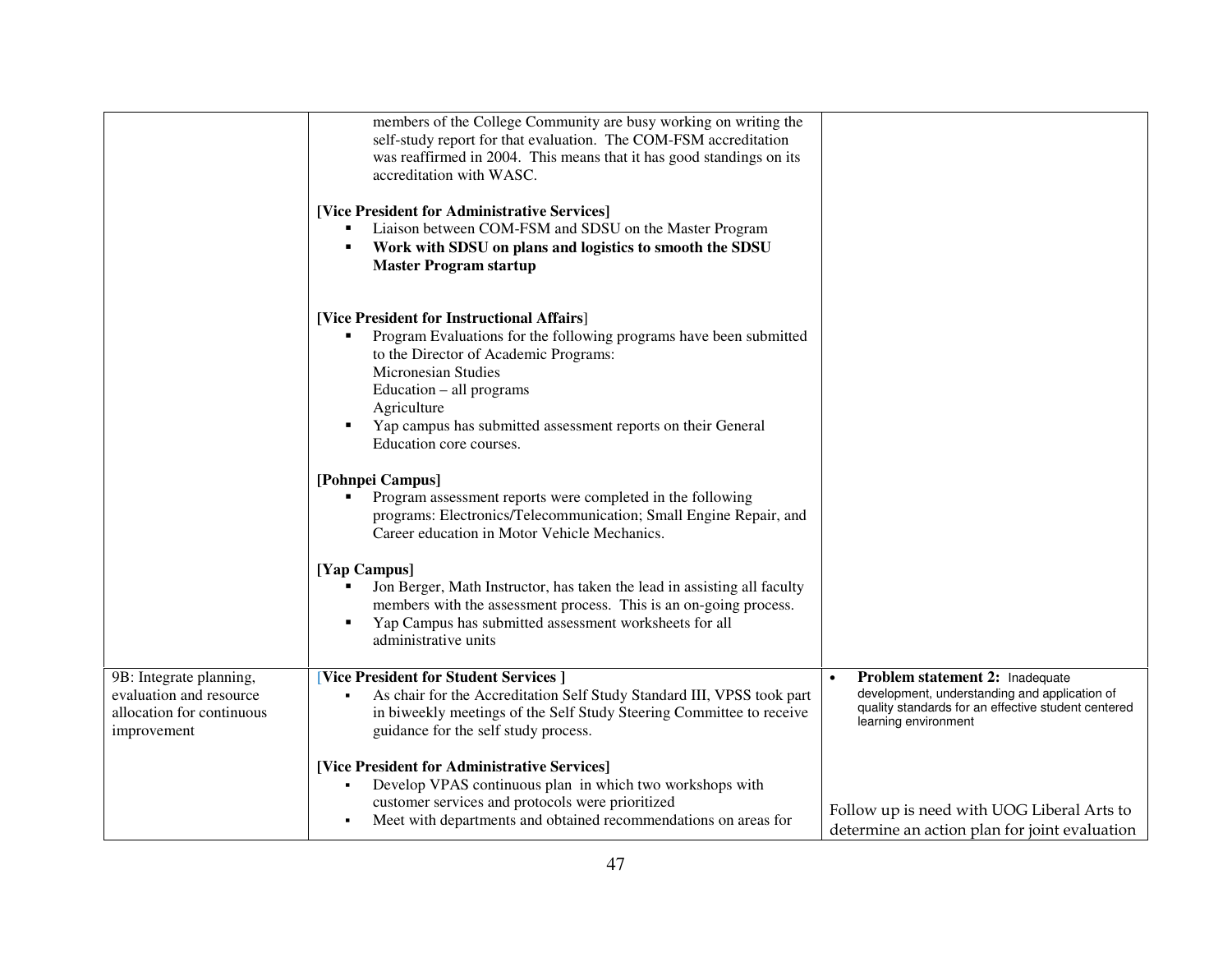| | | |
|---|---|---|
| | members of the College Community are busy working on writing the self-study report for that evaluation. The COM-FSM accreditation was reaffirmed in 2004. This means that it has good standings on its accreditation with WASC.<br><br>**[Vice President for Administrative Services]**<br>▪ Liaison between COM-FSM and SDSU on the Master Program<br>▪ **Work with SDSU on plans and logistics to smooth the SDSU Master Program startup**<br><br>**[Vice President for Instructional Affairs]**<br>▪ Program Evaluations for the following programs have been submitted to the Director of Academic Programs:<br>Micronesian Studies<br>Education – all programs<br>Agriculture<br>▪ Yap campus has submitted assessment reports on their General Education core courses.<br><br>**[Pohnpei Campus]**<br>▪ Program assessment reports were completed in the following programs: Electronics/Telecommunication; Small Engine Repair, and Career education in Motor Vehicle Mechanics.<br><br>**[Yap Campus]**<br>▪ Jon Berger, Math Instructor, has taken the lead in assisting all faculty members with the assessment process. This is an on-going process.<br>▪ Yap Campus has submitted assessment worksheets for all administrative units | |
| 9B: Integrate planning, evaluation and resource allocation for continuous improvement | **[Vice President for Student Services ]**<br>▪ As chair for the Accreditation Self Study Standard III, VPSS took part in biweekly meetings of the Self Study Steering Committee to receive guidance for the self study process.<br><br>**[Vice President for Administrative Services]**<br>▪ Develop VPAS continuous plan in which two workshops with customer services and protocols were prioritized<br>▪ Meet with departments and obtained recommendations on areas for | • **Problem statement 2:** Inadequate development, understanding and application of quality standards for an effective student centered learning environment<br><br>Follow up is need with UOG Liberal Arts to determine an action plan for joint evaluation |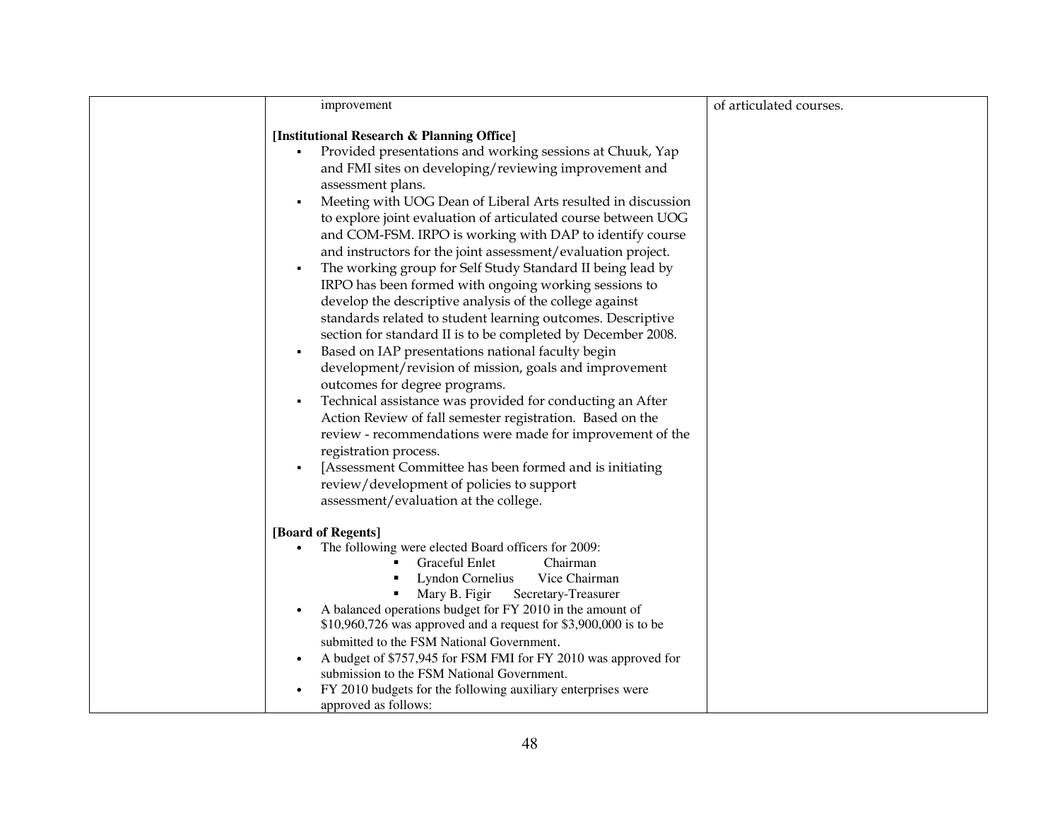| | | |
|---|---|---|
| | improvement<br><br>**[Institutional Research & Planning Office]**<br>▪ Provided presentations and working sessions at Chuuk, Yap and FMI sites on developing/reviewing improvement and assessment plans.<br>▪ Meeting with UOG Dean of Liberal Arts resulted in discussion to explore joint evaluation of articulated course between UOG and COM-FSM. IRPO is working with DAP to identify course and instructors for the joint assessment/evaluation project.<br>▪ The working group for Self Study Standard II being lead by IRPO has been formed with ongoing working sessions to develop the descriptive analysis of the college against standards related to student learning outcomes. Descriptive section for standard II is to be completed by December 2008.<br>▪ Based on IAP presentations national faculty begin development/revision of mission, goals and improvement outcomes for degree programs.<br>▪ Technical assistance was provided for conducting an After Action Review of fall semester registration. Based on the review - recommendations were made for improvement of the registration process.<br>▪ [Assessment Committee has been formed and is initiating review/development of policies to support assessment/evaluation at the college.<br><br>**[Board of Regents]**<br>• The following were elected Board officers for 2009:<br>&nbsp;&nbsp;▪ Graceful Enlet Chairman<br>&nbsp;&nbsp;▪ Lyndon Cornelius Vice Chairman<br>&nbsp;&nbsp;▪ Mary B. Figir Secretary-Treasurer<br>• A balanced operations budget for FY 2010 in the amount of $10,960,726 was approved and a request for $3,900,000 is to be submitted to the FSM National Government.<br>• A budget of $757,945 for FSM FMI for FY 2010 was approved for submission to the FSM National Government.<br>• FY 2010 budgets for the following auxiliary enterprises were approved as follows: | of articulated courses. |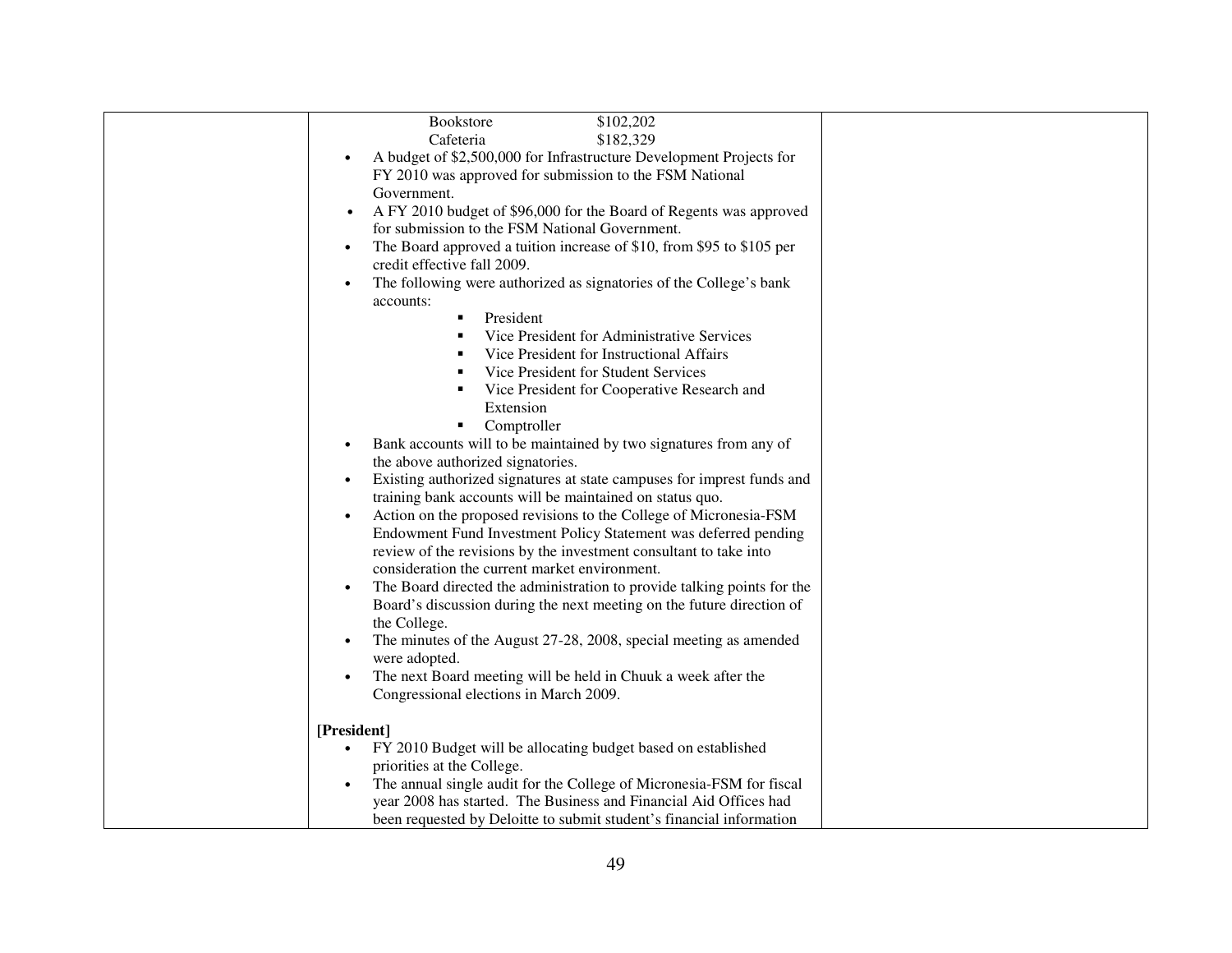| | | |
|---|---|---|
| | Bookstore $102,202<br>Cafeteria $182,329<br>• A budget of $2,500,000 for Infrastructure Development Projects for FY 2010 was approved for submission to the FSM National Government.<br>• A FY 2010 budget of $96,000 for the Board of Regents was approved for submission to the FSM National Government.<br>• The Board approved a tuition increase of $10, from $95 to $105 per credit effective fall 2009.<br>• The following were authorized as signatories of the College's bank accounts:<br>&nbsp;&nbsp;&nbsp;&nbsp;▪ President<br>&nbsp;&nbsp;&nbsp;&nbsp;▪ Vice President for Administrative Services<br>&nbsp;&nbsp;&nbsp;&nbsp;▪ Vice President for Instructional Affairs<br>&nbsp;&nbsp;&nbsp;&nbsp;▪ Vice President for Student Services<br>&nbsp;&nbsp;&nbsp;&nbsp;▪ Vice President for Cooperative Research and Extension<br>&nbsp;&nbsp;&nbsp;&nbsp;▪ Comptroller<br>• Bank accounts will to be maintained by two signatures from any of the above authorized signatories.<br>• Existing authorized signatures at state campuses for imprest funds and training bank accounts will be maintained on status quo.<br>• Action on the proposed revisions to the College of Micronesia-FSM Endowment Fund Investment Policy Statement was deferred pending review of the revisions by the investment consultant to take into consideration the current market environment.<br>• The Board directed the administration to provide talking points for the Board's discussion during the next meeting on the future direction of the College.<br>• The minutes of the August 27-28, 2008, special meeting as amended were adopted.<br>• The next Board meeting will be held in Chuuk a week after the Congressional elections in March 2009.<br><br>**[President]**<br>• FY 2010 Budget will be allocating budget based on established priorities at the College.<br>• The annual single audit for the College of Micronesia-FSM for fiscal year 2008 has started. The Business and Financial Aid Offices had been requested by Deloitte to submit student's financial information | |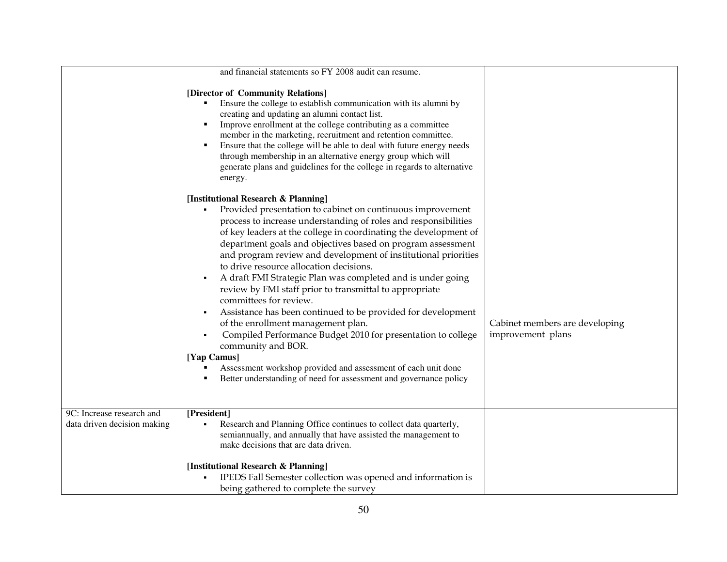| | | |
|---|---|---|
| | and financial statements so FY 2008 audit can resume.<br><br>**[Director of Community Relations]**<br>▪ Ensure the college to establish communication with its alumni by creating and updating an alumni contact list.<br>▪ Improve enrollment at the college contributing as a committee member in the marketing, recruitment and retention committee.<br>▪ Ensure that the college will be able to deal with future energy needs through membership in an alternative energy group which will generate plans and guidelines for the college in regards to alternative energy.<br><br>**[Institutional Research & Planning]**<br>▪ Provided presentation to cabinet on continuous improvement process to increase understanding of roles and responsibilities of key leaders at the college in coordinating the development of department goals and objectives based on program assessment and program review and development of institutional priorities to drive resource allocation decisions.<br>▪ A draft FMI Strategic Plan was completed and is under going review by FMI staff prior to transmittal to appropriate committees for review.<br>▪ Assistance has been continued to be provided for development of the enrollment management plan.<br>▪ Compiled Performance Budget 2010 for presentation to college community and BOR.<br>**[Yap Camus]**<br>▪ Assessment workshop provided and assessment of each unit done<br>▪ Better understanding of need for assessment and governance policy | Cabinet members are developing improvement plans |
| 9C: Increase research and data driven decision making | **[President]**<br>▪ Research and Planning Office continues to collect data quarterly, semiannually, and annually that have assisted the management to make decisions that are data driven.<br><br>**[Institutional Research & Planning]**<br>▪ IPEDS Fall Semester collection was opened and information is being gathered to complete the survey | |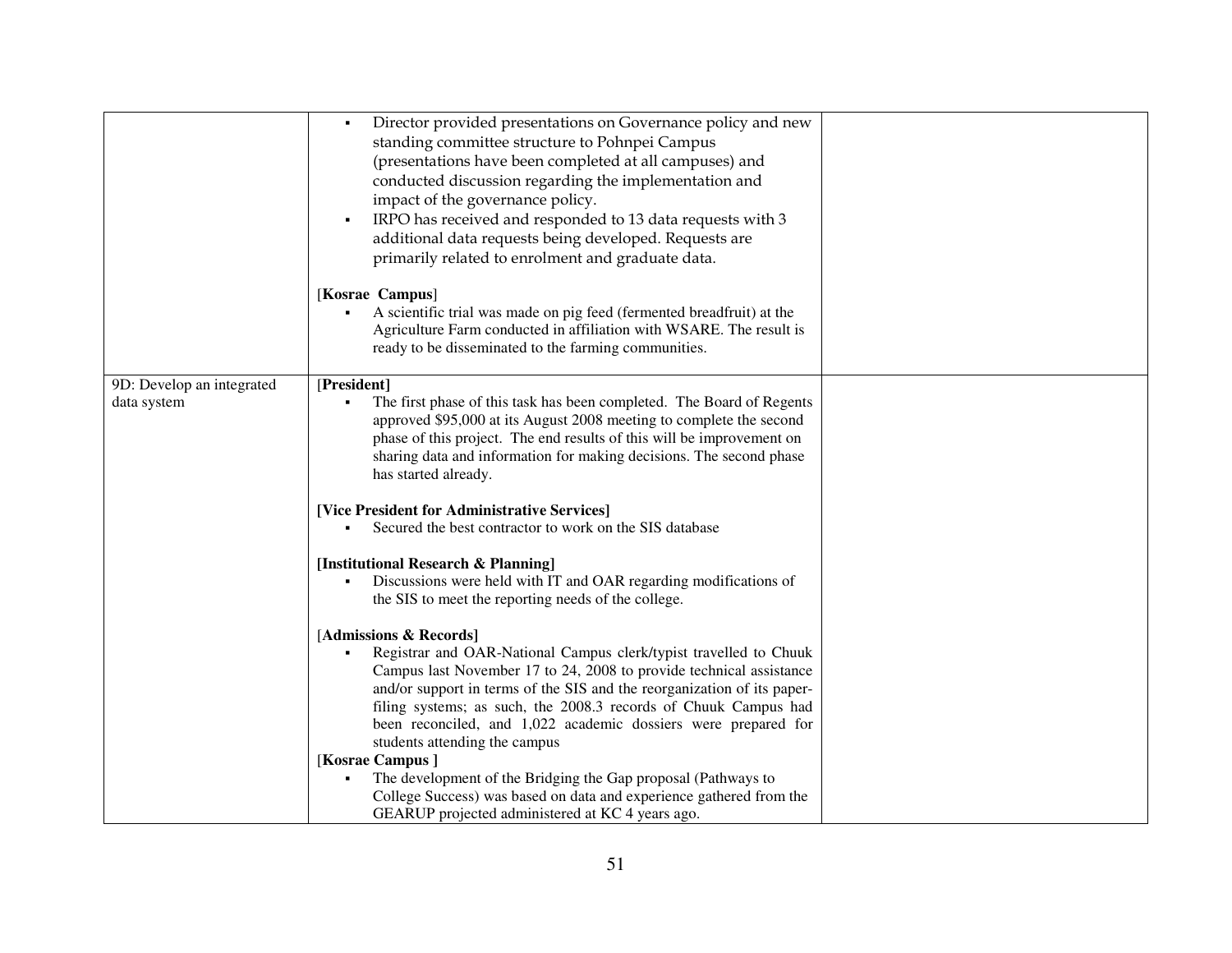| | | |
|---|---|---|
| | ▪ Director provided presentations on Governance policy and new standing committee structure to Pohnpei Campus (presentations have been completed at all campuses) and conducted discussion regarding the implementation and impact of the governance policy.<br>▪ IRPO has received and responded to 13 data requests with 3 additional data requests being developed. Requests are primarily related to enrolment and graduate data.<br><br>[**Kosrae Campus**]<br>▪ A scientific trial was made on pig feed (fermented breadfruit) at the Agriculture Farm conducted in affiliation with WSARE. The result is ready to be disseminated to the farming communities. | |
| 9D: Develop an integrated data system | [**President**]<br>▪ The first phase of this task has been completed. The Board of Regents approved $95,000 at its August 2008 meeting to complete the second phase of this project. The end results of this will be improvement on sharing data and information for making decisions. The second phase has started already.<br><br>**[Vice President for Administrative Services]**<br>▪ Secured the best contractor to work on the SIS database<br><br>**[Institutional Research & Planning]**<br>▪ Discussions were held with IT and OAR regarding modifications of the SIS to meet the reporting needs of the college.<br><br>[**Admissions & Records]**<br>▪ Registrar and OAR-National Campus clerk/typist travelled to Chuuk Campus last November 17 to 24, 2008 to provide technical assistance and/or support in terms of the SIS and the reorganization of its paper-filing systems; as such, the 2008.3 records of Chuuk Campus had been reconciled, and 1,022 academic dossiers were prepared for students attending the campus<br>[**Kosrae Campus ]**<br>▪ The development of the Bridging the Gap proposal (Pathways to College Success) was based on data and experience gathered from the GEARUP projected administered at KC 4 years ago. | |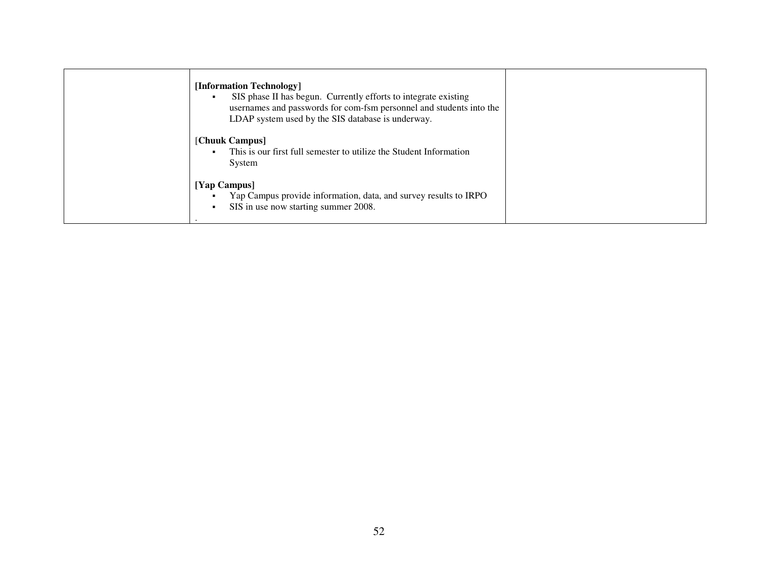|  | **[Information Technology]**<br>▪ SIS phase II has begun. Currently efforts to integrate existing usernames and passwords for com-fsm personnel and students into the LDAP system used by the SIS database is underway.<br><br>[**Chuuk Campus]**<br>▪ This is our first full semester to utilize the Student Information System<br><br>**[Yap Campus]**<br>▪ Yap Campus provide information, data, and survey results to IRPO<br>▪ SIS in use now starting summer 2008.<br>. |  |
|---|---|---|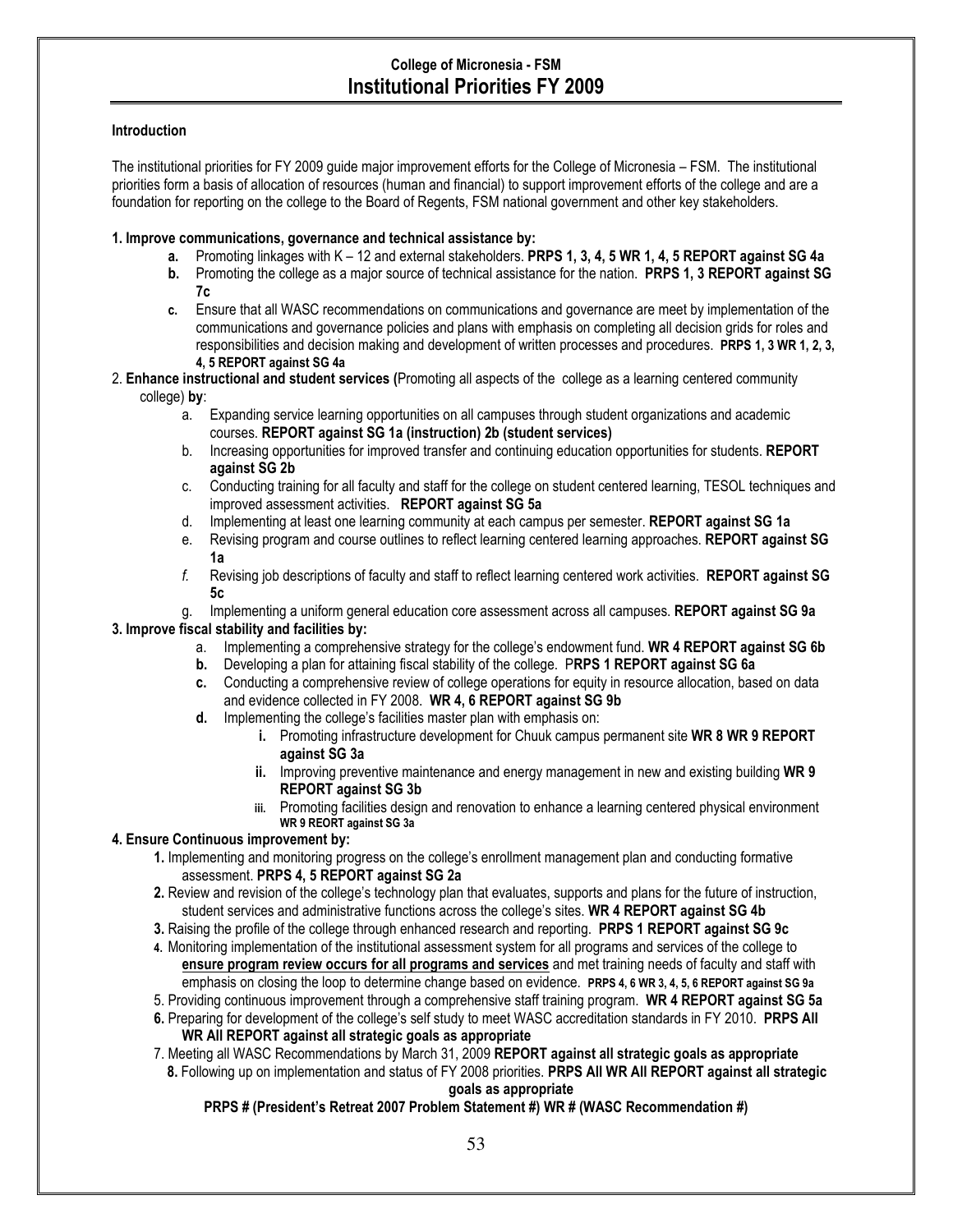# College of Micronesia - FSM
## Institutional Priorities FY 2009

**Introduction**

The institutional priorities for FY 2009 guide major improvement efforts for the College of Micronesia – FSM. The institutional priorities form a basis of allocation of resources (human and financial) to support improvement efforts of the college and are a foundation for reporting on the college to the Board of Regents, FSM national government and other key stakeholders.

**1. Improve communications, governance and technical assistance by:**

- **a.** Promoting linkages with K – 12 and external stakeholders. **PRPS 1, 3, 4, 5 WR 1, 4, 5 REPORT against SG 4a**
- **b.** Promoting the college as a major source of technical assistance for the nation. **PRPS 1, 3 REPORT against SG 7c**
- **c.** Ensure that all WASC recommendations on communications and governance are meet by implementation of the communications and governance policies and plans with emphasis on completing all decision grids for roles and responsibilities and decision making and development of written processes and procedures. **PRPS 1, 3 WR 1, 2, 3, 4, 5 REPORT against SG 4a**

2. **Enhance instructional and student services (**Promoting all aspects of the college as a learning centered community college) **by**:

- a. Expanding service learning opportunities on all campuses through student organizations and academic courses. **REPORT against SG 1a (instruction) 2b (student services)**
- b. Increasing opportunities for improved transfer and continuing education opportunities for students. **REPORT against SG 2b**
- c. Conducting training for all faculty and staff for the college on student centered learning, TESOL techniques and improved assessment activities. **REPORT against SG 5a**
- d. Implementing at least one learning community at each campus per semester. **REPORT against SG 1a**
- e. Revising program and course outlines to reflect learning centered learning approaches. **REPORT against SG 1a**
- *f.* Revising job descriptions of faculty and staff to reflect learning centered work activities. **REPORT against SG 5c**
- g. Implementing a uniform general education core assessment across all campuses. **REPORT against SG 9a**

**3. Improve fiscal stability and facilities by:**

- a. Implementing a comprehensive strategy for the college's endowment fund. **WR 4 REPORT against SG 6b**
- **b.** Developing a plan for attaining fiscal stability of the college. P**RPS 1 REPORT against SG 6a**
- **c.** Conducting a comprehensive review of college operations for equity in resource allocation, based on data and evidence collected in FY 2008. **WR 4, 6 REPORT against SG 9b**
- **d.** Implementing the college's facilities master plan with emphasis on:
  - **i.** Promoting infrastructure development for Chuuk campus permanent site **WR 8 WR 9 REPORT against SG 3a**
  - **ii.** Improving preventive maintenance and energy management in new and existing building **WR 9 REPORT against SG 3b**
  - **iii.** Promoting facilities design and renovation to enhance a learning centered physical environment **WR 9 REORT against SG 3a**

**4. Ensure Continuous improvement by:**

**1.** Implementing and monitoring progress on the college's enrollment management plan and conducting formative assessment. **PRPS 4, 5 REPORT against SG 2a**

**2.** Review and revision of the college's technology plan that evaluates, supports and plans for the future of instruction, student services and administrative functions across the college's sites. **WR 4 REPORT against SG 4b**

**3.** Raising the profile of the college through enhanced research and reporting. **PRPS 1 REPORT against SG 9c**

**4.** Monitoring implementation of the institutional assessment system for all programs and services of the college to **ensure program review occurs for all programs and services** and met training needs of faculty and staff with emphasis on closing the loop to determine change based on evidence. **PRPS 4, 6 WR 3, 4, 5, 6 REPORT against SG 9a**

5. Providing continuous improvement through a comprehensive staff training program. **WR 4 REPORT against SG 5a**

**6.** Preparing for development of the college's self study to meet WASC accreditation standards in FY 2010. **PRPS All WR All REPORT against all strategic goals as appropriate**

7. Meeting all WASC Recommendations by March 31, 2009 **REPORT against all strategic goals as appropriate**

**8.** Following up on implementation and status of FY 2008 priorities. **PRPS All WR All REPORT against all strategic goals as appropriate**

**PRPS # (President's Retreat 2007 Problem Statement #) WR # (WASC Recommendation #)**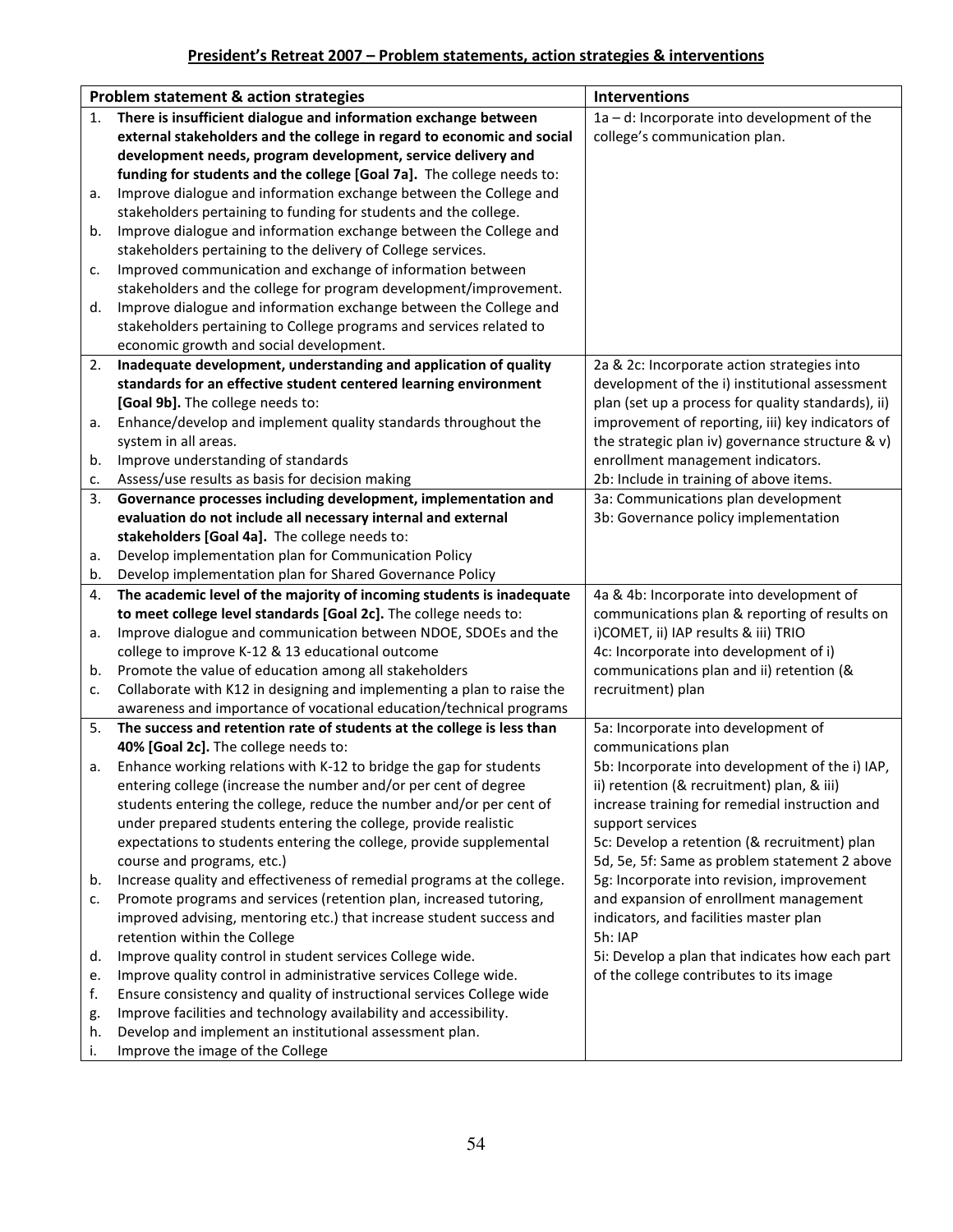**President's Retreat 2007 – Problem statements, action strategies & interventions**

| Problem statement & action strategies | Interventions |
|---|---|
| 1. **There is insufficient dialogue and information exchange between external stakeholders and the college in regard to economic and social development needs, program development, service delivery and funding for students and the college [Goal 7a].** The college needs to:<br>a. Improve dialogue and information exchange between the College and stakeholders pertaining to funding for students and the college.<br>b. Improve dialogue and information exchange between the College and stakeholders pertaining to the delivery of College services.<br>c. Improved communication and exchange of information between stakeholders and the college for program development/improvement.<br>d. Improve dialogue and information exchange between the College and stakeholders pertaining to College programs and services related to economic growth and social development. | 1a – d: Incorporate into development of the college's communication plan. |
| 2. **Inadequate development, understanding and application of quality standards for an effective student centered learning environment [Goal 9b].** The college needs to:<br>a. Enhance/develop and implement quality standards throughout the system in all areas.<br>b. Improve understanding of standards<br>c. Assess/use results as basis for decision making | 2a & 2c: Incorporate action strategies into development of the i) institutional assessment plan (set up a process for quality standards), ii) improvement of reporting, iii) key indicators of the strategic plan iv) governance structure & v) enrollment management indicators.<br>2b: Include in training of above items. |
| 3. **Governance processes including development, implementation and evaluation do not include all necessary internal and external stakeholders [Goal 4a].** The college needs to:<br>a. Develop implementation plan for Communication Policy<br>b. Develop implementation plan for Shared Governance Policy | 3a: Communications plan development<br>3b: Governance policy implementation |
| 4. **The academic level of the majority of incoming students is inadequate to meet college level standards [Goal 2c].** The college needs to:<br>a. Improve dialogue and communication between NDOE, SDOEs and the college to improve K-12 & 13 educational outcome<br>b. Promote the value of education among all stakeholders<br>c. Collaborate with K12 in designing and implementing a plan to raise the awareness and importance of vocational education/technical programs | 4a & 4b: Incorporate into development of communications plan & reporting of results on i)COMET, ii) IAP results & iii) TRIO<br>4c: Incorporate into development of i) communications plan and ii) retention (& recruitment) plan |
| 5. **The success and retention rate of students at the college is less than 40% [Goal 2c].** The college needs to:<br>a. Enhance working relations with K-12 to bridge the gap for students entering college (increase the number and/or per cent of degree students entering the college, reduce the number and/or per cent of under prepared students entering the college, provide realistic expectations to students entering the college, provide supplemental course and programs, etc.)<br>b. Increase quality and effectiveness of remedial programs at the college.<br>c. Promote programs and services (retention plan, increased tutoring, improved advising, mentoring etc.) that increase student success and retention within the College<br>d. Improve quality control in student services College wide.<br>e. Improve quality control in administrative services College wide.<br>f. Ensure consistency and quality of instructional services College wide<br>g. Improve facilities and technology availability and accessibility.<br>h. Develop and implement an institutional assessment plan.<br>i. Improve the image of the College | 5a: Incorporate into development of communications plan<br>5b: Incorporate into development of the i) IAP, ii) retention (& recruitment) plan, & iii) increase training for remedial instruction and support services<br>5c: Develop a retention (& recruitment) plan<br>5d, 5e, 5f: Same as problem statement 2 above<br>5g: Incorporate into revision, improvement and expansion of enrollment management indicators, and facilities master plan<br>5h: IAP<br>5i: Develop a plan that indicates how each part of the college contributes to its image |